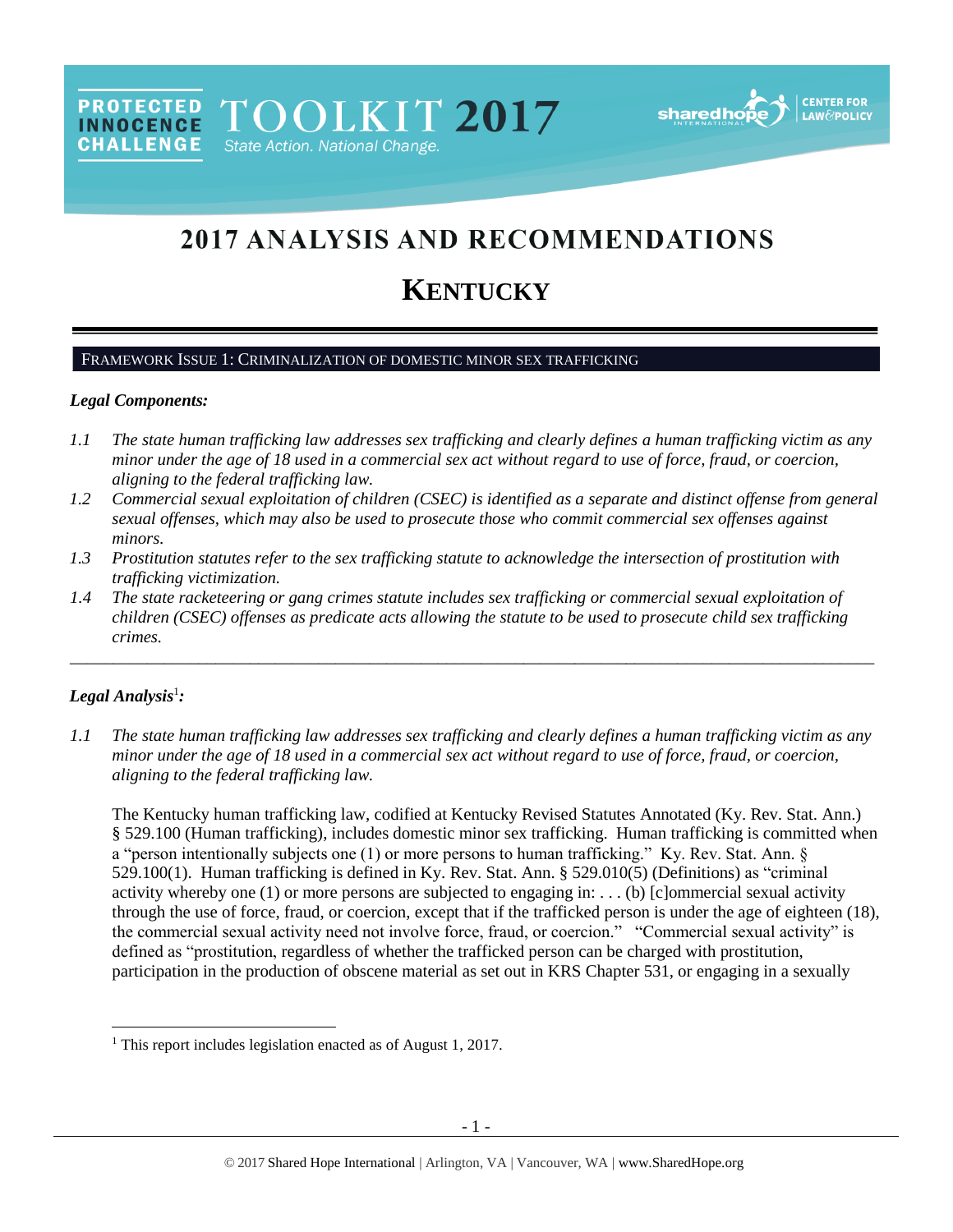PROTECTED INNOCENCE CHALLENGE TOOLKIT 2017 State Action. National Change.

# 2017 ANALYSIS AND RECOMMENDATIONS

# KENTUCKY

## FRAMEWORK ISSUE 1: CRIMINALIZATION OF DOMESTIC MINOR SEX TRAFFICKING

### *Legal Components:*

*1.1 The state human trafficking law addresses sex trafficking and clearly defines a human trafficking victim as any minor under the age of 18 used in a commercial sex act without regard to use of force, fraud, or coercion, aligning to the federal trafficking law.*

*1.2 Commercial sexual exploitation of children (CSEC) is identified as a separate and distinct offense from general sexual offenses, which may also be used to prosecute those who commit commercial sex offenses against minors.*

*1.3 Prostitution statutes refer to the sex trafficking statute to acknowledge the intersection of prostitution with trafficking victimization.*

*1.4 The state racketeering or gang crimes statute includes sex trafficking or commercial sexual exploitation of children (CSEC) offenses as predicate acts allowing the statute to be used to prosecute child sex trafficking crimes.*

---

### *Legal Analysis*[1]*:*

*1.1 The state human trafficking law addresses sex trafficking and clearly defines a human trafficking victim as any minor under the age of 18 used in a commercial sex act without regard to use of force, fraud, or coercion, aligning to the federal trafficking law.*

The Kentucky human trafficking law, codified at Kentucky Revised Statutes Annotated (Ky. Rev. Stat. Ann.) § 529.100 (Human trafficking), includes domestic minor sex trafficking. Human trafficking is committed when a "person intentionally subjects one (1) or more persons to human trafficking." Ky. Rev. Stat. Ann. § 529.100(1). Human trafficking is defined in Ky. Rev. Stat. Ann. § 529.010(5) (Definitions) as "criminal activity whereby one (1) or more persons are subjected to engaging in: . . . (b) [c]ommercial sexual activity through the use of force, fraud, or coercion, except that if the trafficked person is under the age of eighteen (18), the commercial sexual activity need not involve force, fraud, or coercion." "Commercial sexual activity" is defined as "prostitution, regardless of whether the trafficked person can be charged with prostitution, participation in the production of obscene material as set out in KRS Chapter 531, or engaging in a sexually

[1] This report includes legislation enacted as of August 1, 2017.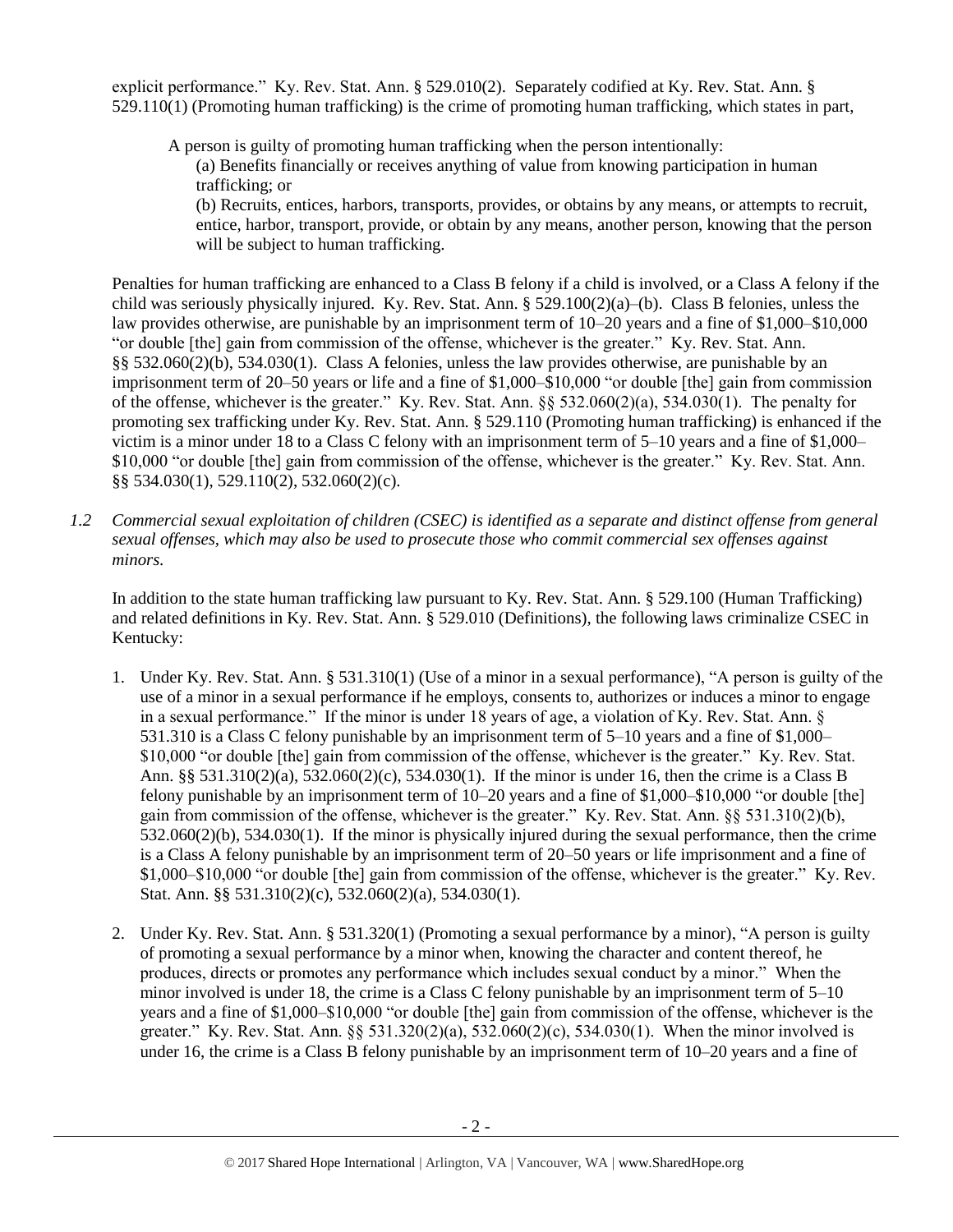explicit performance." Ky. Rev. Stat. Ann. § 529.010(2). Separately codified at Ky. Rev. Stat. Ann. § 529.110(1) (Promoting human trafficking) is the crime of promoting human trafficking, which states in part,

> A person is guilty of promoting human trafficking when the person intentionally:
> (a) Benefits financially or receives anything of value from knowing participation in human trafficking; or
> (b) Recruits, entices, harbors, transports, provides, or obtains by any means, or attempts to recruit, entice, harbor, transport, provide, or obtain by any means, another person, knowing that the person will be subject to human trafficking.

Penalties for human trafficking are enhanced to a Class B felony if a child is involved, or a Class A felony if the child was seriously physically injured. Ky. Rev. Stat. Ann. § 529.100(2)(a)–(b). Class B felonies, unless the law provides otherwise, are punishable by an imprisonment term of 10–20 years and a fine of $1,000–$10,000 "or double [the] gain from commission of the offense, whichever is the greater." Ky. Rev. Stat. Ann. §§ 532.060(2)(b), 534.030(1). Class A felonies, unless the law provides otherwise, are punishable by an imprisonment term of 20–50 years or life and a fine of $1,000–$10,000 "or double [the] gain from commission of the offense, whichever is the greater." Ky. Rev. Stat. Ann. §§ 532.060(2)(a), 534.030(1). The penalty for promoting sex trafficking under Ky. Rev. Stat. Ann. § 529.110 (Promoting human trafficking) is enhanced if the victim is a minor under 18 to a Class C felony with an imprisonment term of 5–10 years and a fine of $1,000–$10,000 "or double [the] gain from commission of the offense, whichever is the greater." Ky. Rev. Stat. Ann. §§ 534.030(1), 529.110(2), 532.060(2)(c).

*1.2 Commercial sexual exploitation of children (CSEC) is identified as a separate and distinct offense from general sexual offenses, which may also be used to prosecute those who commit commercial sex offenses against minors.*

In addition to the state human trafficking law pursuant to Ky. Rev. Stat. Ann. § 529.100 (Human Trafficking) and related definitions in Ky. Rev. Stat. Ann. § 529.010 (Definitions), the following laws criminalize CSEC in Kentucky:

1. Under Ky. Rev. Stat. Ann. § 531.310(1) (Use of a minor in a sexual performance), "A person is guilty of the use of a minor in a sexual performance if he employs, consents to, authorizes or induces a minor to engage in a sexual performance." If the minor is under 18 years of age, a violation of Ky. Rev. Stat. Ann. § 531.310 is a Class C felony punishable by an imprisonment term of 5–10 years and a fine of $1,000–$10,000 "or double [the] gain from commission of the offense, whichever is the greater." Ky. Rev. Stat. Ann. §§ 531.310(2)(a), 532.060(2)(c), 534.030(1). If the minor is under 16, then the crime is a Class B felony punishable by an imprisonment term of 10–20 years and a fine of $1,000–$10,000 "or double [the] gain from commission of the offense, whichever is the greater." Ky. Rev. Stat. Ann. §§ 531.310(2)(b), 532.060(2)(b), 534.030(1). If the minor is physically injured during the sexual performance, then the crime is a Class A felony punishable by an imprisonment term of 20–50 years or life imprisonment and a fine of $1,000–$10,000 "or double [the] gain from commission of the offense, whichever is the greater." Ky. Rev. Stat. Ann. §§ 531.310(2)(c), 532.060(2)(a), 534.030(1).

2. Under Ky. Rev. Stat. Ann. § 531.320(1) (Promoting a sexual performance by a minor), "A person is guilty of promoting a sexual performance by a minor when, knowing the character and content thereof, he produces, directs or promotes any performance which includes sexual conduct by a minor." When the minor involved is under 18, the crime is a Class C felony punishable by an imprisonment term of 5–10 years and a fine of $1,000–$10,000 "or double [the] gain from commission of the offense, whichever is the greater." Ky. Rev. Stat. Ann. §§ 531.320(2)(a), 532.060(2)(c), 534.030(1). When the minor involved is under 16, the crime is a Class B felony punishable by an imprisonment term of 10–20 years and a fine of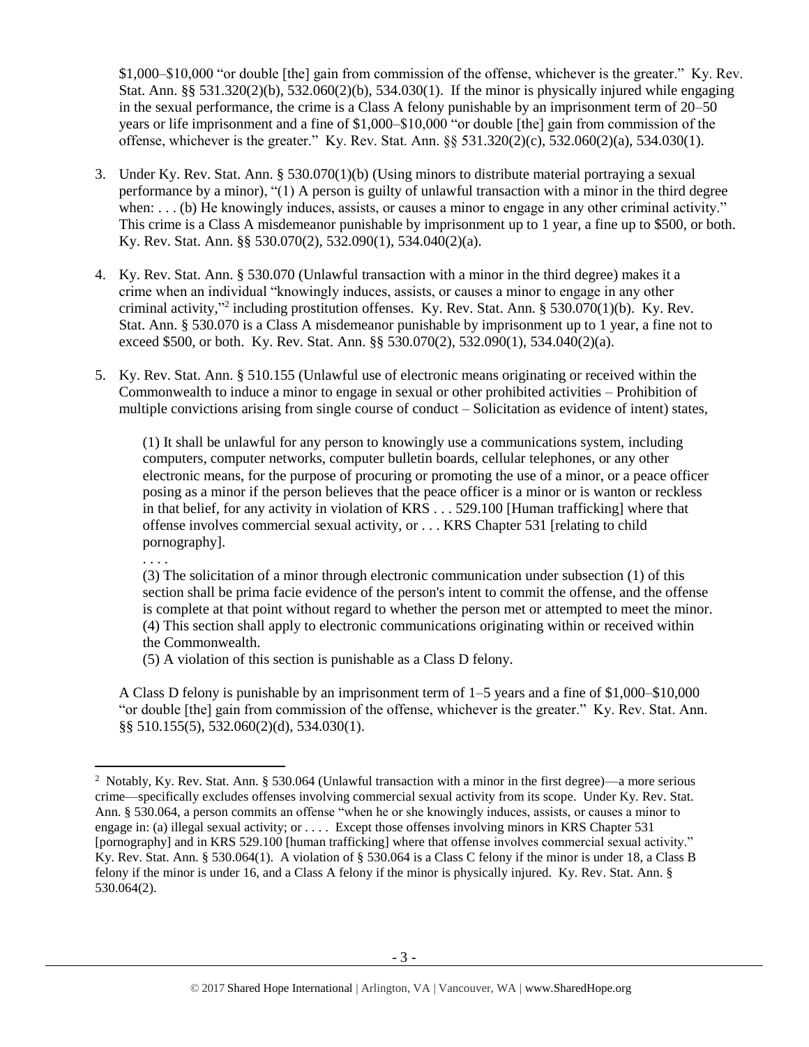$1,000–$10,000 "or double [the] gain from commission of the offense, whichever is the greater." Ky. Rev. Stat. Ann. §§ 531.320(2)(b), 532.060(2)(b), 534.030(1). If the minor is physically injured while engaging in the sexual performance, the crime is a Class A felony punishable by an imprisonment term of 20–50 years or life imprisonment and a fine of $1,000–$10,000 "or double [the] gain from commission of the offense, whichever is the greater." Ky. Rev. Stat. Ann. §§ 531.320(2)(c), 532.060(2)(a), 534.030(1).

3. Under Ky. Rev. Stat. Ann. § 530.070(1)(b) (Using minors to distribute material portraying a sexual performance by a minor), "(1) A person is guilty of unlawful transaction with a minor in the third degree when: . . . (b) He knowingly induces, assists, or causes a minor to engage in any other criminal activity." This crime is a Class A misdemeanor punishable by imprisonment up to 1 year, a fine up to $500, or both. Ky. Rev. Stat. Ann. §§ 530.070(2), 532.090(1), 534.040(2)(a).

4. Ky. Rev. Stat. Ann. § 530.070 (Unlawful transaction with a minor in the third degree) makes it a crime when an individual "knowingly induces, assists, or causes a minor to engage in any other criminal activity,"[2] including prostitution offenses. Ky. Rev. Stat. Ann. § 530.070(1)(b). Ky. Rev. Stat. Ann. § 530.070 is a Class A misdemeanor punishable by imprisonment up to 1 year, a fine not to exceed $500, or both. Ky. Rev. Stat. Ann. §§ 530.070(2), 532.090(1), 534.040(2)(a).

5. Ky. Rev. Stat. Ann. § 510.155 (Unlawful use of electronic means originating or received within the Commonwealth to induce a minor to engage in sexual or other prohibited activities – Prohibition of multiple convictions arising from single course of conduct – Solicitation as evidence of intent) states,

   (1) It shall be unlawful for any person to knowingly use a communications system, including computers, computer networks, computer bulletin boards, cellular telephones, or any other electronic means, for the purpose of procuring or promoting the use of a minor, or a peace officer posing as a minor if the person believes that the peace officer is a minor or is wanton or reckless in that belief, for any activity in violation of KRS . . . 529.100 [Human trafficking] where that offense involves commercial sexual activity, or . . . KRS Chapter 531 [relating to child pornography].

   . . . .

   (3) The solicitation of a minor through electronic communication under subsection (1) of this section shall be prima facie evidence of the person's intent to commit the offense, and the offense is complete at that point without regard to whether the person met or attempted to meet the minor.
   (4) This section shall apply to electronic communications originating within or received within the Commonwealth.
   (5) A violation of this section is punishable as a Class D felony.

   A Class D felony is punishable by an imprisonment term of 1–5 years and a fine of $1,000–$10,000 "or double [the] gain from commission of the offense, whichever is the greater." Ky. Rev. Stat. Ann. §§ 510.155(5), 532.060(2)(d), 534.030(1).

[2] Notably, Ky. Rev. Stat. Ann. § 530.064 (Unlawful transaction with a minor in the first degree)—a more serious crime—specifically excludes offenses involving commercial sexual activity from its scope. Under Ky. Rev. Stat. Ann. § 530.064, a person commits an offense "when he or she knowingly induces, assists, or causes a minor to engage in: (a) illegal sexual activity; or . . . . Except those offenses involving minors in KRS Chapter 531 [pornography] and in KRS 529.100 [human trafficking] where that offense involves commercial sexual activity." Ky. Rev. Stat. Ann. § 530.064(1). A violation of § 530.064 is a Class C felony if the minor is under 18, a Class B felony if the minor is under 16, and a Class A felony if the minor is physically injured. Ky. Rev. Stat. Ann. § 530.064(2).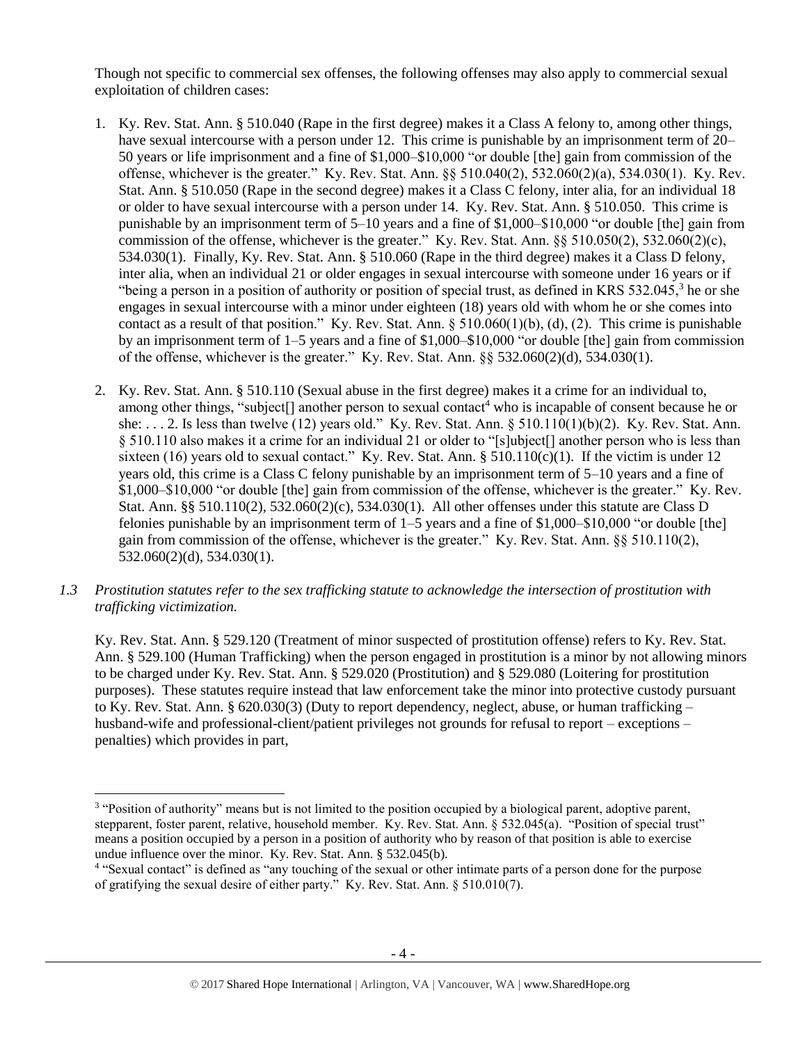Though not specific to commercial sex offenses, the following offenses may also apply to commercial sexual exploitation of children cases:

1. Ky. Rev. Stat. Ann. § 510.040 (Rape in the first degree) makes it a Class A felony to, among other things, have sexual intercourse with a person under 12. This crime is punishable by an imprisonment term of 20–50 years or life imprisonment and a fine of $1,000–$10,000 "or double [the] gain from commission of the offense, whichever is the greater." Ky. Rev. Stat. Ann. §§ 510.040(2), 532.060(2)(a), 534.030(1). Ky. Rev. Stat. Ann. § 510.050 (Rape in the second degree) makes it a Class C felony, inter alia, for an individual 18 or older to have sexual intercourse with a person under 14. Ky. Rev. Stat. Ann. § 510.050. This crime is punishable by an imprisonment term of 5–10 years and a fine of $1,000–$10,000 "or double [the] gain from commission of the offense, whichever is the greater." Ky. Rev. Stat. Ann. §§ 510.050(2), 532.060(2)(c), 534.030(1). Finally, Ky. Rev. Stat. Ann. § 510.060 (Rape in the third degree) makes it a Class D felony, inter alia, when an individual 21 or older engages in sexual intercourse with someone under 16 years or if "being a person in a position of authority or position of special trust, as defined in KRS 532.045,[3] he or she engages in sexual intercourse with a minor under eighteen (18) years old with whom he or she comes into contact as a result of that position." Ky. Rev. Stat. Ann. § 510.060(1)(b), (d), (2). This crime is punishable by an imprisonment term of 1–5 years and a fine of $1,000–$10,000 "or double [the] gain from commission of the offense, whichever is the greater." Ky. Rev. Stat. Ann. §§ 532.060(2)(d), 534.030(1).

2. Ky. Rev. Stat. Ann. § 510.110 (Sexual abuse in the first degree) makes it a crime for an individual to, among other things, "subject[] another person to sexual contact[4] who is incapable of consent because he or she: . . . 2. Is less than twelve (12) years old." Ky. Rev. Stat. Ann. § 510.110(1)(b)(2). Ky. Rev. Stat. Ann. § 510.110 also makes it a crime for an individual 21 or older to "[s]ubject[] another person who is less than sixteen (16) years old to sexual contact." Ky. Rev. Stat. Ann. § 510.110(c)(1). If the victim is under 12 years old, this crime is a Class C felony punishable by an imprisonment term of 5–10 years and a fine of $1,000–$10,000 "or double [the] gain from commission of the offense, whichever is the greater." Ky. Rev. Stat. Ann. §§ 510.110(2), 532.060(2)(c), 534.030(1). All other offenses under this statute are Class D felonies punishable by an imprisonment term of 1–5 years and a fine of $1,000–$10,000 "or double [the] gain from commission of the offense, whichever is the greater." Ky. Rev. Stat. Ann. §§ 510.110(2), 532.060(2)(d), 534.030(1).

*1.3 Prostitution statutes refer to the sex trafficking statute to acknowledge the intersection of prostitution with trafficking victimization.*

Ky. Rev. Stat. Ann. § 529.120 (Treatment of minor suspected of prostitution offense) refers to Ky. Rev. Stat. Ann. § 529.100 (Human Trafficking) when the person engaged in prostitution is a minor by not allowing minors to be charged under Ky. Rev. Stat. Ann. § 529.020 (Prostitution) and § 529.080 (Loitering for prostitution purposes). These statutes require instead that law enforcement take the minor into protective custody pursuant to Ky. Rev. Stat. Ann. § 620.030(3) (Duty to report dependency, neglect, abuse, or human trafficking – husband-wife and professional-client/patient privileges not grounds for refusal to report – exceptions – penalties) which provides in part,

---

[3] "Position of authority" means but is not limited to the position occupied by a biological parent, adoptive parent, stepparent, foster parent, relative, household member. Ky. Rev. Stat. Ann. § 532.045(a). "Position of special trust" means a position occupied by a person in a position of authority who by reason of that position is able to exercise undue influence over the minor. Ky. Rev. Stat. Ann. § 532.045(b).

[4] "Sexual contact" is defined as "any touching of the sexual or other intimate parts of a person done for the purpose of gratifying the sexual desire of either party." Ky. Rev. Stat. Ann. § 510.010(7).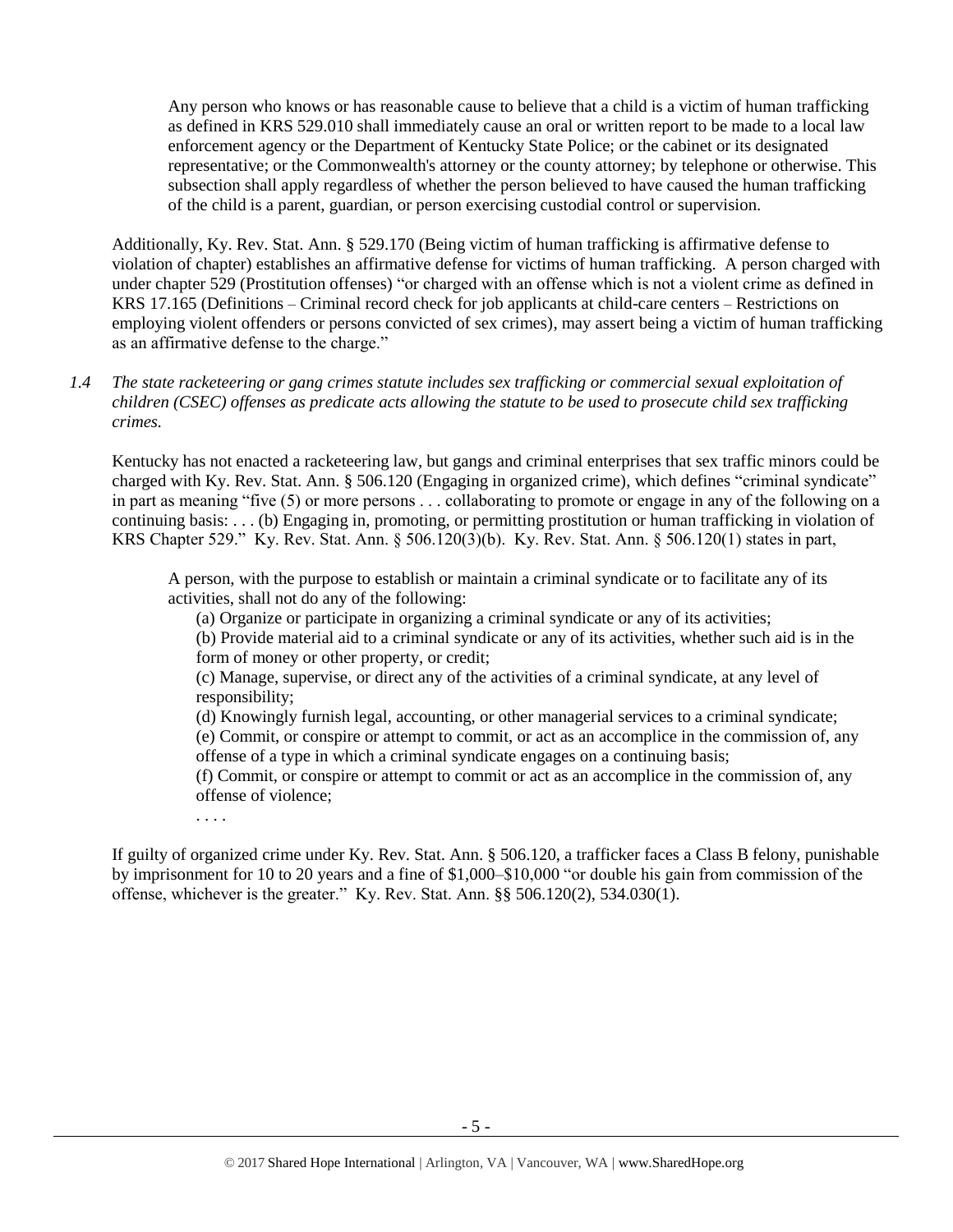> Any person who knows or has reasonable cause to believe that a child is a victim of human trafficking as defined in KRS 529.010 shall immediately cause an oral or written report to be made to a local law enforcement agency or the Department of Kentucky State Police; or the cabinet or its designated representative; or the Commonwealth's attorney or the county attorney; by telephone or otherwise. This subsection shall apply regardless of whether the person believed to have caused the human trafficking of the child is a parent, guardian, or person exercising custodial control or supervision.

Additionally, Ky. Rev. Stat. Ann. § 529.170 (Being victim of human trafficking is affirmative defense to violation of chapter) establishes an affirmative defense for victims of human trafficking. A person charged with under chapter 529 (Prostitution offenses) "or charged with an offense which is not a violent crime as defined in KRS 17.165 (Definitions – Criminal record check for job applicants at child-care centers – Restrictions on employing violent offenders or persons convicted of sex crimes), may assert being a victim of human trafficking as an affirmative defense to the charge."

*1.4 The state racketeering or gang crimes statute includes sex trafficking or commercial sexual exploitation of children (CSEC) offenses as predicate acts allowing the statute to be used to prosecute child sex trafficking crimes.*

Kentucky has not enacted a racketeering law, but gangs and criminal enterprises that sex traffic minors could be charged with Ky. Rev. Stat. Ann. § 506.120 (Engaging in organized crime), which defines "criminal syndicate" in part as meaning "five (5) or more persons . . . collaborating to promote or engage in any of the following on a continuing basis: . . . (b) Engaging in, promoting, or permitting prostitution or human trafficking in violation of KRS Chapter 529." Ky. Rev. Stat. Ann. § 506.120(3)(b). Ky. Rev. Stat. Ann. § 506.120(1) states in part,

> A person, with the purpose to establish or maintain a criminal syndicate or to facilitate any of its activities, shall not do any of the following:
>
> (a) Organize or participate in organizing a criminal syndicate or any of its activities;
>
> (b) Provide material aid to a criminal syndicate or any of its activities, whether such aid is in the form of money or other property, or credit;
>
> (c) Manage, supervise, or direct any of the activities of a criminal syndicate, at any level of responsibility;
>
> (d) Knowingly furnish legal, accounting, or other managerial services to a criminal syndicate;
>
> (e) Commit, or conspire or attempt to commit, or act as an accomplice in the commission of, any offense of a type in which a criminal syndicate engages on a continuing basis;
>
> (f) Commit, or conspire or attempt to commit or act as an accomplice in the commission of, any offense of violence;
>
> . . . .

If guilty of organized crime under Ky. Rev. Stat. Ann. § 506.120, a trafficker faces a Class B felony, punishable by imprisonment for 10 to 20 years and a fine of $1,000–$10,000 "or double his gain from commission of the offense, whichever is the greater." Ky. Rev. Stat. Ann. §§ 506.120(2), 534.030(1).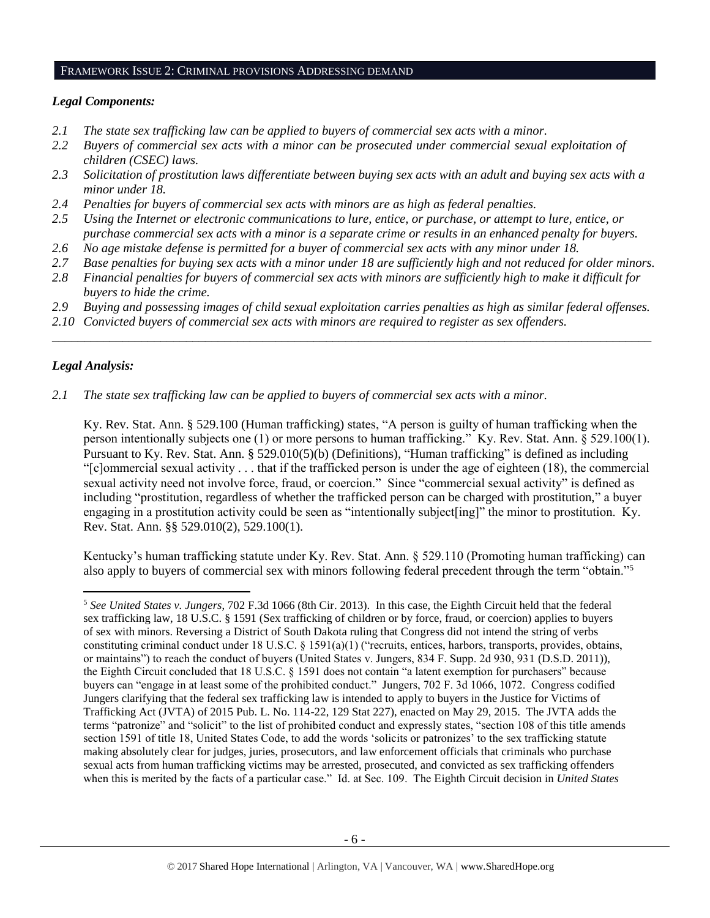## FRAMEWORK ISSUE 2: CRIMINAL PROVISIONS ADDRESSING DEMAND

### *Legal Components:*

*2.1 The state sex trafficking law can be applied to buyers of commercial sex acts with a minor.*
*2.2 Buyers of commercial sex acts with a minor can be prosecuted under commercial sexual exploitation of children (CSEC) laws.*
*2.3 Solicitation of prostitution laws differentiate between buying sex acts with an adult and buying sex acts with a minor under 18.*
*2.4 Penalties for buyers of commercial sex acts with minors are as high as federal penalties.*
*2.5 Using the Internet or electronic communications to lure, entice, or purchase, or attempt to lure, entice, or purchase commercial sex acts with a minor is a separate crime or results in an enhanced penalty for buyers.*
*2.6 No age mistake defense is permitted for a buyer of commercial sex acts with any minor under 18.*
*2.7 Base penalties for buying sex acts with a minor under 18 are sufficiently high and not reduced for older minors.*
*2.8 Financial penalties for buyers of commercial sex acts with minors are sufficiently high to make it difficult for buyers to hide the crime.*
*2.9 Buying and possessing images of child sexual exploitation carries penalties as high as similar federal offenses.*
*2.10 Convicted buyers of commercial sex acts with minors are required to register as sex offenders.*

---

### *Legal Analysis:*

*2.1 The state sex trafficking law can be applied to buyers of commercial sex acts with a minor.*

Ky. Rev. Stat. Ann. § 529.100 (Human trafficking) states, "A person is guilty of human trafficking when the person intentionally subjects one (1) or more persons to human trafficking." Ky. Rev. Stat. Ann. § 529.100(1). Pursuant to Ky. Rev. Stat. Ann. § 529.010(5)(b) (Definitions), "Human trafficking" is defined as including "[c]ommercial sexual activity . . . that if the trafficked person is under the age of eighteen (18), the commercial sexual activity need not involve force, fraud, or coercion." Since "commercial sexual activity" is defined as including "prostitution, regardless of whether the trafficked person can be charged with prostitution," a buyer engaging in a prostitution activity could be seen as "intentionally subject[ing]" the minor to prostitution. Ky. Rev. Stat. Ann. §§ 529.010(2), 529.100(1).

Kentucky's human trafficking statute under Ky. Rev. Stat. Ann. § 529.110 (Promoting human trafficking) can also apply to buyers of commercial sex with minors following federal precedent through the term "obtain."[5]

---

[5] *See United States v. Jungers*, 702 F.3d 1066 (8th Cir. 2013). In this case, the Eighth Circuit held that the federal sex trafficking law, 18 U.S.C. § 1591 (Sex trafficking of children or by force, fraud, or coercion) applies to buyers of sex with minors. Reversing a District of South Dakota ruling that Congress did not intend the string of verbs constituting criminal conduct under 18 U.S.C. § 1591(a)(1) ("recruits, entices, harbors, transports, provides, obtains, or maintains") to reach the conduct of buyers (United States v. Jungers, 834 F. Supp. 2d 930, 931 (D.S.D. 2011)), the Eighth Circuit concluded that 18 U.S.C. § 1591 does not contain "a latent exemption for purchasers" because buyers can "engage in at least some of the prohibited conduct." Jungers, 702 F. 3d 1066, 1072. Congress codified Jungers clarifying that the federal sex trafficking law is intended to apply to buyers in the Justice for Victims of Trafficking Act (JVTA) of 2015 Pub. L. No. 114-22, 129 Stat 227), enacted on May 29, 2015. The JVTA adds the terms "patronize" and "solicit" to the list of prohibited conduct and expressly states, "section 108 of this title amends section 1591 of title 18, United States Code, to add the words 'solicits or patronizes' to the sex trafficking statute making absolutely clear for judges, juries, prosecutors, and law enforcement officials that criminals who purchase sexual acts from human trafficking victims may be arrested, prosecuted, and convicted as sex trafficking offenders when this is merited by the facts of a particular case." Id. at Sec. 109. The Eighth Circuit decision in *United States*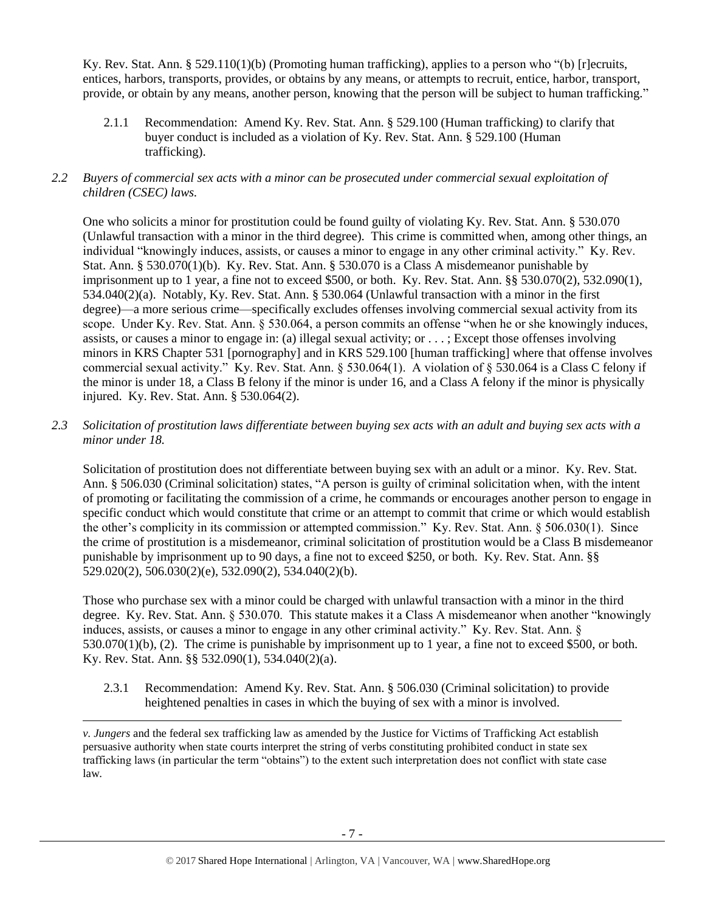Ky. Rev. Stat. Ann. § 529.110(1)(b) (Promoting human trafficking), applies to a person who "(b) [r]ecruits, entices, harbors, transports, provides, or obtains by any means, or attempts to recruit, entice, harbor, transport, provide, or obtain by any means, another person, knowing that the person will be subject to human trafficking."

2.1.1 Recommendation: Amend Ky. Rev. Stat. Ann. § 529.100 (Human trafficking) to clarify that buyer conduct is included as a violation of Ky. Rev. Stat. Ann. § 529.100 (Human trafficking).

*2.2 Buyers of commercial sex acts with a minor can be prosecuted under commercial sexual exploitation of children (CSEC) laws.*

One who solicits a minor for prostitution could be found guilty of violating Ky. Rev. Stat. Ann. § 530.070 (Unlawful transaction with a minor in the third degree). This crime is committed when, among other things, an individual "knowingly induces, assists, or causes a minor to engage in any other criminal activity." Ky. Rev. Stat. Ann. § 530.070(1)(b). Ky. Rev. Stat. Ann. § 530.070 is a Class A misdemeanor punishable by imprisonment up to 1 year, a fine not to exceed $500, or both. Ky. Rev. Stat. Ann. §§ 530.070(2), 532.090(1), 534.040(2)(a). Notably, Ky. Rev. Stat. Ann. § 530.064 (Unlawful transaction with a minor in the first degree)—a more serious crime—specifically excludes offenses involving commercial sexual activity from its scope. Under Ky. Rev. Stat. Ann. § 530.064, a person commits an offense "when he or she knowingly induces, assists, or causes a minor to engage in: (a) illegal sexual activity; or . . . ; Except those offenses involving minors in KRS Chapter 531 [pornography] and in KRS 529.100 [human trafficking] where that offense involves commercial sexual activity." Ky. Rev. Stat. Ann. § 530.064(1). A violation of § 530.064 is a Class C felony if the minor is under 18, a Class B felony if the minor is under 16, and a Class A felony if the minor is physically injured. Ky. Rev. Stat. Ann. § 530.064(2).

*2.3 Solicitation of prostitution laws differentiate between buying sex acts with an adult and buying sex acts with a minor under 18.*

Solicitation of prostitution does not differentiate between buying sex with an adult or a minor. Ky. Rev. Stat. Ann. § 506.030 (Criminal solicitation) states, "A person is guilty of criminal solicitation when, with the intent of promoting or facilitating the commission of a crime, he commands or encourages another person to engage in specific conduct which would constitute that crime or an attempt to commit that crime or which would establish the other's complicity in its commission or attempted commission." Ky. Rev. Stat. Ann. § 506.030(1). Since the crime of prostitution is a misdemeanor, criminal solicitation of prostitution would be a Class B misdemeanor punishable by imprisonment up to 90 days, a fine not to exceed $250, or both. Ky. Rev. Stat. Ann. §§ 529.020(2), 506.030(2)(e), 532.090(2), 534.040(2)(b).

Those who purchase sex with a minor could be charged with unlawful transaction with a minor in the third degree. Ky. Rev. Stat. Ann. § 530.070. This statute makes it a Class A misdemeanor when another "knowingly induces, assists, or causes a minor to engage in any other criminal activity." Ky. Rev. Stat. Ann. § 530.070(1)(b), (2). The crime is punishable by imprisonment up to 1 year, a fine not to exceed $500, or both. Ky. Rev. Stat. Ann. §§ 532.090(1), 534.040(2)(a).

2.3.1 Recommendation: Amend Ky. Rev. Stat. Ann. § 506.030 (Criminal solicitation) to provide heightened penalties in cases in which the buying of sex with a minor is involved.

---

*v. Jungers* and the federal sex trafficking law as amended by the Justice for Victims of Trafficking Act establish persuasive authority when state courts interpret the string of verbs constituting prohibited conduct in state sex trafficking laws (in particular the term "obtains") to the extent such interpretation does not conflict with state case law.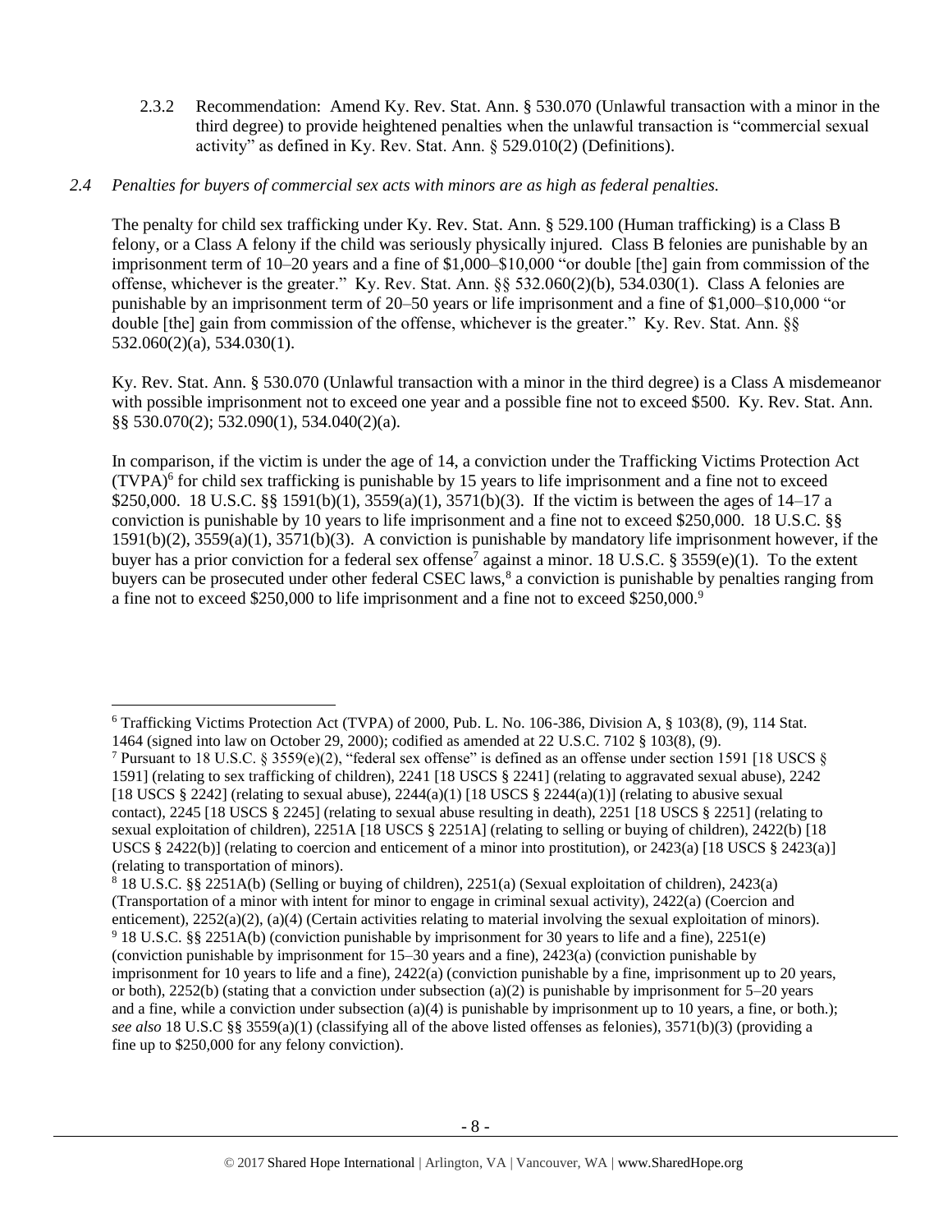2.3.2 Recommendation: Amend Ky. Rev. Stat. Ann. § 530.070 (Unlawful transaction with a minor in the third degree) to provide heightened penalties when the unlawful transaction is "commercial sexual activity" as defined in Ky. Rev. Stat. Ann. § 529.010(2) (Definitions).

*2.4 Penalties for buyers of commercial sex acts with minors are as high as federal penalties.*

The penalty for child sex trafficking under Ky. Rev. Stat. Ann. § 529.100 (Human trafficking) is a Class B felony, or a Class A felony if the child was seriously physically injured. Class B felonies are punishable by an imprisonment term of 10–20 years and a fine of $1,000–$10,000 "or double [the] gain from commission of the offense, whichever is the greater." Ky. Rev. Stat. Ann. §§ 532.060(2)(b), 534.030(1). Class A felonies are punishable by an imprisonment term of 20–50 years or life imprisonment and a fine of $1,000–$10,000 "or double [the] gain from commission of the offense, whichever is the greater." Ky. Rev. Stat. Ann. §§ 532.060(2)(a), 534.030(1).

Ky. Rev. Stat. Ann. § 530.070 (Unlawful transaction with a minor in the third degree) is a Class A misdemeanor with possible imprisonment not to exceed one year and a possible fine not to exceed $500. Ky. Rev. Stat. Ann. §§ 530.070(2); 532.090(1), 534.040(2)(a).

In comparison, if the victim is under the age of 14, a conviction under the Trafficking Victims Protection Act (TVPA)[6] for child sex trafficking is punishable by 15 years to life imprisonment and a fine not to exceed $250,000. 18 U.S.C. §§ 1591(b)(1), 3559(a)(1), 3571(b)(3). If the victim is between the ages of 14–17 a conviction is punishable by 10 years to life imprisonment and a fine not to exceed $250,000. 18 U.S.C. §§ 1591(b)(2), 3559(a)(1), 3571(b)(3). A conviction is punishable by mandatory life imprisonment however, if the buyer has a prior conviction for a federal sex offense[7] against a minor. 18 U.S.C. § 3559(e)(1). To the extent buyers can be prosecuted under other federal CSEC laws,[8] a conviction is punishable by penalties ranging from a fine not to exceed $250,000 to life imprisonment and a fine not to exceed $250,000.[9]

---

[6] Trafficking Victims Protection Act (TVPA) of 2000, Pub. L. No. 106-386, Division A, § 103(8), (9), 114 Stat. 1464 (signed into law on October 29, 2000); codified as amended at 22 U.S.C. 7102 § 103(8), (9).

[7] Pursuant to 18 U.S.C. § 3559(e)(2), "federal sex offense" is defined as an offense under section 1591 [18 USCS § 1591] (relating to sex trafficking of children), 2241 [18 USCS § 2241] (relating to aggravated sexual abuse), 2242 [18 USCS § 2242] (relating to sexual abuse), 2244(a)(1) [18 USCS § 2244(a)(1)] (relating to abusive sexual contact), 2245 [18 USCS § 2245] (relating to sexual abuse resulting in death), 2251 [18 USCS § 2251] (relating to sexual exploitation of children), 2251A [18 USCS § 2251A] (relating to selling or buying of children), 2422(b) [18 USCS § 2422(b)] (relating to coercion and enticement of a minor into prostitution), or 2423(a) [18 USCS § 2423(a)] (relating to transportation of minors).

[8] 18 U.S.C. §§ 2251A(b) (Selling or buying of children), 2251(a) (Sexual exploitation of children), 2423(a) (Transportation of a minor with intent for minor to engage in criminal sexual activity), 2422(a) (Coercion and enticement), 2252(a)(2), (a)(4) (Certain activities relating to material involving the sexual exploitation of minors).

[9] 18 U.S.C. §§ 2251A(b) (conviction punishable by imprisonment for 30 years to life and a fine), 2251(e) (conviction punishable by imprisonment for 15–30 years and a fine), 2423(a) (conviction punishable by imprisonment for 10 years to life and a fine), 2422(a) (conviction punishable by a fine, imprisonment up to 20 years, or both), 2252(b) (stating that a conviction under subsection (a)(2) is punishable by imprisonment for 5–20 years and a fine, while a conviction under subsection (a)(4) is punishable by imprisonment up to 10 years, a fine, or both.); *see also* 18 U.S.C §§ 3559(a)(1) (classifying all of the above listed offenses as felonies), 3571(b)(3) (providing a fine up to $250,000 for any felony conviction).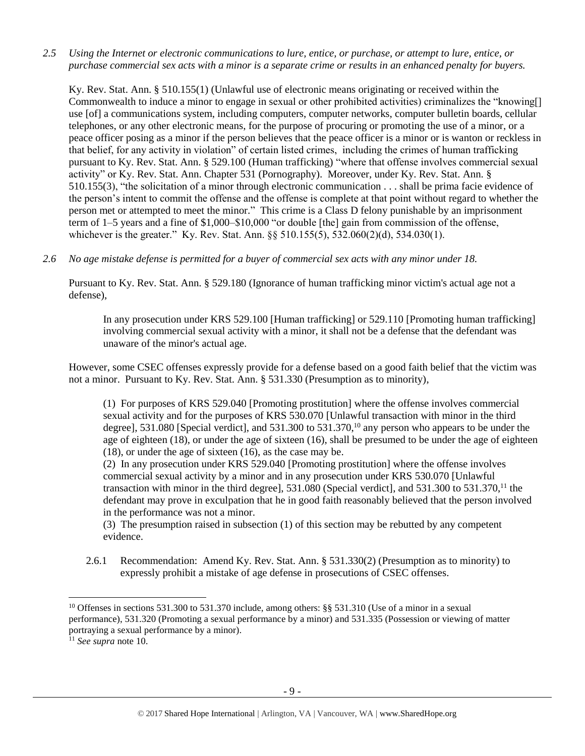*2.5 Using the Internet or electronic communications to lure, entice, or purchase, or attempt to lure, entice, or purchase commercial sex acts with a minor is a separate crime or results in an enhanced penalty for buyers.*

Ky. Rev. Stat. Ann. § 510.155(1) (Unlawful use of electronic means originating or received within the Commonwealth to induce a minor to engage in sexual or other prohibited activities) criminalizes the "knowing[] use [of] a communications system, including computers, computer networks, computer bulletin boards, cellular telephones, or any other electronic means, for the purpose of procuring or promoting the use of a minor, or a peace officer posing as a minor if the person believes that the peace officer is a minor or is wanton or reckless in that belief, for any activity in violation" of certain listed crimes, including the crimes of human trafficking pursuant to Ky. Rev. Stat. Ann. § 529.100 (Human trafficking) "where that offense involves commercial sexual activity" or Ky. Rev. Stat. Ann. Chapter 531 (Pornography). Moreover, under Ky. Rev. Stat. Ann. § 510.155(3), "the solicitation of a minor through electronic communication . . . shall be prima facie evidence of the person's intent to commit the offense and the offense is complete at that point without regard to whether the person met or attempted to meet the minor." This crime is a Class D felony punishable by an imprisonment term of 1–5 years and a fine of $1,000–$10,000 "or double [the] gain from commission of the offense, whichever is the greater." Ky. Rev. Stat. Ann. §§ 510.155(5), 532.060(2)(d), 534.030(1).

*2.6 No age mistake defense is permitted for a buyer of commercial sex acts with any minor under 18.*

Pursuant to Ky. Rev. Stat. Ann. § 529.180 (Ignorance of human trafficking minor victim's actual age not a defense),

> In any prosecution under KRS 529.100 [Human trafficking] or 529.110 [Promoting human trafficking] involving commercial sexual activity with a minor, it shall not be a defense that the defendant was unaware of the minor's actual age.

However, some CSEC offenses expressly provide for a defense based on a good faith belief that the victim was not a minor. Pursuant to Ky. Rev. Stat. Ann. § 531.330 (Presumption as to minority),

> (1) For purposes of KRS 529.040 [Promoting prostitution] where the offense involves commercial sexual activity and for the purposes of KRS 530.070 [Unlawful transaction with minor in the third degree], 531.080 [Special verdict], and 531.300 to 531.370,[10] any person who appears to be under the age of eighteen (18), or under the age of sixteen (16), shall be presumed to be under the age of eighteen (18), or under the age of sixteen (16), as the case may be.
>
> (2) In any prosecution under KRS 529.040 [Promoting prostitution] where the offense involves commercial sexual activity by a minor and in any prosecution under KRS 530.070 [Unlawful transaction with minor in the third degree], 531.080 (Special verdict], and 531.300 to 531.370,[11] the defendant may prove in exculpation that he in good faith reasonably believed that the person involved in the performance was not a minor.
>
> (3) The presumption raised in subsection (1) of this section may be rebutted by any competent evidence.

2.6.1 Recommendation: Amend Ky. Rev. Stat. Ann. § 531.330(2) (Presumption as to minority) to expressly prohibit a mistake of age defense in prosecutions of CSEC offenses.

---

[10] Offenses in sections 531.300 to 531.370 include, among others: §§ 531.310 (Use of a minor in a sexual performance), 531.320 (Promoting a sexual performance by a minor) and 531.335 (Possession or viewing of matter portraying a sexual performance by a minor).

[11] *See supra* note 10.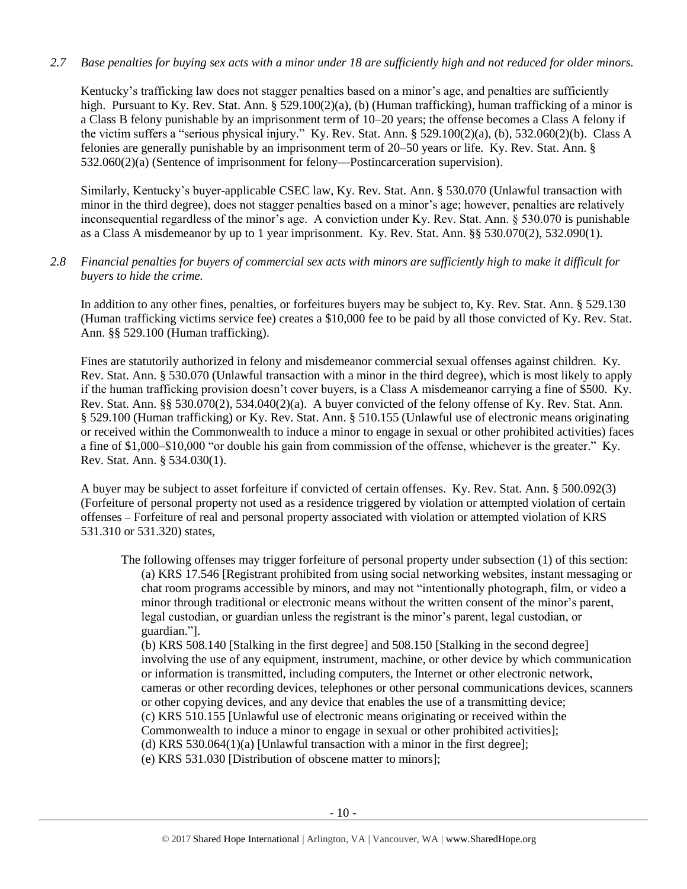*2.7 Base penalties for buying sex acts with a minor under 18 are sufficiently high and not reduced for older minors.*

Kentucky's trafficking law does not stagger penalties based on a minor's age, and penalties are sufficiently high. Pursuant to Ky. Rev. Stat. Ann. § 529.100(2)(a), (b) (Human trafficking), human trafficking of a minor is a Class B felony punishable by an imprisonment term of 10–20 years; the offense becomes a Class A felony if the victim suffers a "serious physical injury." Ky. Rev. Stat. Ann. § 529.100(2)(a), (b), 532.060(2)(b). Class A felonies are generally punishable by an imprisonment term of 20–50 years or life. Ky. Rev. Stat. Ann. § 532.060(2)(a) (Sentence of imprisonment for felony—Postincarceration supervision).

Similarly, Kentucky's buyer-applicable CSEC law, Ky. Rev. Stat. Ann. § 530.070 (Unlawful transaction with minor in the third degree), does not stagger penalties based on a minor's age; however, penalties are relatively inconsequential regardless of the minor's age. A conviction under Ky. Rev. Stat. Ann. § 530.070 is punishable as a Class A misdemeanor by up to 1 year imprisonment. Ky. Rev. Stat. Ann. §§ 530.070(2), 532.090(1).

*2.8 Financial penalties for buyers of commercial sex acts with minors are sufficiently high to make it difficult for buyers to hide the crime.*

In addition to any other fines, penalties, or forfeitures buyers may be subject to, Ky. Rev. Stat. Ann. § 529.130 (Human trafficking victims service fee) creates a $10,000 fee to be paid by all those convicted of Ky. Rev. Stat. Ann. §§ 529.100 (Human trafficking).

Fines are statutorily authorized in felony and misdemeanor commercial sexual offenses against children. Ky. Rev. Stat. Ann. § 530.070 (Unlawful transaction with a minor in the third degree), which is most likely to apply if the human trafficking provision doesn't cover buyers, is a Class A misdemeanor carrying a fine of $500. Ky. Rev. Stat. Ann. §§ 530.070(2), 534.040(2)(a). A buyer convicted of the felony offense of Ky. Rev. Stat. Ann. § 529.100 (Human trafficking) or Ky. Rev. Stat. Ann. § 510.155 (Unlawful use of electronic means originating or received within the Commonwealth to induce a minor to engage in sexual or other prohibited activities) faces a fine of $1,000–$10,000 "or double his gain from commission of the offense, whichever is the greater." Ky. Rev. Stat. Ann. § 534.030(1).

A buyer may be subject to asset forfeiture if convicted of certain offenses. Ky. Rev. Stat. Ann. § 500.092(3) (Forfeiture of personal property not used as a residence triggered by violation or attempted violation of certain offenses – Forfeiture of real and personal property associated with violation or attempted violation of KRS 531.310 or 531.320) states,

> The following offenses may trigger forfeiture of personal property under subsection (1) of this section:
> (a) KRS 17.546 [Registrant prohibited from using social networking websites, instant messaging or chat room programs accessible by minors, and may not "intentionally photograph, film, or video a minor through traditional or electronic means without the written consent of the minor's parent, legal custodian, or guardian unless the registrant is the minor's parent, legal custodian, or guardian."].
> (b) KRS 508.140 [Stalking in the first degree] and 508.150 [Stalking in the second degree] involving the use of any equipment, instrument, machine, or other device by which communication or information is transmitted, including computers, the Internet or other electronic network, cameras or other recording devices, telephones or other personal communications devices, scanners or other copying devices, and any device that enables the use of a transmitting device;
> (c) KRS 510.155 [Unlawful use of electronic means originating or received within the Commonwealth to induce a minor to engage in sexual or other prohibited activities];
> (d) KRS 530.064(1)(a) [Unlawful transaction with a minor in the first degree];
> (e) KRS 531.030 [Distribution of obscene matter to minors];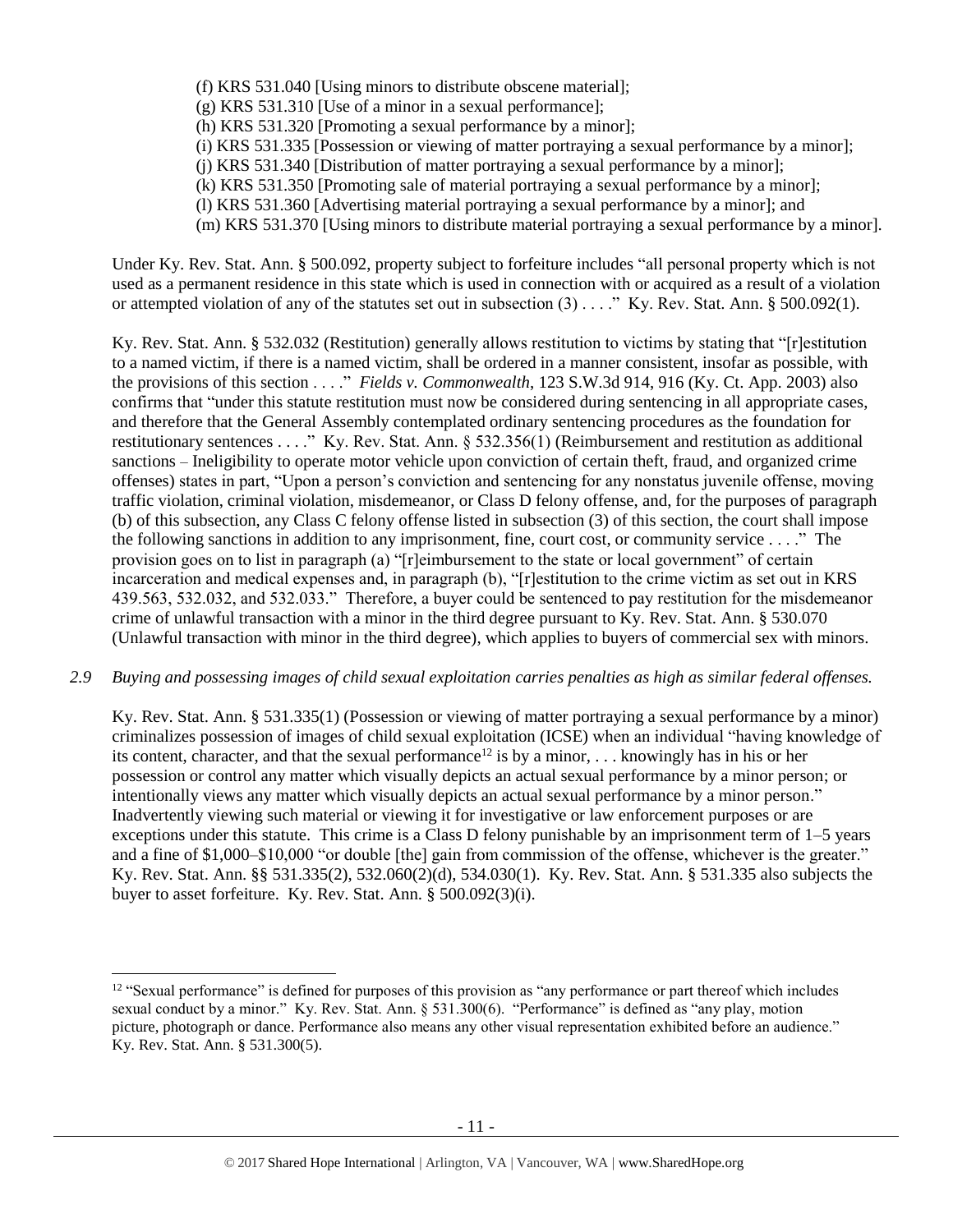(f) KRS 531.040 [Using minors to distribute obscene material];
(g) KRS 531.310 [Use of a minor in a sexual performance];
(h) KRS 531.320 [Promoting a sexual performance by a minor];
(i) KRS 531.335 [Possession or viewing of matter portraying a sexual performance by a minor];
(j) KRS 531.340 [Distribution of matter portraying a sexual performance by a minor];
(k) KRS 531.350 [Promoting sale of material portraying a sexual performance by a minor];
(l) KRS 531.360 [Advertising material portraying a sexual performance by a minor]; and
(m) KRS 531.370 [Using minors to distribute material portraying a sexual performance by a minor].

Under Ky. Rev. Stat. Ann. § 500.092, property subject to forfeiture includes "all personal property which is not used as a permanent residence in this state which is used in connection with or acquired as a result of a violation or attempted violation of any of the statutes set out in subsection (3) . . . ." Ky. Rev. Stat. Ann. § 500.092(1).

Ky. Rev. Stat. Ann. § 532.032 (Restitution) generally allows restitution to victims by stating that "[r]estitution to a named victim, if there is a named victim, shall be ordered in a manner consistent, insofar as possible, with the provisions of this section . . . ." *Fields v. Commonwealth*, 123 S.W.3d 914, 916 (Ky. Ct. App. 2003) also confirms that "under this statute restitution must now be considered during sentencing in all appropriate cases, and therefore that the General Assembly contemplated ordinary sentencing procedures as the foundation for restitutionary sentences . . . ." Ky. Rev. Stat. Ann. § 532.356(1) (Reimbursement and restitution as additional sanctions – Ineligibility to operate motor vehicle upon conviction of certain theft, fraud, and organized crime offenses) states in part, "Upon a person's conviction and sentencing for any nonstatus juvenile offense, moving traffic violation, criminal violation, misdemeanor, or Class D felony offense, and, for the purposes of paragraph (b) of this subsection, any Class C felony offense listed in subsection (3) of this section, the court shall impose the following sanctions in addition to any imprisonment, fine, court cost, or community service . . . ." The provision goes on to list in paragraph (a) "[r]eimbursement to the state or local government" of certain incarceration and medical expenses and, in paragraph (b), "[r]estitution to the crime victim as set out in KRS 439.563, 532.032, and 532.033." Therefore, a buyer could be sentenced to pay restitution for the misdemeanor crime of unlawful transaction with a minor in the third degree pursuant to Ky. Rev. Stat. Ann. § 530.070 (Unlawful transaction with minor in the third degree), which applies to buyers of commercial sex with minors.

*2.9 Buying and possessing images of child sexual exploitation carries penalties as high as similar federal offenses.*

Ky. Rev. Stat. Ann. § 531.335(1) (Possession or viewing of matter portraying a sexual performance by a minor) criminalizes possession of images of child sexual exploitation (ICSE) when an individual "having knowledge of its content, character, and that the sexual performance[12] is by a minor, . . . knowingly has in his or her possession or control any matter which visually depicts an actual sexual performance by a minor person; or intentionally views any matter which visually depicts an actual sexual performance by a minor person." Inadvertently viewing such material or viewing it for investigative or law enforcement purposes or are exceptions under this statute. This crime is a Class D felony punishable by an imprisonment term of 1–5 years and a fine of $1,000–$10,000 "or double [the] gain from commission of the offense, whichever is the greater." Ky. Rev. Stat. Ann. §§ 531.335(2), 532.060(2)(d), 534.030(1). Ky. Rev. Stat. Ann. § 531.335 also subjects the buyer to asset forfeiture. Ky. Rev. Stat. Ann. § 500.092(3)(i).

---

[12] "Sexual performance" is defined for purposes of this provision as "any performance or part thereof which includes sexual conduct by a minor." Ky. Rev. Stat. Ann. § 531.300(6). "Performance" is defined as "any play, motion picture, photograph or dance. Performance also means any other visual representation exhibited before an audience." Ky. Rev. Stat. Ann. § 531.300(5).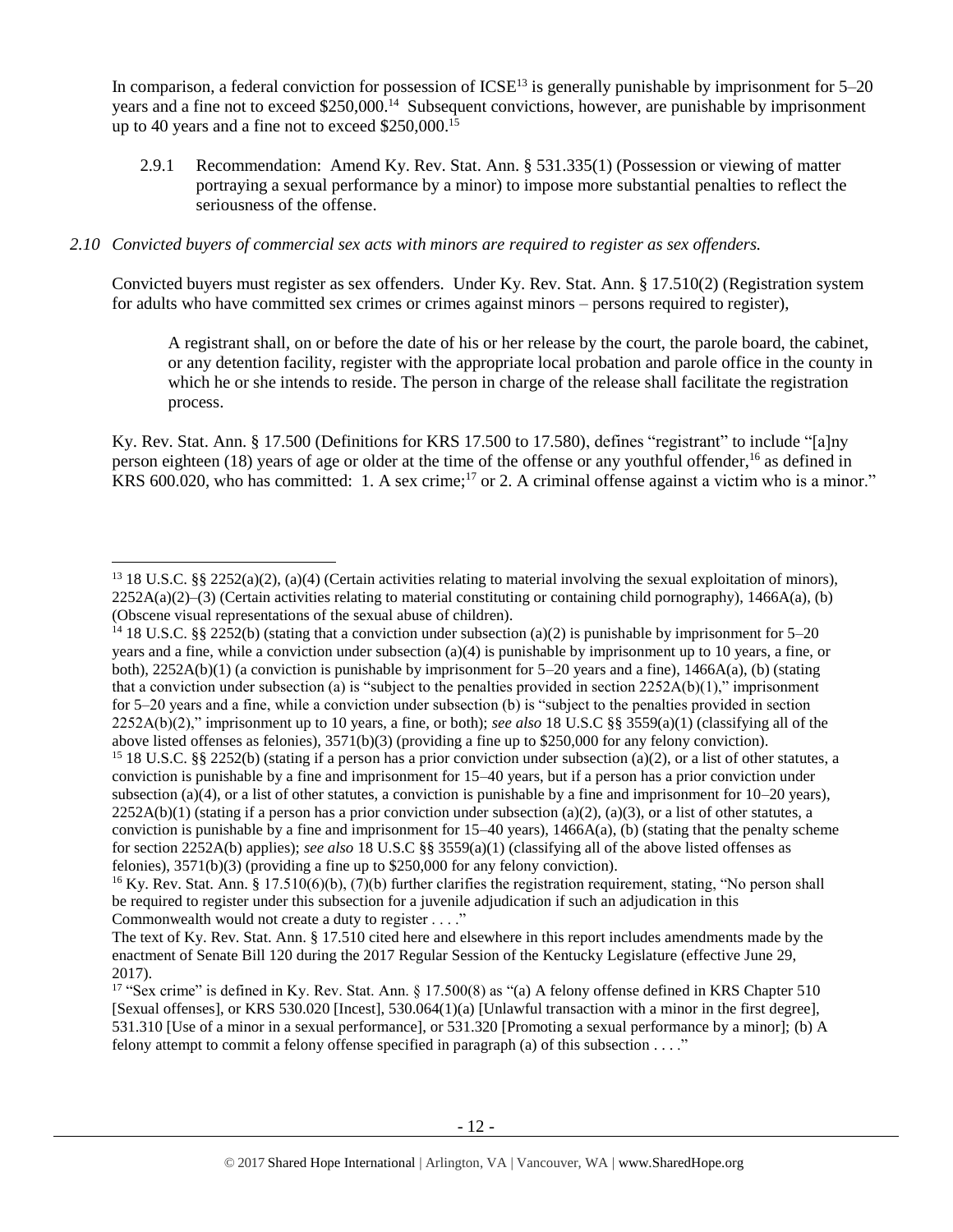In comparison, a federal conviction for possession of ICSE[13] is generally punishable by imprisonment for 5–20 years and a fine not to exceed $250,000.[14] Subsequent convictions, however, are punishable by imprisonment up to 40 years and a fine not to exceed $250,000.[15]

2.9.1 Recommendation: Amend Ky. Rev. Stat. Ann. § 531.335(1) (Possession or viewing of matter portraying a sexual performance by a minor) to impose more substantial penalties to reflect the seriousness of the offense.

*2.10 Convicted buyers of commercial sex acts with minors are required to register as sex offenders.*

Convicted buyers must register as sex offenders. Under Ky. Rev. Stat. Ann. § 17.510(2) (Registration system for adults who have committed sex crimes or crimes against minors – persons required to register),

> A registrant shall, on or before the date of his or her release by the court, the parole board, the cabinet, or any detention facility, register with the appropriate local probation and parole office in the county in which he or she intends to reside. The person in charge of the release shall facilitate the registration process.

Ky. Rev. Stat. Ann. § 17.500 (Definitions for KRS 17.500 to 17.580), defines "registrant" to include "[a]ny person eighteen (18) years of age or older at the time of the offense or any youthful offender,[16] as defined in KRS 600.020, who has committed: 1. A sex crime;[17] or 2. A criminal offense against a victim who is a minor."

---

[13] 18 U.S.C. §§ 2252(a)(2), (a)(4) (Certain activities relating to material involving the sexual exploitation of minors), 2252A(a)(2)–(3) (Certain activities relating to material constituting or containing child pornography), 1466A(a), (b) (Obscene visual representations of the sexual abuse of children).

[14] 18 U.S.C. §§ 2252(b) (stating that a conviction under subsection (a)(2) is punishable by imprisonment for 5–20 years and a fine, while a conviction under subsection (a)(4) is punishable by imprisonment up to 10 years, a fine, or both), 2252A(b)(1) (a conviction is punishable by imprisonment for 5–20 years and a fine), 1466A(a), (b) (stating that a conviction under subsection (a) is "subject to the penalties provided in section 2252A(b)(1)," imprisonment for 5–20 years and a fine, while a conviction under subsection (b) is "subject to the penalties provided in section 2252A(b)(2)," imprisonment up to 10 years, a fine, or both); *see also* 18 U.S.C §§ 3559(a)(1) (classifying all of the above listed offenses as felonies), 3571(b)(3) (providing a fine up to $250,000 for any felony conviction).

[15] 18 U.S.C. §§ 2252(b) (stating if a person has a prior conviction under subsection (a)(2), or a list of other statutes, a conviction is punishable by a fine and imprisonment for 15–40 years, but if a person has a prior conviction under subsection (a)(4), or a list of other statutes, a conviction is punishable by a fine and imprisonment for 10–20 years), 2252A(b)(1) (stating if a person has a prior conviction under subsection (a)(2), (a)(3), or a list of other statutes, a conviction is punishable by a fine and imprisonment for 15–40 years), 1466A(a), (b) (stating that the penalty scheme for section 2252A(b) applies); *see also* 18 U.S.C §§ 3559(a)(1) (classifying all of the above listed offenses as felonies), 3571(b)(3) (providing a fine up to $250,000 for any felony conviction).

[16] Ky. Rev. Stat. Ann. § 17.510(6)(b), (7)(b) further clarifies the registration requirement, stating, "No person shall be required to register under this subsection for a juvenile adjudication if such an adjudication in this Commonwealth would not create a duty to register . . . ."
The text of Ky. Rev. Stat. Ann. § 17.510 cited here and elsewhere in this report includes amendments made by the enactment of Senate Bill 120 during the 2017 Regular Session of the Kentucky Legislature (effective June 29, 2017).

[17] "Sex crime" is defined in Ky. Rev. Stat. Ann. § 17.500(8) as "(a) A felony offense defined in KRS Chapter 510 [Sexual offenses], or KRS 530.020 [Incest], 530.064(1)(a) [Unlawful transaction with a minor in the first degree], 531.310 [Use of a minor in a sexual performance], or 531.320 [Promoting a sexual performance by a minor]; (b) A felony attempt to commit a felony offense specified in paragraph (a) of this subsection . . . ."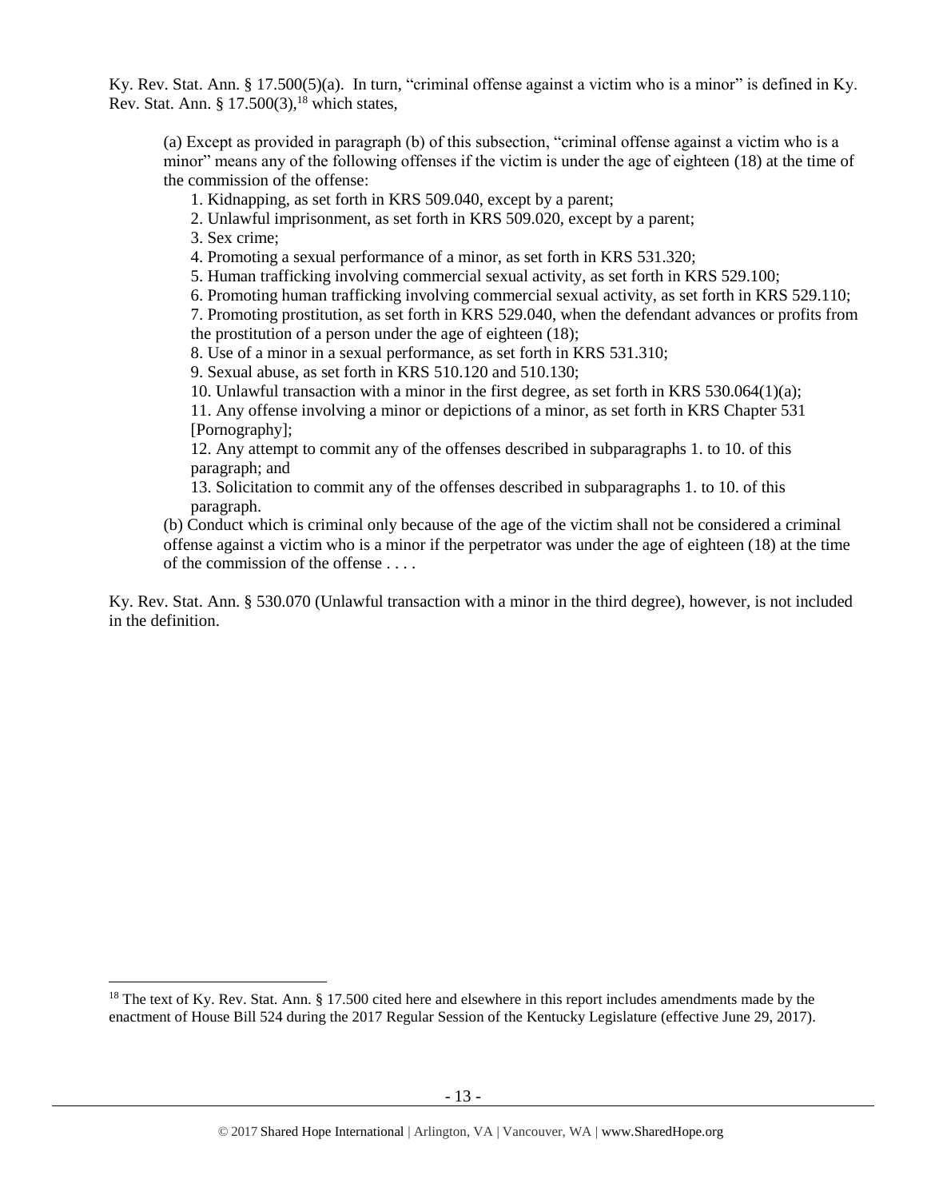Ky. Rev. Stat. Ann. § 17.500(5)(a). In turn, "criminal offense against a victim who is a minor" is defined in Ky. Rev. Stat. Ann. § 17.500(3),[18] which states,

> (a) Except as provided in paragraph (b) of this subsection, "criminal offense against a victim who is a minor" means any of the following offenses if the victim is under the age of eighteen (18) at the time of the commission of the offense:
>
> 1. Kidnapping, as set forth in KRS 509.040, except by a parent;
> 2. Unlawful imprisonment, as set forth in KRS 509.020, except by a parent;
> 3. Sex crime;
> 4. Promoting a sexual performance of a minor, as set forth in KRS 531.320;
> 5. Human trafficking involving commercial sexual activity, as set forth in KRS 529.100;
> 6. Promoting human trafficking involving commercial sexual activity, as set forth in KRS 529.110;
> 7. Promoting prostitution, as set forth in KRS 529.040, when the defendant advances or profits from the prostitution of a person under the age of eighteen (18);
> 8. Use of a minor in a sexual performance, as set forth in KRS 531.310;
> 9. Sexual abuse, as set forth in KRS 510.120 and 510.130;
> 10. Unlawful transaction with a minor in the first degree, as set forth in KRS 530.064(1)(a);
> 11. Any offense involving a minor or depictions of a minor, as set forth in KRS Chapter 531 [Pornography];
> 12. Any attempt to commit any of the offenses described in subparagraphs 1. to 10. of this paragraph; and
> 13. Solicitation to commit any of the offenses described in subparagraphs 1. to 10. of this paragraph.
>
> (b) Conduct which is criminal only because of the age of the victim shall not be considered a criminal offense against a victim who is a minor if the perpetrator was under the age of eighteen (18) at the time of the commission of the offense . . . .

Ky. Rev. Stat. Ann. § 530.070 (Unlawful transaction with a minor in the third degree), however, is not included in the definition.

[18] The text of Ky. Rev. Stat. Ann. § 17.500 cited here and elsewhere in this report includes amendments made by the enactment of House Bill 524 during the 2017 Regular Session of the Kentucky Legislature (effective June 29, 2017).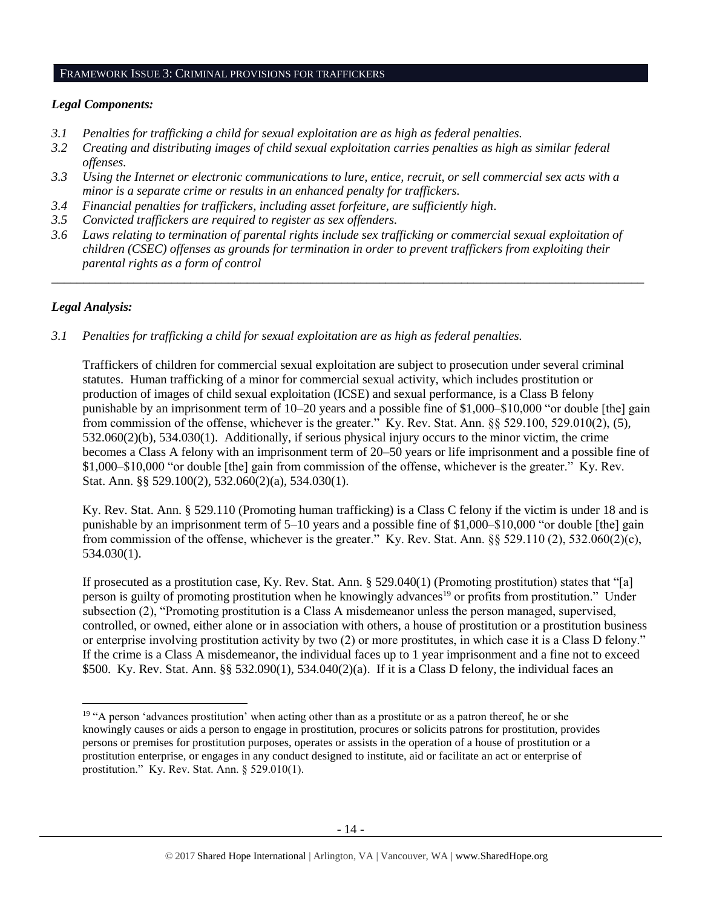## FRAMEWORK ISSUE 3: CRIMINAL PROVISIONS FOR TRAFFICKERS

### *Legal Components:*

- *3.1 Penalties for trafficking a child for sexual exploitation are as high as federal penalties.*
- *3.2 Creating and distributing images of child sexual exploitation carries penalties as high as similar federal offenses.*
- *3.3 Using the Internet or electronic communications to lure, entice, recruit, or sell commercial sex acts with a minor is a separate crime or results in an enhanced penalty for traffickers.*
- *3.4 Financial penalties for traffickers, including asset forfeiture, are sufficiently high.*
- *3.5 Convicted traffickers are required to register as sex offenders.*
- *3.6 Laws relating to termination of parental rights include sex trafficking or commercial sexual exploitation of children (CSEC) offenses as grounds for termination in order to prevent traffickers from exploiting their parental rights as a form of control*

---

### *Legal Analysis:*

*3.1 Penalties for trafficking a child for sexual exploitation are as high as federal penalties.*

Traffickers of children for commercial sexual exploitation are subject to prosecution under several criminal statutes. Human trafficking of a minor for commercial sexual activity, which includes prostitution or production of images of child sexual exploitation (ICSE) and sexual performance, is a Class B felony punishable by an imprisonment term of 10–20 years and a possible fine of $1,000–$10,000 "or double [the] gain from commission of the offense, whichever is the greater." Ky. Rev. Stat. Ann. §§ 529.100, 529.010(2), (5), 532.060(2)(b), 534.030(1). Additionally, if serious physical injury occurs to the minor victim, the crime becomes a Class A felony with an imprisonment term of 20–50 years or life imprisonment and a possible fine of $1,000–$10,000 "or double [the] gain from commission of the offense, whichever is the greater." Ky. Rev. Stat. Ann. §§ 529.100(2), 532.060(2)(a), 534.030(1).

Ky. Rev. Stat. Ann. § 529.110 (Promoting human trafficking) is a Class C felony if the victim is under 18 and is punishable by an imprisonment term of 5–10 years and a possible fine of $1,000–$10,000 "or double [the] gain from commission of the offense, whichever is the greater." Ky. Rev. Stat. Ann. §§ 529.110 (2), 532.060(2)(c), 534.030(1).

If prosecuted as a prostitution case, Ky. Rev. Stat. Ann. § 529.040(1) (Promoting prostitution) states that "[a] person is guilty of promoting prostitution when he knowingly advances[19] or profits from prostitution." Under subsection (2), "Promoting prostitution is a Class A misdemeanor unless the person managed, supervised, controlled, or owned, either alone or in association with others, a house of prostitution or a prostitution business or enterprise involving prostitution activity by two (2) or more prostitutes, in which case it is a Class D felony." If the crime is a Class A misdemeanor, the individual faces up to 1 year imprisonment and a fine not to exceed $500. Ky. Rev. Stat. Ann. §§ 532.090(1), 534.040(2)(a). If it is a Class D felony, the individual faces an

---

[19] "A person 'advances prostitution' when acting other than as a prostitute or as a patron thereof, he or she knowingly causes or aids a person to engage in prostitution, procures or solicits patrons for prostitution, provides persons or premises for prostitution purposes, operates or assists in the operation of a house of prostitution or a prostitution enterprise, or engages in any conduct designed to institute, aid or facilitate an act or enterprise of prostitution." Ky. Rev. Stat. Ann. § 529.010(1).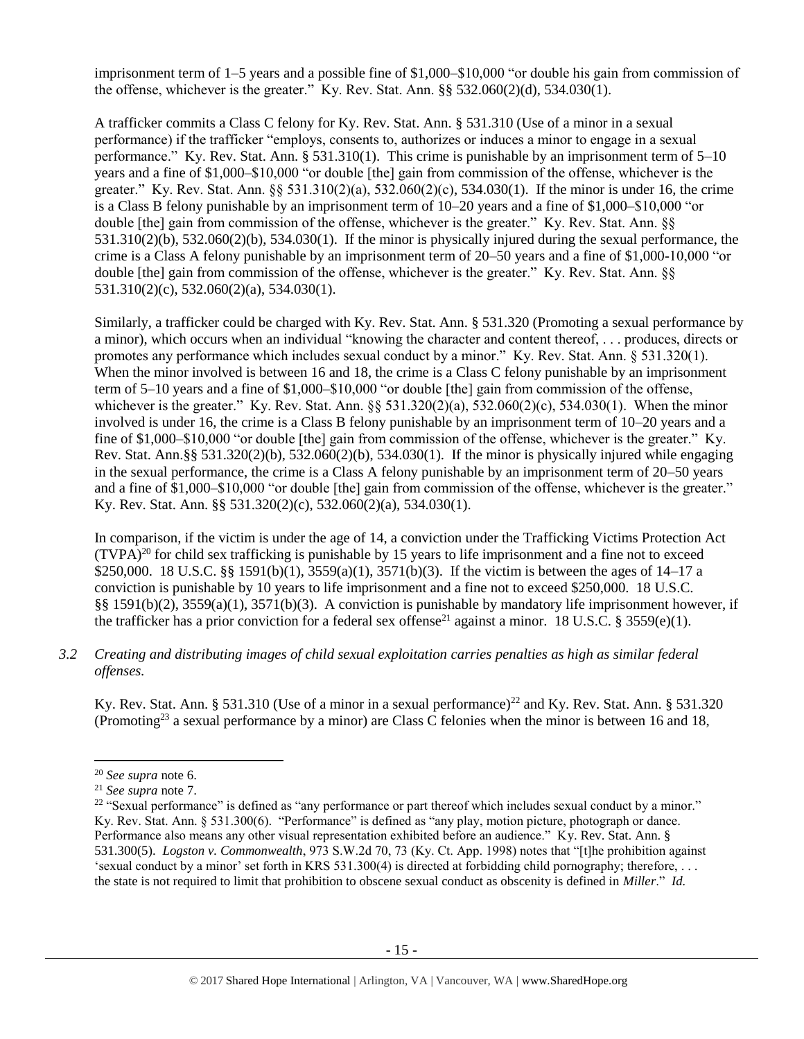imprisonment term of 1–5 years and a possible fine of $1,000–$10,000 "or double his gain from commission of the offense, whichever is the greater." Ky. Rev. Stat. Ann. §§ 532.060(2)(d), 534.030(1).

A trafficker commits a Class C felony for Ky. Rev. Stat. Ann. § 531.310 (Use of a minor in a sexual performance) if the trafficker "employs, consents to, authorizes or induces a minor to engage in a sexual performance." Ky. Rev. Stat. Ann. § 531.310(1). This crime is punishable by an imprisonment term of 5–10 years and a fine of $1,000–$10,000 "or double [the] gain from commission of the offense, whichever is the greater." Ky. Rev. Stat. Ann. §§ 531.310(2)(a), 532.060(2)(c), 534.030(1). If the minor is under 16, the crime is a Class B felony punishable by an imprisonment term of 10–20 years and a fine of $1,000–$10,000 "or double [the] gain from commission of the offense, whichever is the greater." Ky. Rev. Stat. Ann. §§ 531.310(2)(b), 532.060(2)(b), 534.030(1). If the minor is physically injured during the sexual performance, the crime is a Class A felony punishable by an imprisonment term of 20–50 years and a fine of $1,000-10,000 "or double [the] gain from commission of the offense, whichever is the greater." Ky. Rev. Stat. Ann. §§ 531.310(2)(c), 532.060(2)(a), 534.030(1).

Similarly, a trafficker could be charged with Ky. Rev. Stat. Ann. § 531.320 (Promoting a sexual performance by a minor), which occurs when an individual "knowing the character and content thereof, . . . produces, directs or promotes any performance which includes sexual conduct by a minor." Ky. Rev. Stat. Ann. § 531.320(1). When the minor involved is between 16 and 18, the crime is a Class C felony punishable by an imprisonment term of 5–10 years and a fine of $1,000–$10,000 "or double [the] gain from commission of the offense, whichever is the greater." Ky. Rev. Stat. Ann. §§ 531.320(2)(a), 532.060(2)(c), 534.030(1). When the minor involved is under 16, the crime is a Class B felony punishable by an imprisonment term of 10–20 years and a fine of $1,000–$10,000 "or double [the] gain from commission of the offense, whichever is the greater." Ky. Rev. Stat. Ann.§§ 531.320(2)(b), 532.060(2)(b), 534.030(1). If the minor is physically injured while engaging in the sexual performance, the crime is a Class A felony punishable by an imprisonment term of 20–50 years and a fine of $1,000–$10,000 "or double [the] gain from commission of the offense, whichever is the greater." Ky. Rev. Stat. Ann. §§ 531.320(2)(c), 532.060(2)(a), 534.030(1).

In comparison, if the victim is under the age of 14, a conviction under the Trafficking Victims Protection Act (TVPA)[20] for child sex trafficking is punishable by 15 years to life imprisonment and a fine not to exceed $250,000. 18 U.S.C. §§ 1591(b)(1), 3559(a)(1), 3571(b)(3). If the victim is between the ages of 14–17 a conviction is punishable by 10 years to life imprisonment and a fine not to exceed $250,000. 18 U.S.C. §§ 1591(b)(2), 3559(a)(1), 3571(b)(3). A conviction is punishable by mandatory life imprisonment however, if the trafficker has a prior conviction for a federal sex offense[21] against a minor. 18 U.S.C. § 3559(e)(1).

*3.2 Creating and distributing images of child sexual exploitation carries penalties as high as similar federal offenses.*

Ky. Rev. Stat. Ann. § 531.310 (Use of a minor in a sexual performance)[22] and Ky. Rev. Stat. Ann. § 531.320 (Promoting[23] a sexual performance by a minor) are Class C felonies when the minor is between 16 and 18,

---

[20] *See supra* note 6.

[21] *See supra* note 7.

[22] "Sexual performance" is defined as "any performance or part thereof which includes sexual conduct by a minor." Ky. Rev. Stat. Ann. § 531.300(6). "Performance" is defined as "any play, motion picture, photograph or dance. Performance also means any other visual representation exhibited before an audience." Ky. Rev. Stat. Ann. § 531.300(5). *Logston v. Commonwealth*, 973 S.W.2d 70, 73 (Ky. Ct. App. 1998) notes that "[t]he prohibition against 'sexual conduct by a minor' set forth in KRS 531.300(4) is directed at forbidding child pornography; therefore, . . . the state is not required to limit that prohibition to obscene sexual conduct as obscenity is defined in *Miller*." *Id.*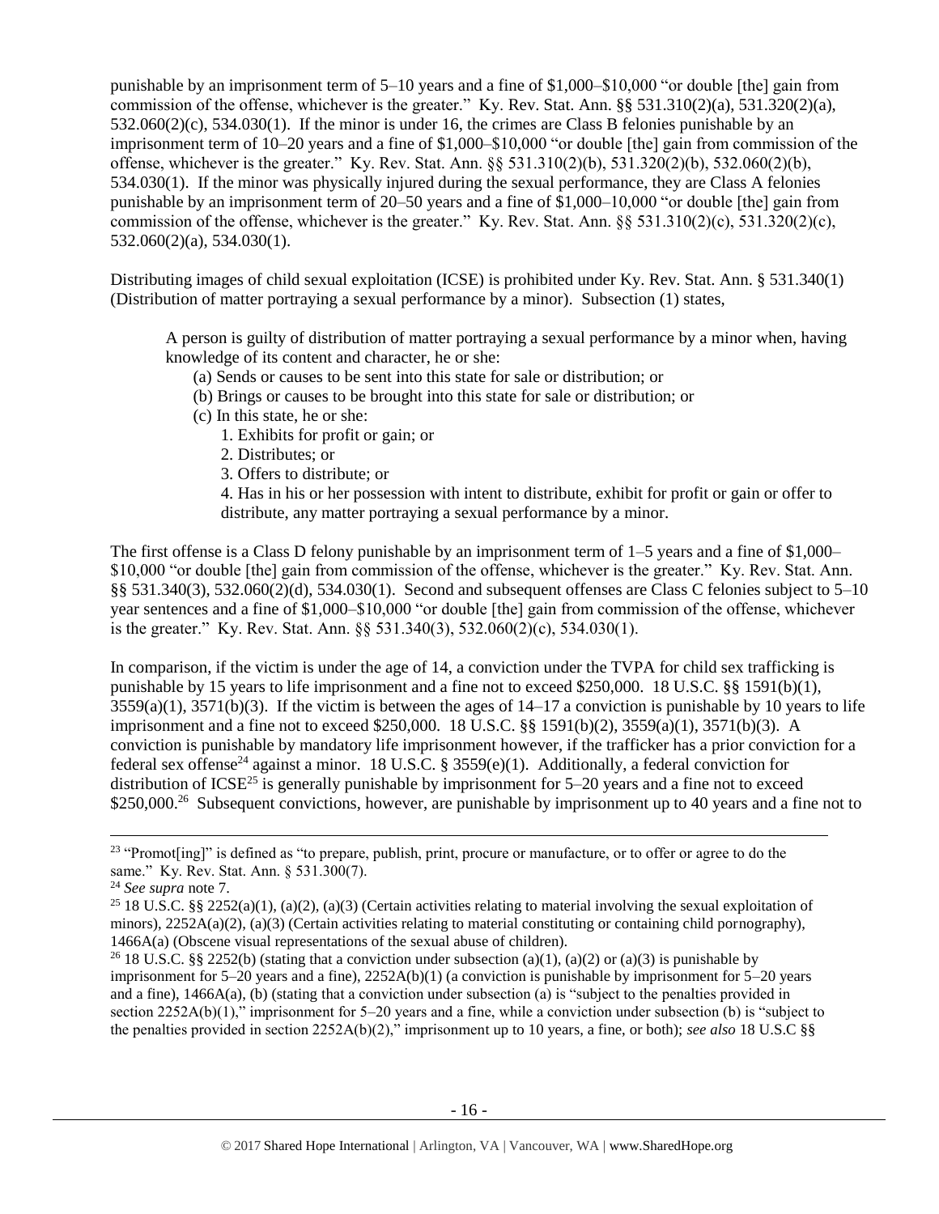punishable by an imprisonment term of 5–10 years and a fine of $1,000–$10,000 "or double [the] gain from commission of the offense, whichever is the greater." Ky. Rev. Stat. Ann. §§ 531.310(2)(a), 531.320(2)(a), 532.060(2)(c), 534.030(1). If the minor is under 16, the crimes are Class B felonies punishable by an imprisonment term of 10–20 years and a fine of $1,000–$10,000 "or double [the] gain from commission of the offense, whichever is the greater." Ky. Rev. Stat. Ann. §§ 531.310(2)(b), 531.320(2)(b), 532.060(2)(b), 534.030(1). If the minor was physically injured during the sexual performance, they are Class A felonies punishable by an imprisonment term of 20–50 years and a fine of $1,000–10,000 "or double [the] gain from commission of the offense, whichever is the greater." Ky. Rev. Stat. Ann. §§ 531.310(2)(c), 531.320(2)(c), 532.060(2)(a), 534.030(1).

Distributing images of child sexual exploitation (ICSE) is prohibited under Ky. Rev. Stat. Ann. § 531.340(1) (Distribution of matter portraying a sexual performance by a minor). Subsection (1) states,

> A person is guilty of distribution of matter portraying a sexual performance by a minor when, having knowledge of its content and character, he or she:
> (a) Sends or causes to be sent into this state for sale or distribution; or
> (b) Brings or causes to be brought into this state for sale or distribution; or
> (c) In this state, he or she:
> 1. Exhibits for profit or gain; or
> 2. Distributes; or
> 3. Offers to distribute; or
> 4. Has in his or her possession with intent to distribute, exhibit for profit or gain or offer to distribute, any matter portraying a sexual performance by a minor.

The first offense is a Class D felony punishable by an imprisonment term of 1–5 years and a fine of $1,000–$10,000 "or double [the] gain from commission of the offense, whichever is the greater." Ky. Rev. Stat. Ann. §§ 531.340(3), 532.060(2)(d), 534.030(1). Second and subsequent offenses are Class C felonies subject to 5–10 year sentences and a fine of $1,000–$10,000 "or double [the] gain from commission of the offense, whichever is the greater." Ky. Rev. Stat. Ann. §§ 531.340(3), 532.060(2)(c), 534.030(1).

In comparison, if the victim is under the age of 14, a conviction under the TVPA for child sex trafficking is punishable by 15 years to life imprisonment and a fine not to exceed $250,000. 18 U.S.C. §§ 1591(b)(1), 3559(a)(1), 3571(b)(3). If the victim is between the ages of 14–17 a conviction is punishable by 10 years to life imprisonment and a fine not to exceed $250,000. 18 U.S.C. §§ 1591(b)(2), 3559(a)(1), 3571(b)(3). A conviction is punishable by mandatory life imprisonment however, if the trafficker has a prior conviction for a federal sex offense[24] against a minor. 18 U.S.C. § 3559(e)(1). Additionally, a federal conviction for distribution of ICSE[25] is generally punishable by imprisonment for 5–20 years and a fine not to exceed $250,000.[26] Subsequent convictions, however, are punishable by imprisonment up to 40 years and a fine not to

[23] "Promot[ing]" is defined as "to prepare, publish, print, procure or manufacture, or to offer or agree to do the same." Ky. Rev. Stat. Ann. § 531.300(7).

[24] *See supra* note 7.

[25] 18 U.S.C. §§ 2252(a)(1), (a)(2), (a)(3) (Certain activities relating to material involving the sexual exploitation of minors), 2252A(a)(2), (a)(3) (Certain activities relating to material constituting or containing child pornography), 1466A(a) (Obscene visual representations of the sexual abuse of children).

[26] 18 U.S.C. §§ 2252(b) (stating that a conviction under subsection (a)(1), (a)(2) or (a)(3) is punishable by imprisonment for 5–20 years and a fine), 2252A(b)(1) (a conviction is punishable by imprisonment for 5–20 years and a fine), 1466A(a), (b) (stating that a conviction under subsection (a) is "subject to the penalties provided in section 2252A(b)(1)," imprisonment for 5–20 years and a fine, while a conviction under subsection (b) is "subject to the penalties provided in section 2252A(b)(2)," imprisonment up to 10 years, a fine, or both); *see also* 18 U.S.C §§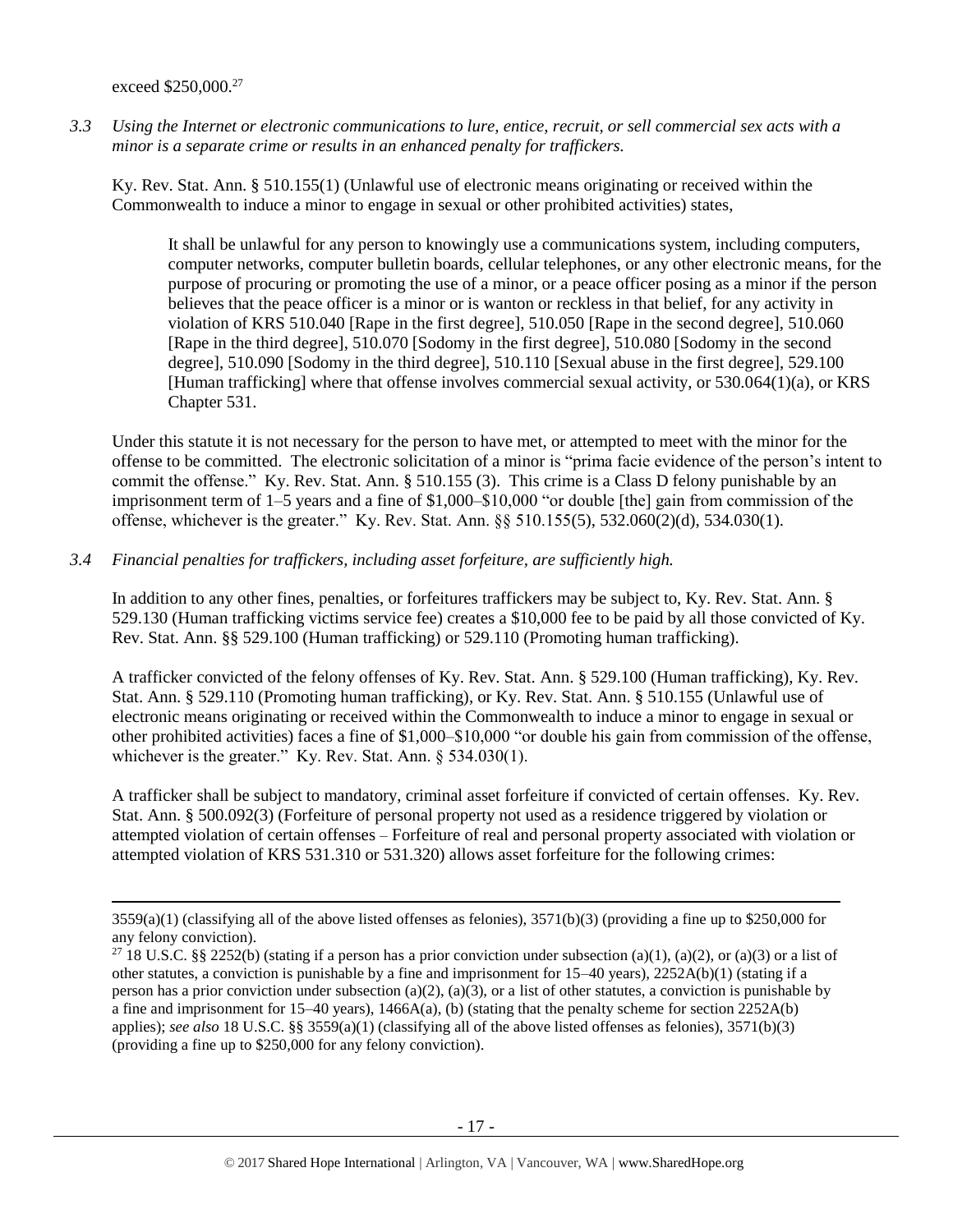exceed $250,000.[27]

*3.3 Using the Internet or electronic communications to lure, entice, recruit, or sell commercial sex acts with a minor is a separate crime or results in an enhanced penalty for traffickers.*

Ky. Rev. Stat. Ann. § 510.155(1) (Unlawful use of electronic means originating or received within the Commonwealth to induce a minor to engage in sexual or other prohibited activities) states,

> It shall be unlawful for any person to knowingly use a communications system, including computers, computer networks, computer bulletin boards, cellular telephones, or any other electronic means, for the purpose of procuring or promoting the use of a minor, or a peace officer posing as a minor if the person believes that the peace officer is a minor or is wanton or reckless in that belief, for any activity in violation of KRS 510.040 [Rape in the first degree], 510.050 [Rape in the second degree], 510.060 [Rape in the third degree], 510.070 [Sodomy in the first degree], 510.080 [Sodomy in the second degree], 510.090 [Sodomy in the third degree], 510.110 [Sexual abuse in the first degree], 529.100 [Human trafficking] where that offense involves commercial sexual activity, or 530.064(1)(a), or KRS Chapter 531.

Under this statute it is not necessary for the person to have met, or attempted to meet with the minor for the offense to be committed. The electronic solicitation of a minor is "prima facie evidence of the person's intent to commit the offense." Ky. Rev. Stat. Ann. § 510.155 (3). This crime is a Class D felony punishable by an imprisonment term of 1–5 years and a fine of $1,000–$10,000 "or double [the] gain from commission of the offense, whichever is the greater." Ky. Rev. Stat. Ann. §§ 510.155(5), 532.060(2)(d), 534.030(1).

*3.4 Financial penalties for traffickers, including asset forfeiture, are sufficiently high.*

In addition to any other fines, penalties, or forfeitures traffickers may be subject to, Ky. Rev. Stat. Ann. § 529.130 (Human trafficking victims service fee) creates a $10,000 fee to be paid by all those convicted of Ky. Rev. Stat. Ann. §§ 529.100 (Human trafficking) or 529.110 (Promoting human trafficking).

A trafficker convicted of the felony offenses of Ky. Rev. Stat. Ann. § 529.100 (Human trafficking), Ky. Rev. Stat. Ann. § 529.110 (Promoting human trafficking), or Ky. Rev. Stat. Ann. § 510.155 (Unlawful use of electronic means originating or received within the Commonwealth to induce a minor to engage in sexual or other prohibited activities) faces a fine of $1,000–$10,000 "or double his gain from commission of the offense, whichever is the greater." Ky. Rev. Stat. Ann. § 534.030(1).

A trafficker shall be subject to mandatory, criminal asset forfeiture if convicted of certain offenses. Ky. Rev. Stat. Ann. § 500.092(3) (Forfeiture of personal property not used as a residence triggered by violation or attempted violation of certain offenses – Forfeiture of real and personal property associated with violation or attempted violation of KRS 531.310 or 531.320) allows asset forfeiture for the following crimes:

---

3559(a)(1) (classifying all of the above listed offenses as felonies), 3571(b)(3) (providing a fine up to $250,000 for any felony conviction).

[27] 18 U.S.C. §§ 2252(b) (stating if a person has a prior conviction under subsection (a)(1), (a)(2), or (a)(3) or a list of other statutes, a conviction is punishable by a fine and imprisonment for 15–40 years), 2252A(b)(1) (stating if a person has a prior conviction under subsection (a)(2), (a)(3), or a list of other statutes, a conviction is punishable by a fine and imprisonment for 15–40 years), 1466A(a), (b) (stating that the penalty scheme for section 2252A(b) applies); *see also* 18 U.S.C. §§ 3559(a)(1) (classifying all of the above listed offenses as felonies), 3571(b)(3) (providing a fine up to $250,000 for any felony conviction).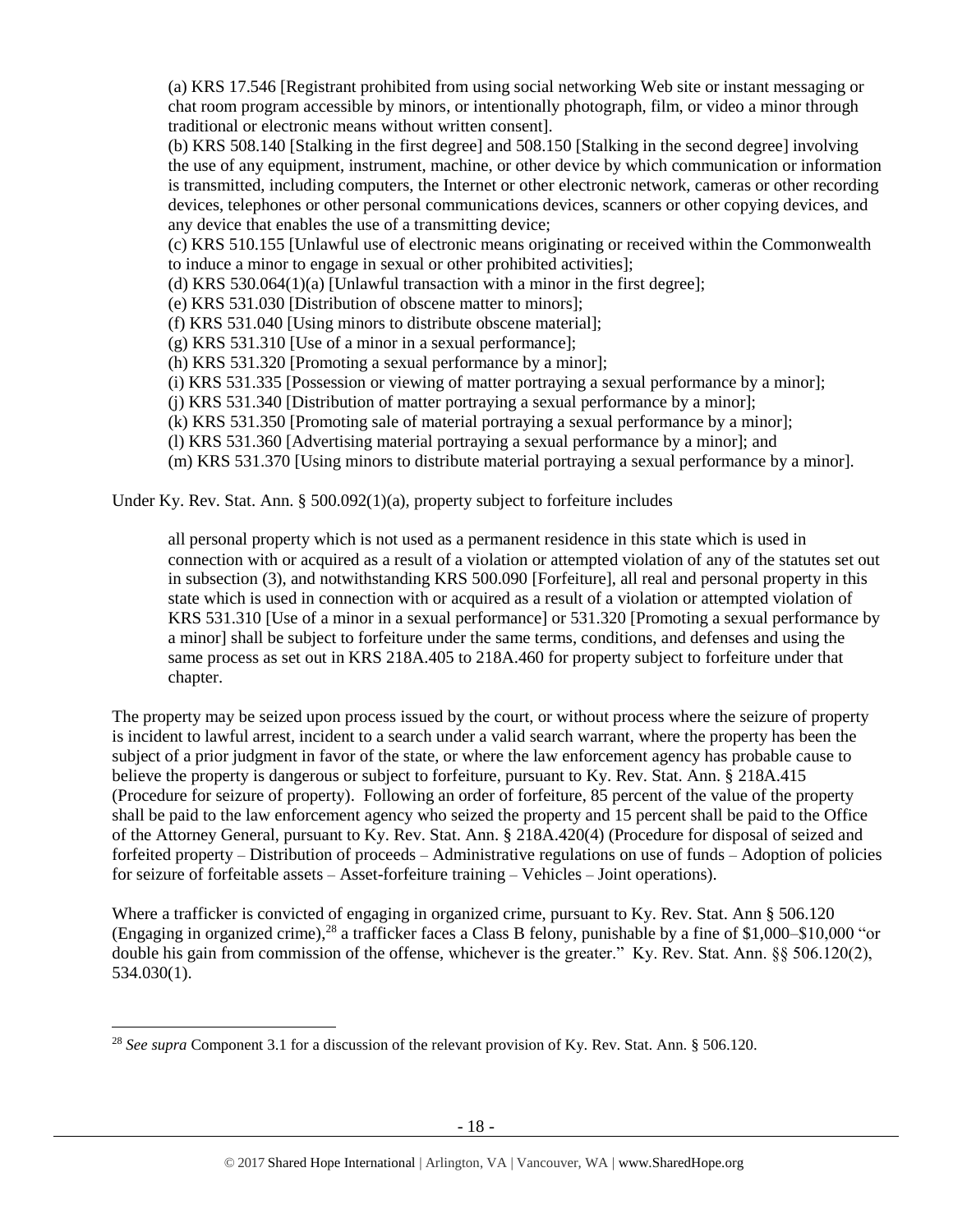(a) KRS 17.546 [Registrant prohibited from using social networking Web site or instant messaging or chat room program accessible by minors, or intentionally photograph, film, or video a minor through traditional or electronic means without written consent].

(b) KRS 508.140 [Stalking in the first degree] and 508.150 [Stalking in the second degree] involving the use of any equipment, instrument, machine, or other device by which communication or information is transmitted, including computers, the Internet or other electronic network, cameras or other recording devices, telephones or other personal communications devices, scanners or other copying devices, and any device that enables the use of a transmitting device;

(c) KRS 510.155 [Unlawful use of electronic means originating or received within the Commonwealth to induce a minor to engage in sexual or other prohibited activities];

(d) KRS 530.064(1)(a) [Unlawful transaction with a minor in the first degree];

(e) KRS 531.030 [Distribution of obscene matter to minors];

(f) KRS 531.040 [Using minors to distribute obscene material];

(g) KRS 531.310 [Use of a minor in a sexual performance];

(h) KRS 531.320 [Promoting a sexual performance by a minor];

(i) KRS 531.335 [Possession or viewing of matter portraying a sexual performance by a minor];

(j) KRS 531.340 [Distribution of matter portraying a sexual performance by a minor];

(k) KRS 531.350 [Promoting sale of material portraying a sexual performance by a minor];

(l) KRS 531.360 [Advertising material portraying a sexual performance by a minor]; and

(m) KRS 531.370 [Using minors to distribute material portraying a sexual performance by a minor].

Under Ky. Rev. Stat. Ann. § 500.092(1)(a), property subject to forfeiture includes

> all personal property which is not used as a permanent residence in this state which is used in connection with or acquired as a result of a violation or attempted violation of any of the statutes set out in subsection (3), and notwithstanding KRS 500.090 [Forfeiture], all real and personal property in this state which is used in connection with or acquired as a result of a violation or attempted violation of KRS 531.310 [Use of a minor in a sexual performance] or 531.320 [Promoting a sexual performance by a minor] shall be subject to forfeiture under the same terms, conditions, and defenses and using the same process as set out in KRS 218A.405 to 218A.460 for property subject to forfeiture under that chapter.

The property may be seized upon process issued by the court, or without process where the seizure of property is incident to lawful arrest, incident to a search under a valid search warrant, where the property has been the subject of a prior judgment in favor of the state, or where the law enforcement agency has probable cause to believe the property is dangerous or subject to forfeiture, pursuant to Ky. Rev. Stat. Ann. § 218A.415 (Procedure for seizure of property). Following an order of forfeiture, 85 percent of the value of the property shall be paid to the law enforcement agency who seized the property and 15 percent shall be paid to the Office of the Attorney General, pursuant to Ky. Rev. Stat. Ann. § 218A.420(4) (Procedure for disposal of seized and forfeited property – Distribution of proceeds – Administrative regulations on use of funds – Adoption of policies for seizure of forfeitable assets – Asset-forfeiture training – Vehicles – Joint operations).

Where a trafficker is convicted of engaging in organized crime, pursuant to Ky. Rev. Stat. Ann § 506.120 (Engaging in organized crime),[28] a trafficker faces a Class B felony, punishable by a fine of $1,000–$10,000 "or double his gain from commission of the offense, whichever is the greater." Ky. Rev. Stat. Ann. §§ 506.120(2), 534.030(1).

[28] *See supra* Component 3.1 for a discussion of the relevant provision of Ky. Rev. Stat. Ann. § 506.120.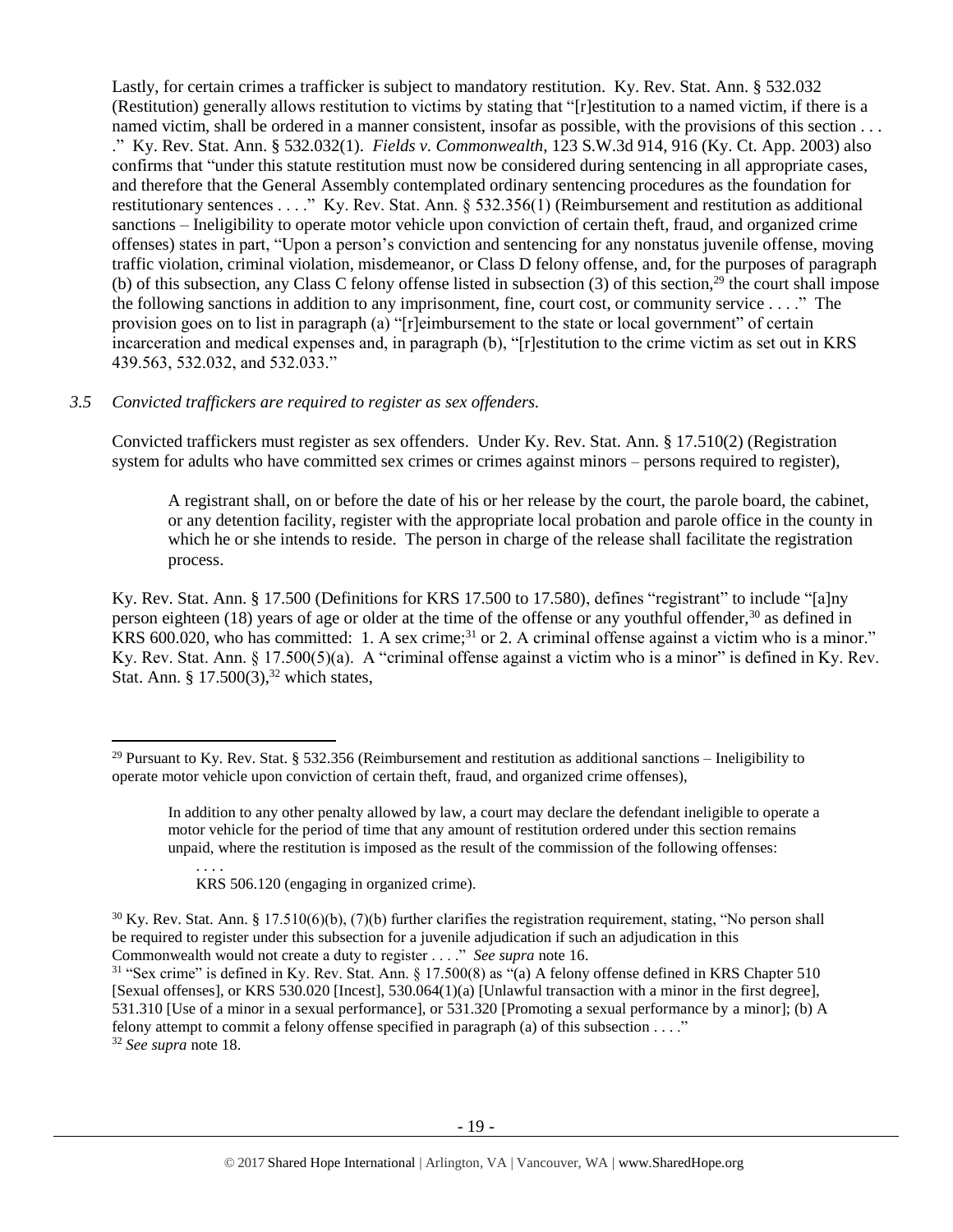Lastly, for certain crimes a trafficker is subject to mandatory restitution. Ky. Rev. Stat. Ann. § 532.032 (Restitution) generally allows restitution to victims by stating that "[r]estitution to a named victim, if there is a named victim, shall be ordered in a manner consistent, insofar as possible, with the provisions of this section . . . ." Ky. Rev. Stat. Ann. § 532.032(1). *Fields v. Commonwealth*, 123 S.W.3d 914, 916 (Ky. Ct. App. 2003) also confirms that "under this statute restitution must now be considered during sentencing in all appropriate cases, and therefore that the General Assembly contemplated ordinary sentencing procedures as the foundation for restitutionary sentences . . . ." Ky. Rev. Stat. Ann. § 532.356(1) (Reimbursement and restitution as additional sanctions – Ineligibility to operate motor vehicle upon conviction of certain theft, fraud, and organized crime offenses) states in part, "Upon a person's conviction and sentencing for any nonstatus juvenile offense, moving traffic violation, criminal violation, misdemeanor, or Class D felony offense, and, for the purposes of paragraph (b) of this subsection, any Class C felony offense listed in subsection (3) of this section,[29] the court shall impose the following sanctions in addition to any imprisonment, fine, court cost, or community service . . . ." The provision goes on to list in paragraph (a) "[r]eimbursement to the state or local government" of certain incarceration and medical expenses and, in paragraph (b), "[r]estitution to the crime victim as set out in KRS 439.563, 532.032, and 532.033."

*3.5 Convicted traffickers are required to register as sex offenders.*

Convicted traffickers must register as sex offenders. Under Ky. Rev. Stat. Ann. § 17.510(2) (Registration system for adults who have committed sex crimes or crimes against minors – persons required to register),

> A registrant shall, on or before the date of his or her release by the court, the parole board, the cabinet, or any detention facility, register with the appropriate local probation and parole office in the county in which he or she intends to reside. The person in charge of the release shall facilitate the registration process.

Ky. Rev. Stat. Ann. § 17.500 (Definitions for KRS 17.500 to 17.580), defines "registrant" to include "[a]ny person eighteen (18) years of age or older at the time of the offense or any youthful offender,[30] as defined in KRS 600.020, who has committed: 1. A sex crime;[31] or 2. A criminal offense against a victim who is a minor." Ky. Rev. Stat. Ann. § 17.500(5)(a). A "criminal offense against a victim who is a minor" is defined in Ky. Rev. Stat. Ann. § 17.500(3),[32] which states,

---

[29] Pursuant to Ky. Rev. Stat. § 532.356 (Reimbursement and restitution as additional sanctions – Ineligibility to operate motor vehicle upon conviction of certain theft, fraud, and organized crime offenses),

> In addition to any other penalty allowed by law, a court may declare the defendant ineligible to operate a motor vehicle for the period of time that any amount of restitution ordered under this section remains unpaid, where the restitution is imposed as the result of the commission of the following offenses:
>
> . . . .
>
> KRS 506.120 (engaging in organized crime).

[30] Ky. Rev. Stat. Ann. § 17.510(6)(b), (7)(b) further clarifies the registration requirement, stating, "No person shall be required to register under this subsection for a juvenile adjudication if such an adjudication in this Commonwealth would not create a duty to register . . . ." *See supra* note 16.

[31] "Sex crime" is defined in Ky. Rev. Stat. Ann. § 17.500(8) as "(a) A felony offense defined in KRS Chapter 510 [Sexual offenses], or KRS 530.020 [Incest], 530.064(1)(a) [Unlawful transaction with a minor in the first degree], 531.310 [Use of a minor in a sexual performance], or 531.320 [Promoting a sexual performance by a minor]; (b) A felony attempt to commit a felony offense specified in paragraph (a) of this subsection . . . ."

[32] *See supra* note 18.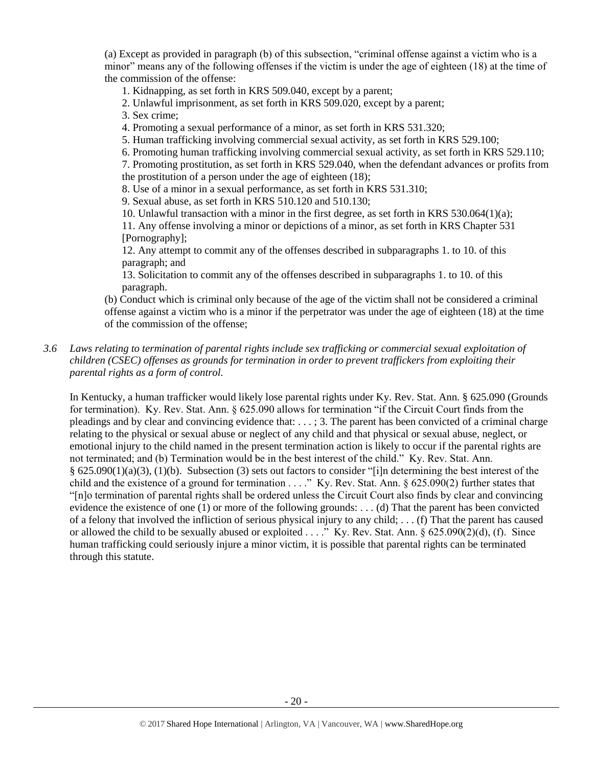(a) Except as provided in paragraph (b) of this subsection, "criminal offense against a victim who is a minor" means any of the following offenses if the victim is under the age of eighteen (18) at the time of the commission of the offense:

1. Kidnapping, as set forth in KRS 509.040, except by a parent;
2. Unlawful imprisonment, as set forth in KRS 509.020, except by a parent;
3. Sex crime;
4. Promoting a sexual performance of a minor, as set forth in KRS 531.320;
5. Human trafficking involving commercial sexual activity, as set forth in KRS 529.100;
6. Promoting human trafficking involving commercial sexual activity, as set forth in KRS 529.110;
7. Promoting prostitution, as set forth in KRS 529.040, when the defendant advances or profits from the prostitution of a person under the age of eighteen (18);
8. Use of a minor in a sexual performance, as set forth in KRS 531.310;
9. Sexual abuse, as set forth in KRS 510.120 and 510.130;
10. Unlawful transaction with a minor in the first degree, as set forth in KRS 530.064(1)(a);
11. Any offense involving a minor or depictions of a minor, as set forth in KRS Chapter 531 [Pornography];
12. Any attempt to commit any of the offenses described in subparagraphs 1. to 10. of this paragraph; and
13. Solicitation to commit any of the offenses described in subparagraphs 1. to 10. of this paragraph.

(b) Conduct which is criminal only because of the age of the victim shall not be considered a criminal offense against a victim who is a minor if the perpetrator was under the age of eighteen (18) at the time of the commission of the offense;

*3.6 Laws relating to termination of parental rights include sex trafficking or commercial sexual exploitation of children (CSEC) offenses as grounds for termination in order to prevent traffickers from exploiting their parental rights as a form of control.*

In Kentucky, a human trafficker would likely lose parental rights under Ky. Rev. Stat. Ann. § 625.090 (Grounds for termination). Ky. Rev. Stat. Ann. § 625.090 allows for termination "if the Circuit Court finds from the pleadings and by clear and convincing evidence that: . . . ; 3. The parent has been convicted of a criminal charge relating to the physical or sexual abuse or neglect of any child and that physical or sexual abuse, neglect, or emotional injury to the child named in the present termination action is likely to occur if the parental rights are not terminated; and (b) Termination would be in the best interest of the child." Ky. Rev. Stat. Ann. § 625.090(1)(a)(3), (1)(b). Subsection (3) sets out factors to consider "[i]n determining the best interest of the child and the existence of a ground for termination . . . ." Ky. Rev. Stat. Ann. § 625.090(2) further states that "[n]o termination of parental rights shall be ordered unless the Circuit Court also finds by clear and convincing evidence the existence of one (1) or more of the following grounds: . . . (d) That the parent has been convicted of a felony that involved the infliction of serious physical injury to any child; . . . (f) That the parent has caused or allowed the child to be sexually abused or exploited . . . ." Ky. Rev. Stat. Ann. § 625.090(2)(d), (f). Since human trafficking could seriously injure a minor victim, it is possible that parental rights can be terminated through this statute.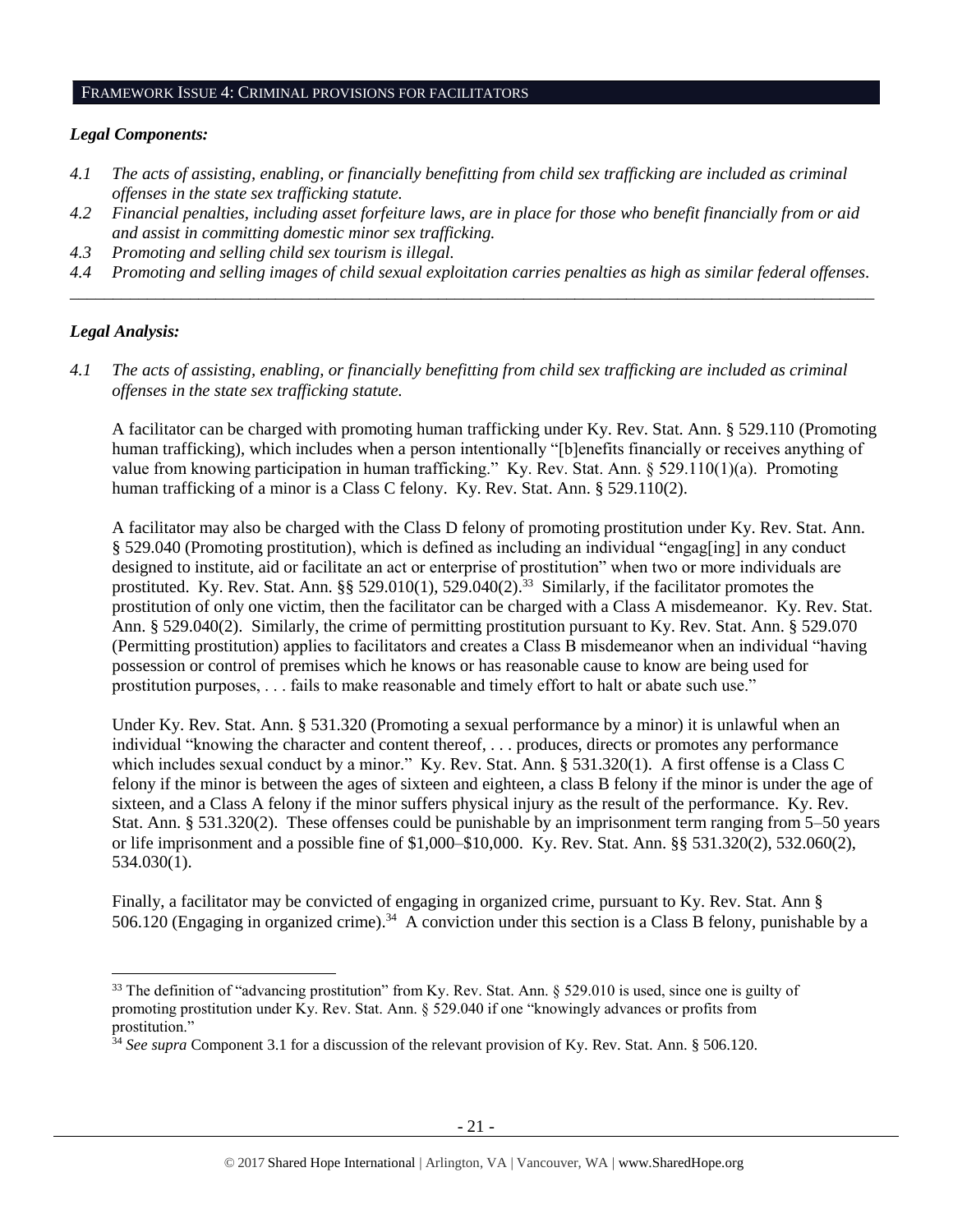## FRAMEWORK ISSUE 4: CRIMINAL PROVISIONS FOR FACILITATORS

### *Legal Components:*

*4.1 The acts of assisting, enabling, or financially benefitting from child sex trafficking are included as criminal offenses in the state sex trafficking statute.*

*4.2 Financial penalties, including asset forfeiture laws, are in place for those who benefit financially from or aid and assist in committing domestic minor sex trafficking.*

*4.3 Promoting and selling child sex tourism is illegal.*

*4.4 Promoting and selling images of child sexual exploitation carries penalties as high as similar federal offenses.*

---

### *Legal Analysis:*

*4.1 The acts of assisting, enabling, or financially benefitting from child sex trafficking are included as criminal offenses in the state sex trafficking statute.*

A facilitator can be charged with promoting human trafficking under Ky. Rev. Stat. Ann. § 529.110 (Promoting human trafficking), which includes when a person intentionally "[b]enefits financially or receives anything of value from knowing participation in human trafficking." Ky. Rev. Stat. Ann. § 529.110(1)(a). Promoting human trafficking of a minor is a Class C felony. Ky. Rev. Stat. Ann. § 529.110(2).

A facilitator may also be charged with the Class D felony of promoting prostitution under Ky. Rev. Stat. Ann. § 529.040 (Promoting prostitution), which is defined as including an individual "engag[ing] in any conduct designed to institute, aid or facilitate an act or enterprise of prostitution" when two or more individuals are prostituted. Ky. Rev. Stat. Ann. §§ 529.010(1), 529.040(2).[33] Similarly, if the facilitator promotes the prostitution of only one victim, then the facilitator can be charged with a Class A misdemeanor. Ky. Rev. Stat. Ann. § 529.040(2). Similarly, the crime of permitting prostitution pursuant to Ky. Rev. Stat. Ann. § 529.070 (Permitting prostitution) applies to facilitators and creates a Class B misdemeanor when an individual "having possession or control of premises which he knows or has reasonable cause to know are being used for prostitution purposes, . . . fails to make reasonable and timely effort to halt or abate such use."

Under Ky. Rev. Stat. Ann. § 531.320 (Promoting a sexual performance by a minor) it is unlawful when an individual "knowing the character and content thereof, . . . produces, directs or promotes any performance which includes sexual conduct by a minor." Ky. Rev. Stat. Ann. § 531.320(1). A first offense is a Class C felony if the minor is between the ages of sixteen and eighteen, a class B felony if the minor is under the age of sixteen, and a Class A felony if the minor suffers physical injury as the result of the performance. Ky. Rev. Stat. Ann. § 531.320(2). These offenses could be punishable by an imprisonment term ranging from 5–50 years or life imprisonment and a possible fine of $1,000–$10,000. Ky. Rev. Stat. Ann. §§ 531.320(2), 532.060(2), 534.030(1).

Finally, a facilitator may be convicted of engaging in organized crime, pursuant to Ky. Rev. Stat. Ann § 506.120 (Engaging in organized crime).[34] A conviction under this section is a Class B felony, punishable by a

---

[33] The definition of "advancing prostitution" from Ky. Rev. Stat. Ann. § 529.010 is used, since one is guilty of promoting prostitution under Ky. Rev. Stat. Ann. § 529.040 if one "knowingly advances or profits from prostitution."

[34] *See supra* Component 3.1 for a discussion of the relevant provision of Ky. Rev. Stat. Ann. § 506.120.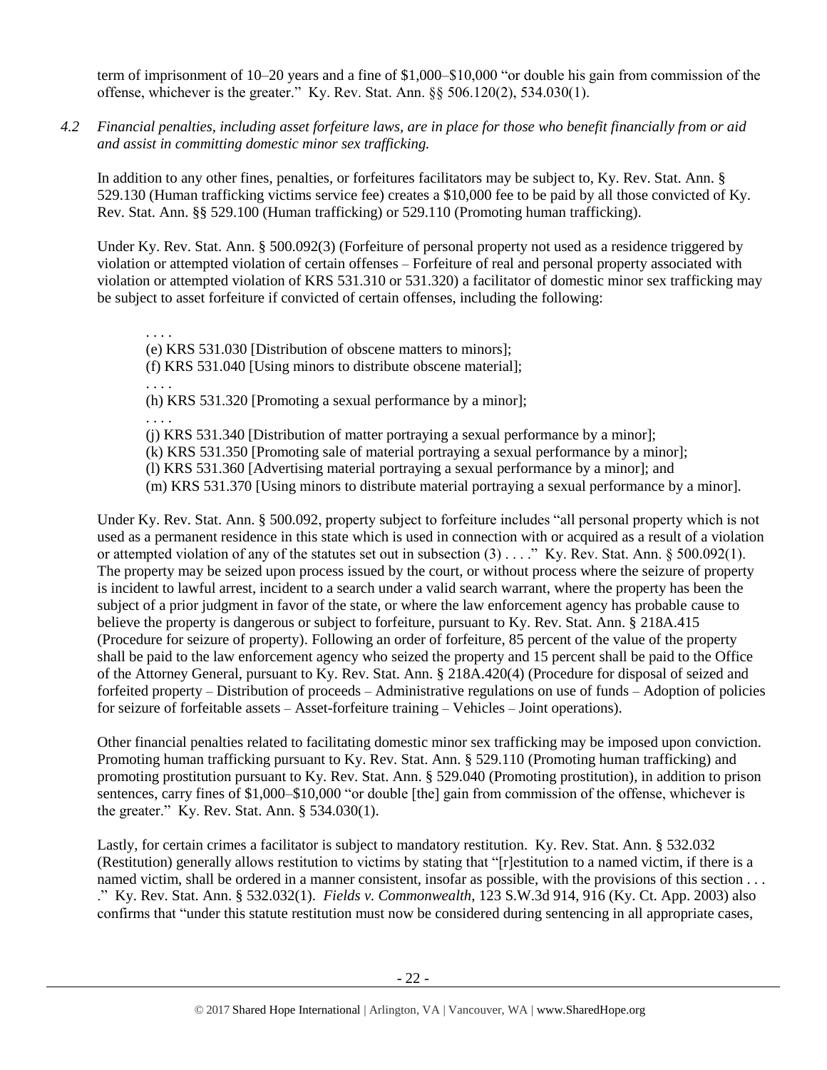term of imprisonment of 10–20 years and a fine of $1,000–$10,000 "or double his gain from commission of the offense, whichever is the greater." Ky. Rev. Stat. Ann. §§ 506.120(2), 534.030(1).

*4.2 Financial penalties, including asset forfeiture laws, are in place for those who benefit financially from or aid and assist in committing domestic minor sex trafficking.*

In addition to any other fines, penalties, or forfeitures facilitators may be subject to, Ky. Rev. Stat. Ann. § 529.130 (Human trafficking victims service fee) creates a $10,000 fee to be paid by all those convicted of Ky. Rev. Stat. Ann. §§ 529.100 (Human trafficking) or 529.110 (Promoting human trafficking).

Under Ky. Rev. Stat. Ann. § 500.092(3) (Forfeiture of personal property not used as a residence triggered by violation or attempted violation of certain offenses – Forfeiture of real and personal property associated with violation or attempted violation of KRS 531.310 or 531.320) a facilitator of domestic minor sex trafficking may be subject to asset forfeiture if convicted of certain offenses, including the following:

> . . . .
> (e) KRS 531.030 [Distribution of obscene matters to minors];
> (f) KRS 531.040 [Using minors to distribute obscene material];
> . . . .
> (h) KRS 531.320 [Promoting a sexual performance by a minor];
> . . . .
> (j) KRS 531.340 [Distribution of matter portraying a sexual performance by a minor];
> (k) KRS 531.350 [Promoting sale of material portraying a sexual performance by a minor];
> (l) KRS 531.360 [Advertising material portraying a sexual performance by a minor]; and
> (m) KRS 531.370 [Using minors to distribute material portraying a sexual performance by a minor].

Under Ky. Rev. Stat. Ann. § 500.092, property subject to forfeiture includes "all personal property which is not used as a permanent residence in this state which is used in connection with or acquired as a result of a violation or attempted violation of any of the statutes set out in subsection (3) . . . ." Ky. Rev. Stat. Ann. § 500.092(1). The property may be seized upon process issued by the court, or without process where the seizure of property is incident to lawful arrest, incident to a search under a valid search warrant, where the property has been the subject of a prior judgment in favor of the state, or where the law enforcement agency has probable cause to believe the property is dangerous or subject to forfeiture, pursuant to Ky. Rev. Stat. Ann. § 218A.415 (Procedure for seizure of property). Following an order of forfeiture, 85 percent of the value of the property shall be paid to the law enforcement agency who seized the property and 15 percent shall be paid to the Office of the Attorney General, pursuant to Ky. Rev. Stat. Ann. § 218A.420(4) (Procedure for disposal of seized and forfeited property – Distribution of proceeds – Administrative regulations on use of funds – Adoption of policies for seizure of forfeitable assets – Asset-forfeiture training – Vehicles – Joint operations).

Other financial penalties related to facilitating domestic minor sex trafficking may be imposed upon conviction. Promoting human trafficking pursuant to Ky. Rev. Stat. Ann. § 529.110 (Promoting human trafficking) and promoting prostitution pursuant to Ky. Rev. Stat. Ann. § 529.040 (Promoting prostitution), in addition to prison sentences, carry fines of $1,000–$10,000 "or double [the] gain from commission of the offense, whichever is the greater." Ky. Rev. Stat. Ann. § 534.030(1).

Lastly, for certain crimes a facilitator is subject to mandatory restitution. Ky. Rev. Stat. Ann. § 532.032 (Restitution) generally allows restitution to victims by stating that "[r]estitution to a named victim, if there is a named victim, shall be ordered in a manner consistent, insofar as possible, with the provisions of this section . . . ." Ky. Rev. Stat. Ann. § 532.032(1). *Fields v. Commonwealth*, 123 S.W.3d 914, 916 (Ky. Ct. App. 2003) also confirms that "under this statute restitution must now be considered during sentencing in all appropriate cases,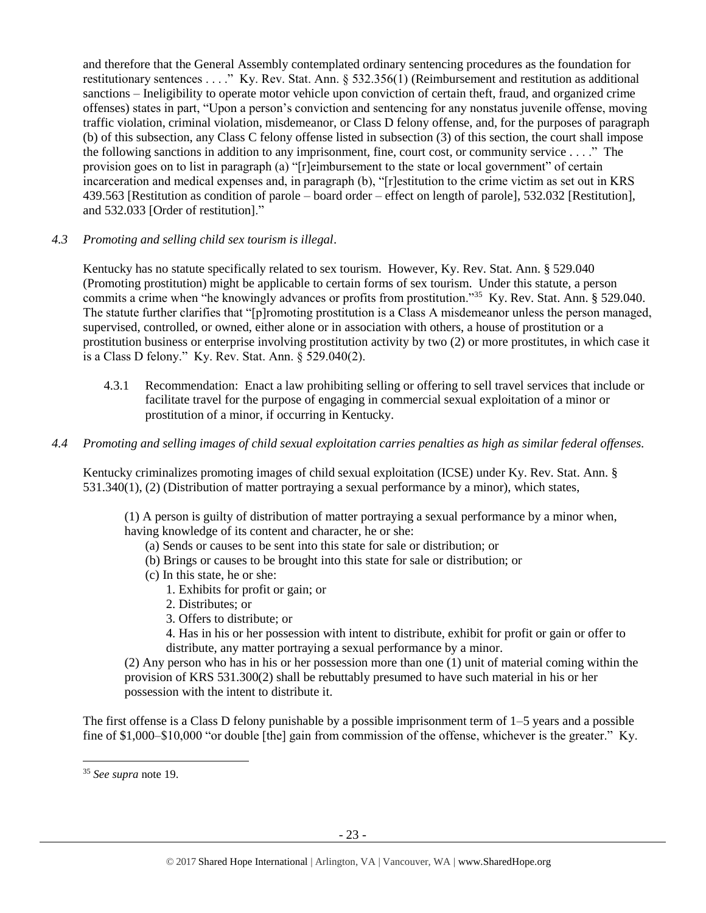and therefore that the General Assembly contemplated ordinary sentencing procedures as the foundation for restitutionary sentences . . . ." Ky. Rev. Stat. Ann. § 532.356(1) (Reimbursement and restitution as additional sanctions – Ineligibility to operate motor vehicle upon conviction of certain theft, fraud, and organized crime offenses) states in part, "Upon a person's conviction and sentencing for any nonstatus juvenile offense, moving traffic violation, criminal violation, misdemeanor, or Class D felony offense, and, for the purposes of paragraph (b) of this subsection, any Class C felony offense listed in subsection (3) of this section, the court shall impose the following sanctions in addition to any imprisonment, fine, court cost, or community service . . . ." The provision goes on to list in paragraph (a) "[r]eimbursement to the state or local government" of certain incarceration and medical expenses and, in paragraph (b), "[r]estitution to the crime victim as set out in KRS 439.563 [Restitution as condition of parole – board order – effect on length of parole], 532.032 [Restitution], and 532.033 [Order of restitution]."

*4.3 Promoting and selling child sex tourism is illegal*.

Kentucky has no statute specifically related to sex tourism. However, Ky. Rev. Stat. Ann. § 529.040 (Promoting prostitution) might be applicable to certain forms of sex tourism. Under this statute, a person commits a crime when "he knowingly advances or profits from prostitution."[35] Ky. Rev. Stat. Ann. § 529.040. The statute further clarifies that "[p]romoting prostitution is a Class A misdemeanor unless the person managed, supervised, controlled, or owned, either alone or in association with others, a house of prostitution or a prostitution business or enterprise involving prostitution activity by two (2) or more prostitutes, in which case it is a Class D felony." Ky. Rev. Stat. Ann. § 529.040(2).

4.3.1 Recommendation: Enact a law prohibiting selling or offering to sell travel services that include or facilitate travel for the purpose of engaging in commercial sexual exploitation of a minor or prostitution of a minor, if occurring in Kentucky.

*4.4 Promoting and selling images of child sexual exploitation carries penalties as high as similar federal offenses.*

Kentucky criminalizes promoting images of child sexual exploitation (ICSE) under Ky. Rev. Stat. Ann. § 531.340(1), (2) (Distribution of matter portraying a sexual performance by a minor), which states,

> (1) A person is guilty of distribution of matter portraying a sexual performance by a minor when, having knowledge of its content and character, he or she:
>
> (a) Sends or causes to be sent into this state for sale or distribution; or
>
> (b) Brings or causes to be brought into this state for sale or distribution; or
>
> (c) In this state, he or she:
>
> 1. Exhibits for profit or gain; or
> 2. Distributes; or
> 3. Offers to distribute; or
> 4. Has in his or her possession with intent to distribute, exhibit for profit or gain or offer to distribute, any matter portraying a sexual performance by a minor.
>
> (2) Any person who has in his or her possession more than one (1) unit of material coming within the provision of KRS 531.300(2) shall be rebuttably presumed to have such material in his or her possession with the intent to distribute it.

The first offense is a Class D felony punishable by a possible imprisonment term of 1–5 years and a possible fine of $1,000–$10,000 "or double [the] gain from commission of the offense, whichever is the greater." Ky.

[35] *See supra* note 19.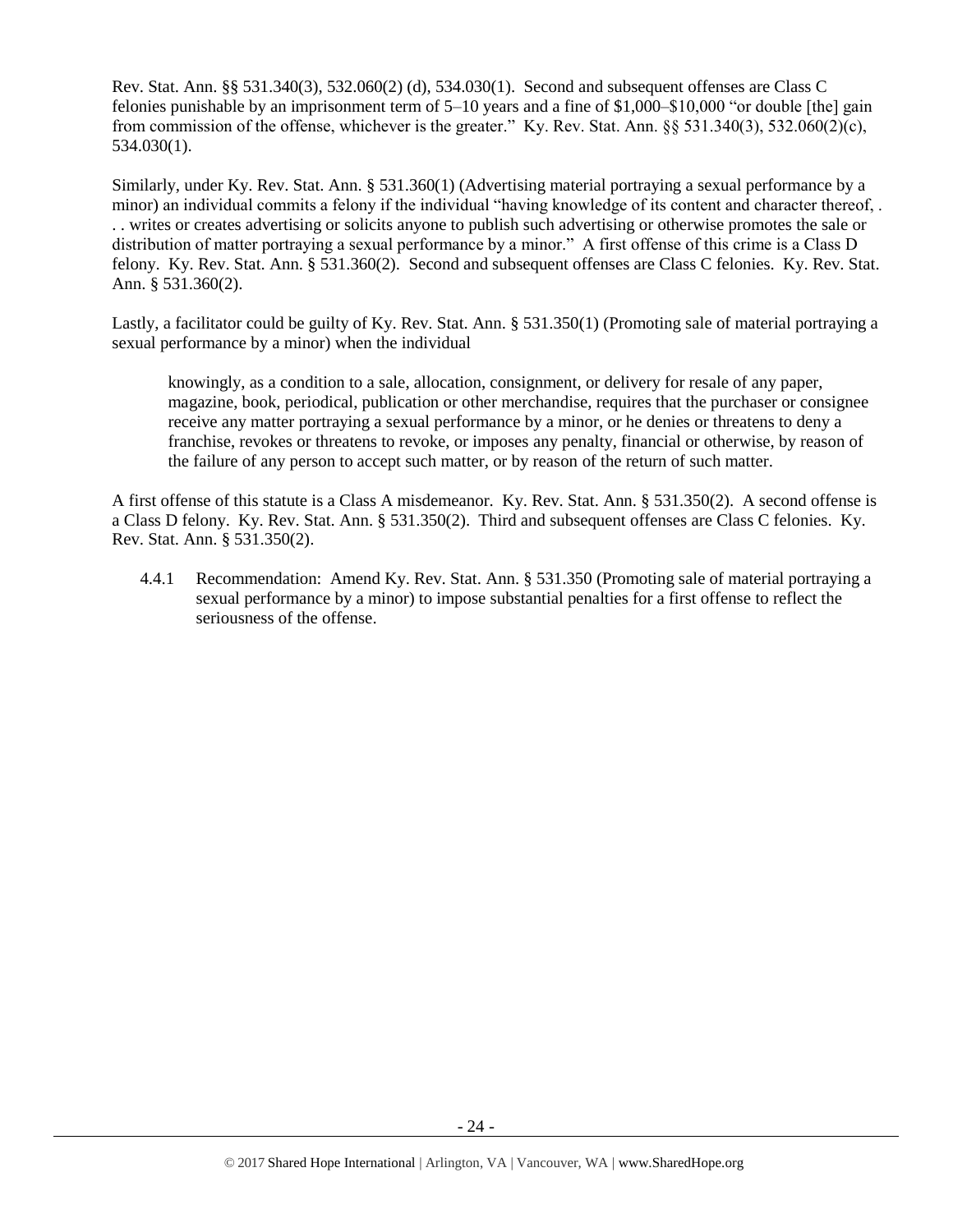Rev. Stat. Ann. §§ 531.340(3), 532.060(2) (d), 534.030(1). Second and subsequent offenses are Class C felonies punishable by an imprisonment term of 5–10 years and a fine of $1,000–$10,000 "or double [the] gain from commission of the offense, whichever is the greater." Ky. Rev. Stat. Ann. §§ 531.340(3), 532.060(2)(c), 534.030(1).

Similarly, under Ky. Rev. Stat. Ann. § 531.360(1) (Advertising material portraying a sexual performance by a minor) an individual commits a felony if the individual "having knowledge of its content and character thereof, . . . writes or creates advertising or solicits anyone to publish such advertising or otherwise promotes the sale or distribution of matter portraying a sexual performance by a minor." A first offense of this crime is a Class D felony. Ky. Rev. Stat. Ann. § 531.360(2). Second and subsequent offenses are Class C felonies. Ky. Rev. Stat. Ann. § 531.360(2).

Lastly, a facilitator could be guilty of Ky. Rev. Stat. Ann. § 531.350(1) (Promoting sale of material portraying a sexual performance by a minor) when the individual

> knowingly, as a condition to a sale, allocation, consignment, or delivery for resale of any paper, magazine, book, periodical, publication or other merchandise, requires that the purchaser or consignee receive any matter portraying a sexual performance by a minor, or he denies or threatens to deny a franchise, revokes or threatens to revoke, or imposes any penalty, financial or otherwise, by reason of the failure of any person to accept such matter, or by reason of the return of such matter.

A first offense of this statute is a Class A misdemeanor. Ky. Rev. Stat. Ann. § 531.350(2). A second offense is a Class D felony. Ky. Rev. Stat. Ann. § 531.350(2). Third and subsequent offenses are Class C felonies. Ky. Rev. Stat. Ann. § 531.350(2).

4.4.1 Recommendation: Amend Ky. Rev. Stat. Ann. § 531.350 (Promoting sale of material portraying a sexual performance by a minor) to impose substantial penalties for a first offense to reflect the seriousness of the offense.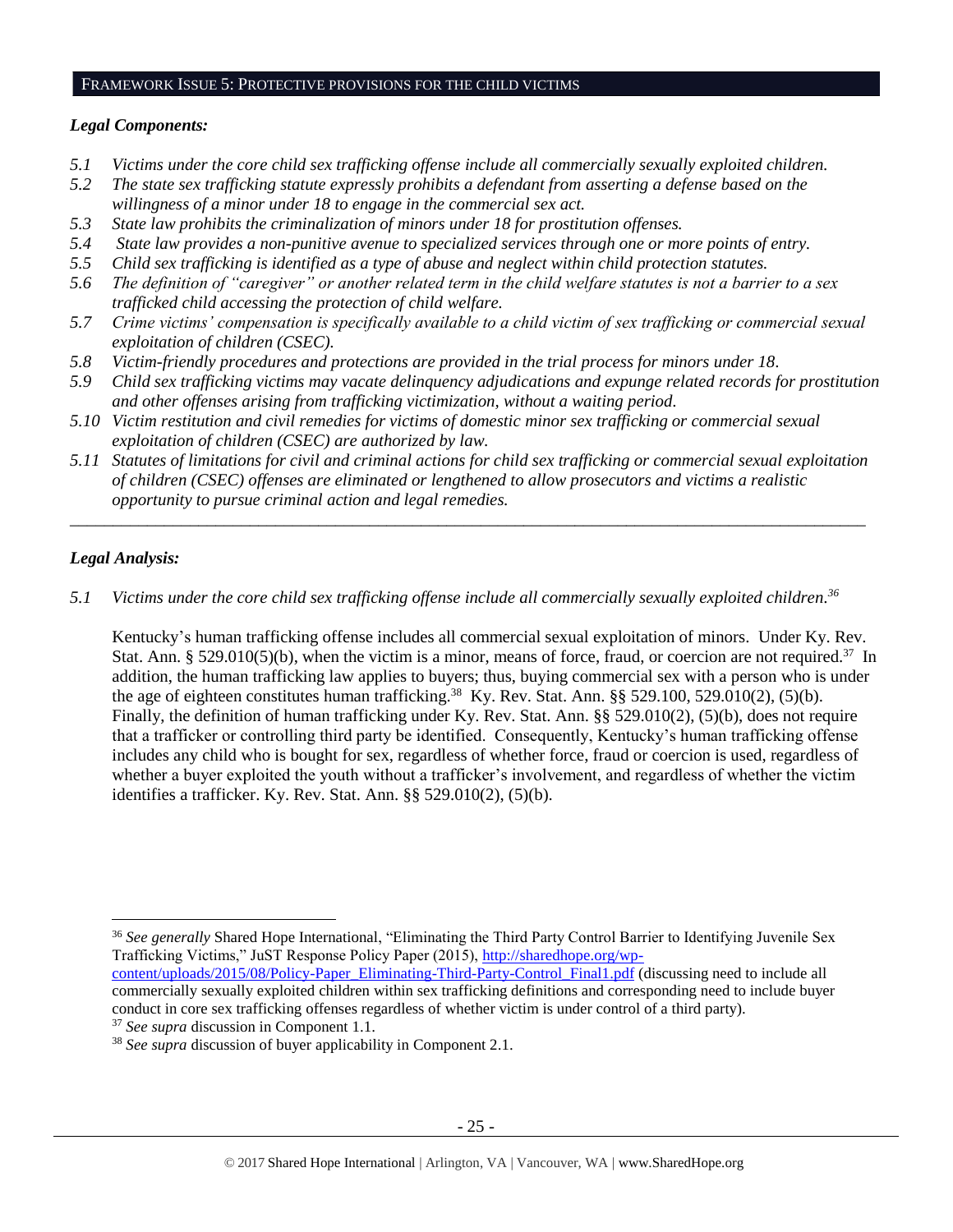## FRAMEWORK ISSUE 5: PROTECTIVE PROVISIONS FOR THE CHILD VICTIMS

### *Legal Components:*

- *5.1 Victims under the core child sex trafficking offense include all commercially sexually exploited children.*
- *5.2 The state sex trafficking statute expressly prohibits a defendant from asserting a defense based on the willingness of a minor under 18 to engage in the commercial sex act.*
- *5.3 State law prohibits the criminalization of minors under 18 for prostitution offenses.*
- *5.4 State law provides a non-punitive avenue to specialized services through one or more points of entry.*
- *5.5 Child sex trafficking is identified as a type of abuse and neglect within child protection statutes.*
- *5.6 The definition of "caregiver" or another related term in the child welfare statutes is not a barrier to a sex trafficked child accessing the protection of child welfare.*
- *5.7 Crime victims' compensation is specifically available to a child victim of sex trafficking or commercial sexual exploitation of children (CSEC).*
- *5.8 Victim-friendly procedures and protections are provided in the trial process for minors under 18.*
- *5.9 Child sex trafficking victims may vacate delinquency adjudications and expunge related records for prostitution and other offenses arising from trafficking victimization, without a waiting period.*
- *5.10 Victim restitution and civil remedies for victims of domestic minor sex trafficking or commercial sexual exploitation of children (CSEC) are authorized by law.*
- *5.11 Statutes of limitations for civil and criminal actions for child sex trafficking or commercial sexual exploitation of children (CSEC) offenses are eliminated or lengthened to allow prosecutors and victims a realistic opportunity to pursue criminal action and legal remedies.*

---

### *Legal Analysis:*

*5.1 Victims under the core child sex trafficking offense include all commercially sexually exploited children.*[36]

Kentucky's human trafficking offense includes all commercial sexual exploitation of minors. Under Ky. Rev. Stat. Ann. § 529.010(5)(b), when the victim is a minor, means of force, fraud, or coercion are not required.[37] In addition, the human trafficking law applies to buyers; thus, buying commercial sex with a person who is under the age of eighteen constitutes human trafficking.[38] Ky. Rev. Stat. Ann. §§ 529.100, 529.010(2), (5)(b). Finally, the definition of human trafficking under Ky. Rev. Stat. Ann. §§ 529.010(2), (5)(b), does not require that a trafficker or controlling third party be identified. Consequently, Kentucky's human trafficking offense includes any child who is bought for sex, regardless of whether force, fraud or coercion is used, regardless of whether a buyer exploited the youth without a trafficker's involvement, and regardless of whether the victim identifies a trafficker. Ky. Rev. Stat. Ann. §§ 529.010(2), (5)(b).

---

[36] *See generally* Shared Hope International, "Eliminating the Third Party Control Barrier to Identifying Juvenile Sex Trafficking Victims," JuST Response Policy Paper (2015), http://sharedhope.org/wp-content/uploads/2015/08/Policy-Paper_Eliminating-Third-Party-Control_Final1.pdf (discussing need to include all commercially sexually exploited children within sex trafficking definitions and corresponding need to include buyer conduct in core sex trafficking offenses regardless of whether victim is under control of a third party).

[37] *See supra* discussion in Component 1.1.

[38] *See supra* discussion of buyer applicability in Component 2.1.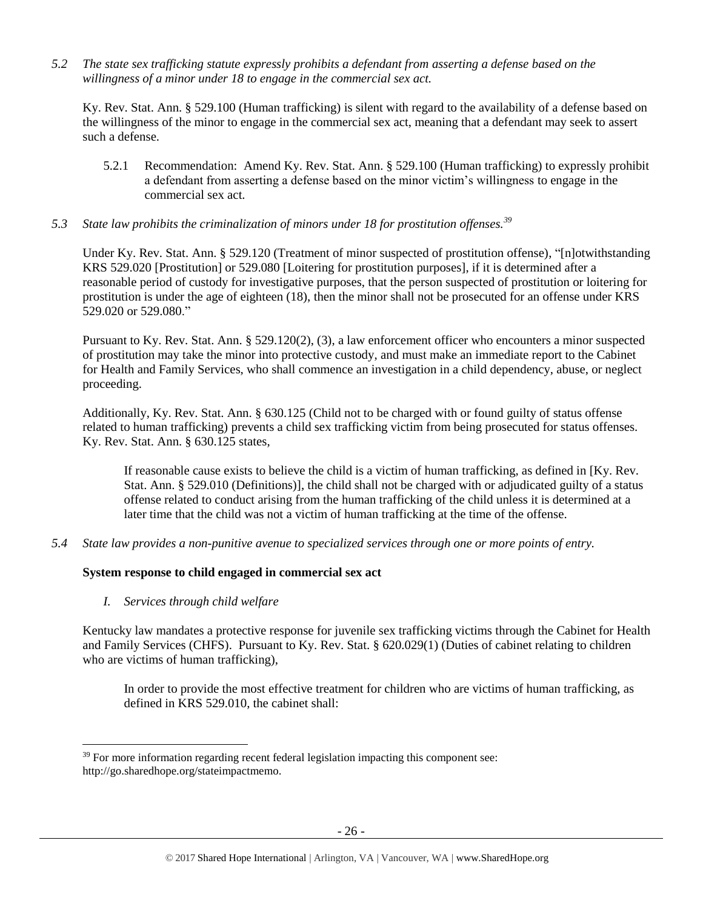*5.2 The state sex trafficking statute expressly prohibits a defendant from asserting a defense based on the willingness of a minor under 18 to engage in the commercial sex act.*

Ky. Rev. Stat. Ann. § 529.100 (Human trafficking) is silent with regard to the availability of a defense based on the willingness of the minor to engage in the commercial sex act, meaning that a defendant may seek to assert such a defense.

5.2.1 Recommendation: Amend Ky. Rev. Stat. Ann. § 529.100 (Human trafficking) to expressly prohibit a defendant from asserting a defense based on the minor victim's willingness to engage in the commercial sex act.

*5.3 State law prohibits the criminalization of minors under 18 for prostitution offenses.*[39]

Under Ky. Rev. Stat. Ann. § 529.120 (Treatment of minor suspected of prostitution offense), "[n]otwithstanding KRS 529.020 [Prostitution] or 529.080 [Loitering for prostitution purposes], if it is determined after a reasonable period of custody for investigative purposes, that the person suspected of prostitution or loitering for prostitution is under the age of eighteen (18), then the minor shall not be prosecuted for an offense under KRS 529.020 or 529.080."

Pursuant to Ky. Rev. Stat. Ann. § 529.120(2), (3), a law enforcement officer who encounters a minor suspected of prostitution may take the minor into protective custody, and must make an immediate report to the Cabinet for Health and Family Services, who shall commence an investigation in a child dependency, abuse, or neglect proceeding.

Additionally, Ky. Rev. Stat. Ann. § 630.125 (Child not to be charged with or found guilty of status offense related to human trafficking) prevents a child sex trafficking victim from being prosecuted for status offenses. Ky. Rev. Stat. Ann. § 630.125 states,

> If reasonable cause exists to believe the child is a victim of human trafficking, as defined in [Ky. Rev. Stat. Ann. § 529.010 (Definitions)], the child shall not be charged with or adjudicated guilty of a status offense related to conduct arising from the human trafficking of the child unless it is determined at a later time that the child was not a victim of human trafficking at the time of the offense.

*5.4 State law provides a non-punitive avenue to specialized services through one or more points of entry.*

**System response to child engaged in commercial sex act**

*I. Services through child welfare*

Kentucky law mandates a protective response for juvenile sex trafficking victims through the Cabinet for Health and Family Services (CHFS). Pursuant to Ky. Rev. Stat. § 620.029(1) (Duties of cabinet relating to children who are victims of human trafficking),

> In order to provide the most effective treatment for children who are victims of human trafficking, as defined in KRS 529.010, the cabinet shall:

[39] For more information regarding recent federal legislation impacting this component see: http://go.sharedhope.org/stateimpactmemo.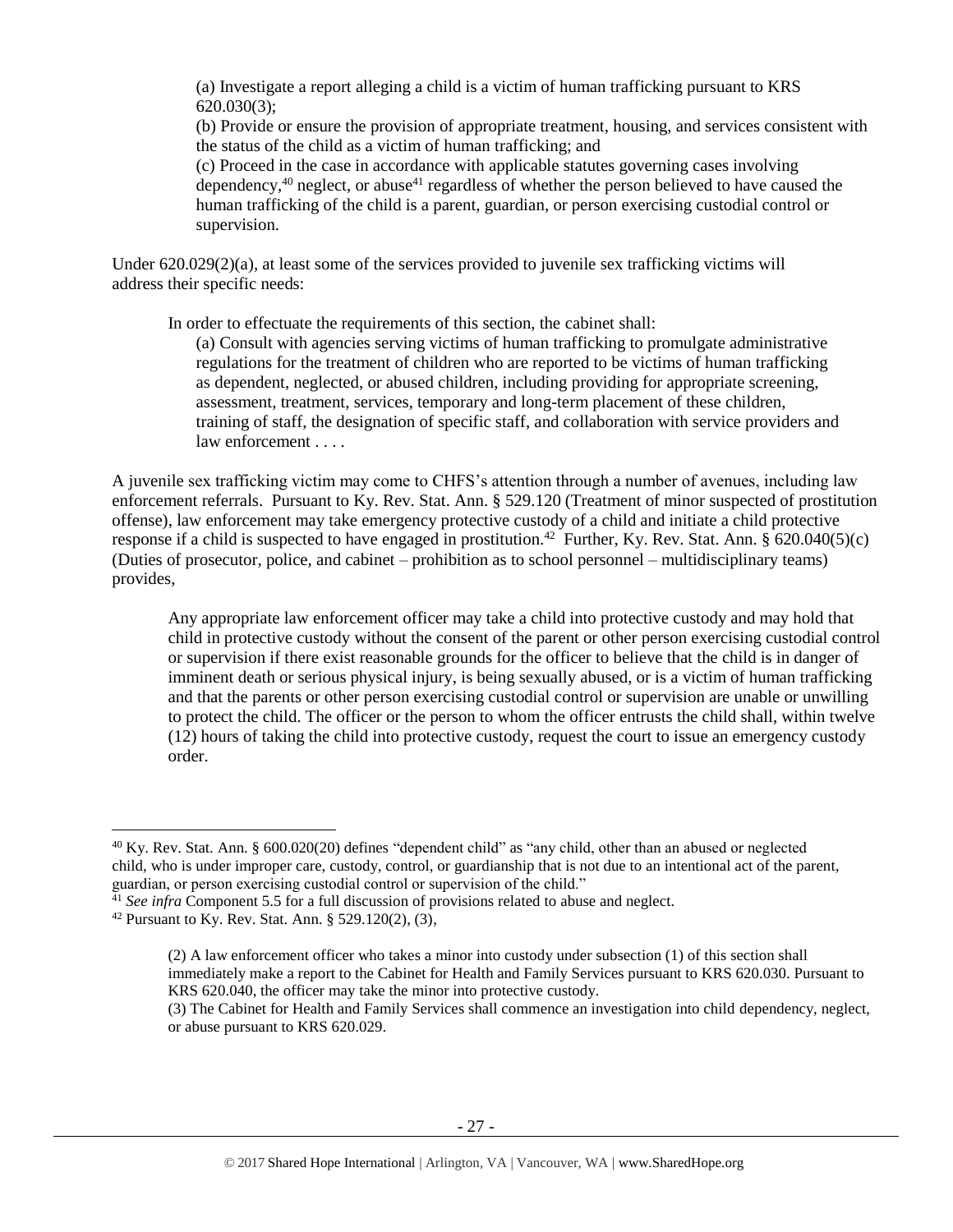(a) Investigate a report alleging a child is a victim of human trafficking pursuant to KRS 620.030(3);

(b) Provide or ensure the provision of appropriate treatment, housing, and services consistent with the status of the child as a victim of human trafficking; and

(c) Proceed in the case in accordance with applicable statutes governing cases involving dependency,[40] neglect, or abuse[41] regardless of whether the person believed to have caused the human trafficking of the child is a parent, guardian, or person exercising custodial control or supervision.

Under 620.029(2)(a), at least some of the services provided to juvenile sex trafficking victims will address their specific needs:

> In order to effectuate the requirements of this section, the cabinet shall:
>
> (a) Consult with agencies serving victims of human trafficking to promulgate administrative regulations for the treatment of children who are reported to be victims of human trafficking as dependent, neglected, or abused children, including providing for appropriate screening, assessment, treatment, services, temporary and long-term placement of these children, training of staff, the designation of specific staff, and collaboration with service providers and law enforcement . . . .

A juvenile sex trafficking victim may come to CHFS's attention through a number of avenues, including law enforcement referrals. Pursuant to Ky. Rev. Stat. Ann. § 529.120 (Treatment of minor suspected of prostitution offense), law enforcement may take emergency protective custody of a child and initiate a child protective response if a child is suspected to have engaged in prostitution.[42] Further, Ky. Rev. Stat. Ann. § 620.040(5)(c) (Duties of prosecutor, police, and cabinet – prohibition as to school personnel – multidisciplinary teams) provides,

> Any appropriate law enforcement officer may take a child into protective custody and may hold that child in protective custody without the consent of the parent or other person exercising custodial control or supervision if there exist reasonable grounds for the officer to believe that the child is in danger of imminent death or serious physical injury, is being sexually abused, or is a victim of human trafficking and that the parents or other person exercising custodial control or supervision are unable or unwilling to protect the child. The officer or the person to whom the officer entrusts the child shall, within twelve (12) hours of taking the child into protective custody, request the court to issue an emergency custody order.

---

[40] Ky. Rev. Stat. Ann. § 600.020(20) defines "dependent child" as "any child, other than an abused or neglected child, who is under improper care, custody, control, or guardianship that is not due to an intentional act of the parent, guardian, or person exercising custodial control or supervision of the child."

[41] *See infra* Component 5.5 for a full discussion of provisions related to abuse and neglect.

[42] Pursuant to Ky. Rev. Stat. Ann. § 529.120(2), (3),

> (2) A law enforcement officer who takes a minor into custody under subsection (1) of this section shall immediately make a report to the Cabinet for Health and Family Services pursuant to KRS 620.030. Pursuant to KRS 620.040, the officer may take the minor into protective custody.
>
> (3) The Cabinet for Health and Family Services shall commence an investigation into child dependency, neglect, or abuse pursuant to KRS 620.029.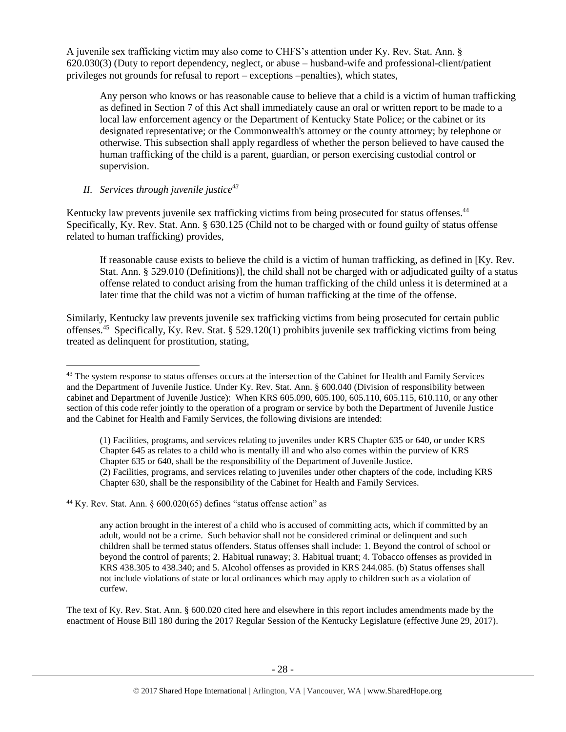A juvenile sex trafficking victim may also come to CHFS's attention under Ky. Rev. Stat. Ann. § 620.030(3) (Duty to report dependency, neglect, or abuse – husband-wife and professional-client/patient privileges not grounds for refusal to report – exceptions –penalties), which states,

> Any person who knows or has reasonable cause to believe that a child is a victim of human trafficking as defined in Section 7 of this Act shall immediately cause an oral or written report to be made to a local law enforcement agency or the Department of Kentucky State Police; or the cabinet or its designated representative; or the Commonwealth's attorney or the county attorney; by telephone or otherwise. This subsection shall apply regardless of whether the person believed to have caused the human trafficking of the child is a parent, guardian, or person exercising custodial control or supervision.

*II. Services through juvenile justice*[43]

Kentucky law prevents juvenile sex trafficking victims from being prosecuted for status offenses.[44] Specifically, Ky. Rev. Stat. Ann. § 630.125 (Child not to be charged with or found guilty of status offense related to human trafficking) provides,

> If reasonable cause exists to believe the child is a victim of human trafficking, as defined in [Ky. Rev. Stat. Ann. § 529.010 (Definitions)], the child shall not be charged with or adjudicated guilty of a status offense related to conduct arising from the human trafficking of the child unless it is determined at a later time that the child was not a victim of human trafficking at the time of the offense.

Similarly, Kentucky law prevents juvenile sex trafficking victims from being prosecuted for certain public offenses.[45] Specifically, Ky. Rev. Stat. § 529.120(1) prohibits juvenile sex trafficking victims from being treated as delinquent for prostitution, stating,

---

[43] The system response to status offenses occurs at the intersection of the Cabinet for Health and Family Services and the Department of Juvenile Justice. Under Ky. Rev. Stat. Ann. § 600.040 (Division of responsibility between cabinet and Department of Juvenile Justice): When KRS 605.090, 605.100, 605.110, 605.115, 610.110, or any other section of this code refer jointly to the operation of a program or service by both the Department of Juvenile Justice and the Cabinet for Health and Family Services, the following divisions are intended:

> (1) Facilities, programs, and services relating to juveniles under KRS Chapter 635 or 640, or under KRS Chapter 645 as relates to a child who is mentally ill and who also comes within the purview of KRS Chapter 635 or 640, shall be the responsibility of the Department of Juvenile Justice.
> (2) Facilities, programs, and services relating to juveniles under other chapters of the code, including KRS Chapter 630, shall be the responsibility of the Cabinet for Health and Family Services.

[44] Ky. Rev. Stat. Ann. § 600.020(65) defines "status offense action" as

> any action brought in the interest of a child who is accused of committing acts, which if committed by an adult, would not be a crime. Such behavior shall not be considered criminal or delinquent and such children shall be termed status offenders. Status offenses shall include: 1. Beyond the control of school or beyond the control of parents; 2. Habitual runaway; 3. Habitual truant; 4. Tobacco offenses as provided in KRS 438.305 to 438.340; and 5. Alcohol offenses as provided in KRS 244.085. (b) Status offenses shall not include violations of state or local ordinances which may apply to children such as a violation of curfew.

The text of Ky. Rev. Stat. Ann. § 600.020 cited here and elsewhere in this report includes amendments made by the enactment of House Bill 180 during the 2017 Regular Session of the Kentucky Legislature (effective June 29, 2017).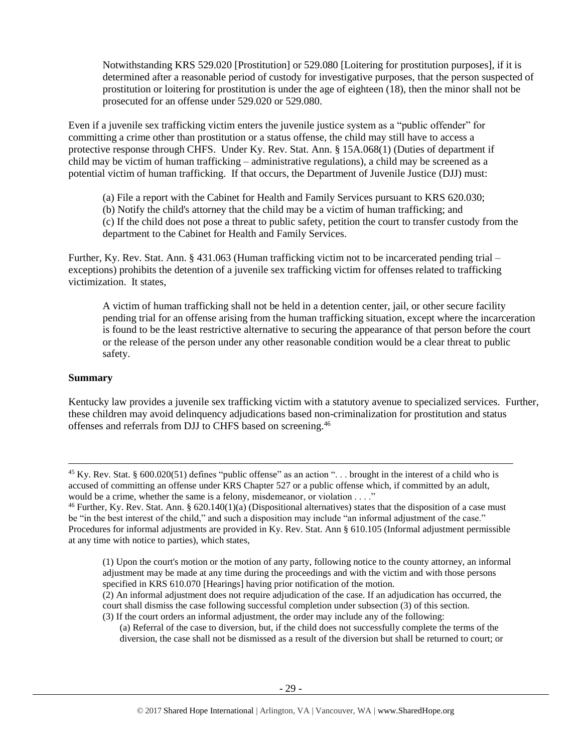> Notwithstanding KRS 529.020 [Prostitution] or 529.080 [Loitering for prostitution purposes], if it is determined after a reasonable period of custody for investigative purposes, that the person suspected of prostitution or loitering for prostitution is under the age of eighteen (18), then the minor shall not be prosecuted for an offense under 529.020 or 529.080.

Even if a juvenile sex trafficking victim enters the juvenile justice system as a "public offender" for committing a crime other than prostitution or a status offense, the child may still have to access a protective response through CHFS. Under Ky. Rev. Stat. Ann. § 15A.068(1) (Duties of department if child may be victim of human trafficking – administrative regulations), a child may be screened as a potential victim of human trafficking. If that occurs, the Department of Juvenile Justice (DJJ) must:

> (a) File a report with the Cabinet for Health and Family Services pursuant to KRS 620.030;
> (b) Notify the child's attorney that the child may be a victim of human trafficking; and
> (c) If the child does not pose a threat to public safety, petition the court to transfer custody from the department to the Cabinet for Health and Family Services.

Further, Ky. Rev. Stat. Ann. § 431.063 (Human trafficking victim not to be incarcerated pending trial – exceptions) prohibits the detention of a juvenile sex trafficking victim for offenses related to trafficking victimization. It states,

> A victim of human trafficking shall not be held in a detention center, jail, or other secure facility pending trial for an offense arising from the human trafficking situation, except where the incarceration is found to be the least restrictive alternative to securing the appearance of that person before the court or the release of the person under any other reasonable condition would be a clear threat to public safety.

**Summary**

Kentucky law provides a juvenile sex trafficking victim with a statutory avenue to specialized services. Further, these children may avoid delinquency adjudications based non-criminalization for prostitution and status offenses and referrals from DJJ to CHFS based on screening.[46]

---

[45] Ky. Rev. Stat. § 600.020(51) defines "public offense" as an action ". . . brought in the interest of a child who is accused of committing an offense under KRS Chapter 527 or a public offense which, if committed by an adult, would be a crime, whether the same is a felony, misdemeanor, or violation . . . ."

[46] Further, Ky. Rev. Stat. Ann. § 620.140(1)(a) (Dispositional alternatives) states that the disposition of a case must be "in the best interest of the child," and such a disposition may include "an informal adjustment of the case." Procedures for informal adjustments are provided in Ky. Rev. Stat. Ann § 610.105 (Informal adjustment permissible at any time with notice to parties), which states,

> (1) Upon the court's motion or the motion of any party, following notice to the county attorney, an informal adjustment may be made at any time during the proceedings and with the victim and with those persons specified in KRS 610.070 [Hearings] having prior notification of the motion.
> (2) An informal adjustment does not require adjudication of the case. If an adjudication has occurred, the court shall dismiss the case following successful completion under subsection (3) of this section.
> (3) If the court orders an informal adjustment, the order may include any of the following:
> (a) Referral of the case to diversion, but, if the child does not successfully complete the terms of the diversion, the case shall not be dismissed as a result of the diversion but shall be returned to court; or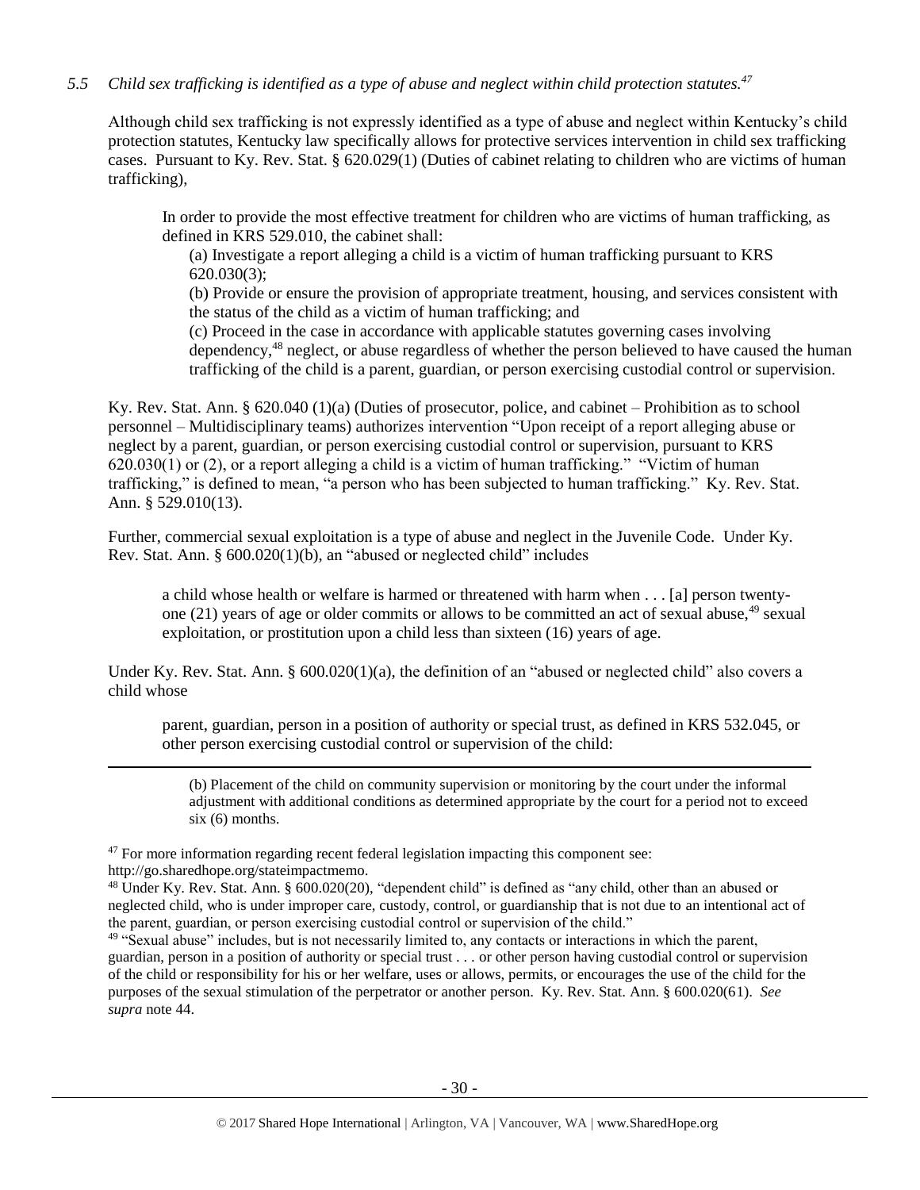*5.5 Child sex trafficking is identified as a type of abuse and neglect within child protection statutes.*[47]

Although child sex trafficking is not expressly identified as a type of abuse and neglect within Kentucky's child protection statutes, Kentucky law specifically allows for protective services intervention in child sex trafficking cases. Pursuant to Ky. Rev. Stat. § 620.029(1) (Duties of cabinet relating to children who are victims of human trafficking),

> In order to provide the most effective treatment for children who are victims of human trafficking, as defined in KRS 529.010, the cabinet shall:
>
> (a) Investigate a report alleging a child is a victim of human trafficking pursuant to KRS 620.030(3);
>
> (b) Provide or ensure the provision of appropriate treatment, housing, and services consistent with the status of the child as a victim of human trafficking; and
>
> (c) Proceed in the case in accordance with applicable statutes governing cases involving dependency,[48] neglect, or abuse regardless of whether the person believed to have caused the human trafficking of the child is a parent, guardian, or person exercising custodial control or supervision.

Ky. Rev. Stat. Ann. § 620.040 (1)(a) (Duties of prosecutor, police, and cabinet – Prohibition as to school personnel – Multidisciplinary teams) authorizes intervention "Upon receipt of a report alleging abuse or neglect by a parent, guardian, or person exercising custodial control or supervision, pursuant to KRS 620.030(1) or (2), or a report alleging a child is a victim of human trafficking." "Victim of human trafficking," is defined to mean, "a person who has been subjected to human trafficking." Ky. Rev. Stat. Ann. § 529.010(13).

Further, commercial sexual exploitation is a type of abuse and neglect in the Juvenile Code. Under Ky. Rev. Stat. Ann. § 600.020(1)(b), an "abused or neglected child" includes

> a child whose health or welfare is harmed or threatened with harm when . . . [a] person twenty-one (21) years of age or older commits or allows to be committed an act of sexual abuse,[49] sexual exploitation, or prostitution upon a child less than sixteen (16) years of age.

Under Ky. Rev. Stat. Ann. § 600.020(1)(a), the definition of an "abused or neglected child" also covers a child whose

> parent, guardian, person in a position of authority or special trust, as defined in KRS 532.045, or other person exercising custodial control or supervision of the child:

---

> (b) Placement of the child on community supervision or monitoring by the court under the informal adjustment with additional conditions as determined appropriate by the court for a period not to exceed six (6) months.

[47] For more information regarding recent federal legislation impacting this component see: http://go.sharedhope.org/stateimpactmemo.

[48] Under Ky. Rev. Stat. Ann. § 600.020(20), "dependent child" is defined as "any child, other than an abused or neglected child, who is under improper care, custody, control, or guardianship that is not due to an intentional act of the parent, guardian, or person exercising custodial control or supervision of the child."

[49] "Sexual abuse" includes, but is not necessarily limited to, any contacts or interactions in which the parent, guardian, person in a position of authority or special trust . . . or other person having custodial control or supervision of the child or responsibility for his or her welfare, uses or allows, permits, or encourages the use of the child for the purposes of the sexual stimulation of the perpetrator or another person. Ky. Rev. Stat. Ann. § 600.020(61). *See supra* note 44.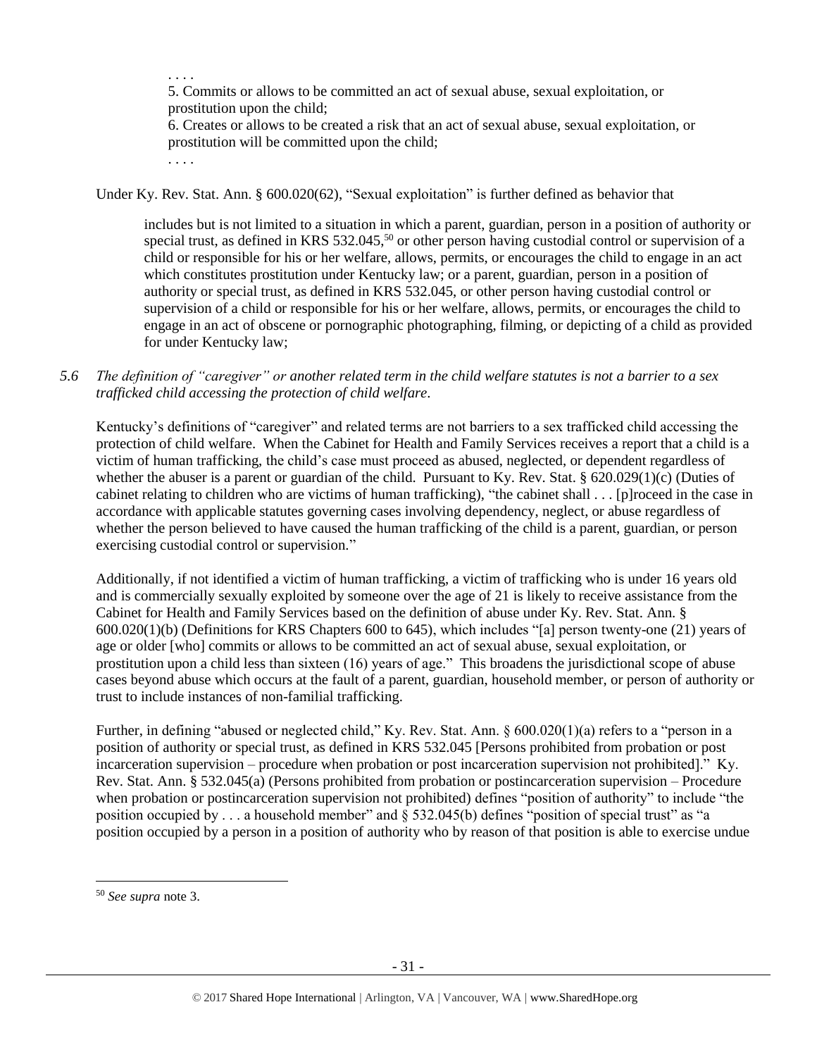> . . . .
> 5. Commits or allows to be committed an act of sexual abuse, sexual exploitation, or prostitution upon the child;
> 6. Creates or allows to be created a risk that an act of sexual abuse, sexual exploitation, or prostitution will be committed upon the child;
> . . . .

Under Ky. Rev. Stat. Ann. § 600.020(62), "Sexual exploitation" is further defined as behavior that

> includes but is not limited to a situation in which a parent, guardian, person in a position of authority or special trust, as defined in KRS 532.045,[50] or other person having custodial control or supervision of a child or responsible for his or her welfare, allows, permits, or encourages the child to engage in an act which constitutes prostitution under Kentucky law; or a parent, guardian, person in a position of authority or special trust, as defined in KRS 532.045, or other person having custodial control or supervision of a child or responsible for his or her welfare, allows, permits, or encourages the child to engage in an act of obscene or pornographic photographing, filming, or depicting of a child as provided for under Kentucky law;

*5.6 The definition of "caregiver" or another related term in the child welfare statutes is not a barrier to a sex trafficked child accessing the protection of child welfare.*

Kentucky's definitions of "caregiver" and related terms are not barriers to a sex trafficked child accessing the protection of child welfare. When the Cabinet for Health and Family Services receives a report that a child is a victim of human trafficking, the child's case must proceed as abused, neglected, or dependent regardless of whether the abuser is a parent or guardian of the child. Pursuant to Ky. Rev. Stat. § 620.029(1)(c) (Duties of cabinet relating to children who are victims of human trafficking), "the cabinet shall . . . [p]roceed in the case in accordance with applicable statutes governing cases involving dependency, neglect, or abuse regardless of whether the person believed to have caused the human trafficking of the child is a parent, guardian, or person exercising custodial control or supervision."

Additionally, if not identified a victim of human trafficking, a victim of trafficking who is under 16 years old and is commercially sexually exploited by someone over the age of 21 is likely to receive assistance from the Cabinet for Health and Family Services based on the definition of abuse under Ky. Rev. Stat. Ann. § 600.020(1)(b) (Definitions for KRS Chapters 600 to 645), which includes "[a] person twenty-one (21) years of age or older [who] commits or allows to be committed an act of sexual abuse, sexual exploitation, or prostitution upon a child less than sixteen (16) years of age." This broadens the jurisdictional scope of abuse cases beyond abuse which occurs at the fault of a parent, guardian, household member, or person of authority or trust to include instances of non-familial trafficking.

Further, in defining "abused or neglected child," Ky. Rev. Stat. Ann. § 600.020(1)(a) refers to a "person in a position of authority or special trust, as defined in KRS 532.045 [Persons prohibited from probation or post incarceration supervision – procedure when probation or post incarceration supervision not prohibited]." Ky. Rev. Stat. Ann. § 532.045(a) (Persons prohibited from probation or postincarceration supervision – Procedure when probation or postincarceration supervision not prohibited) defines "position of authority" to include "the position occupied by . . . a household member" and § 532.045(b) defines "position of special trust" as "a position occupied by a person in a position of authority who by reason of that position is able to exercise undue

---

[50] *See supra* note 3.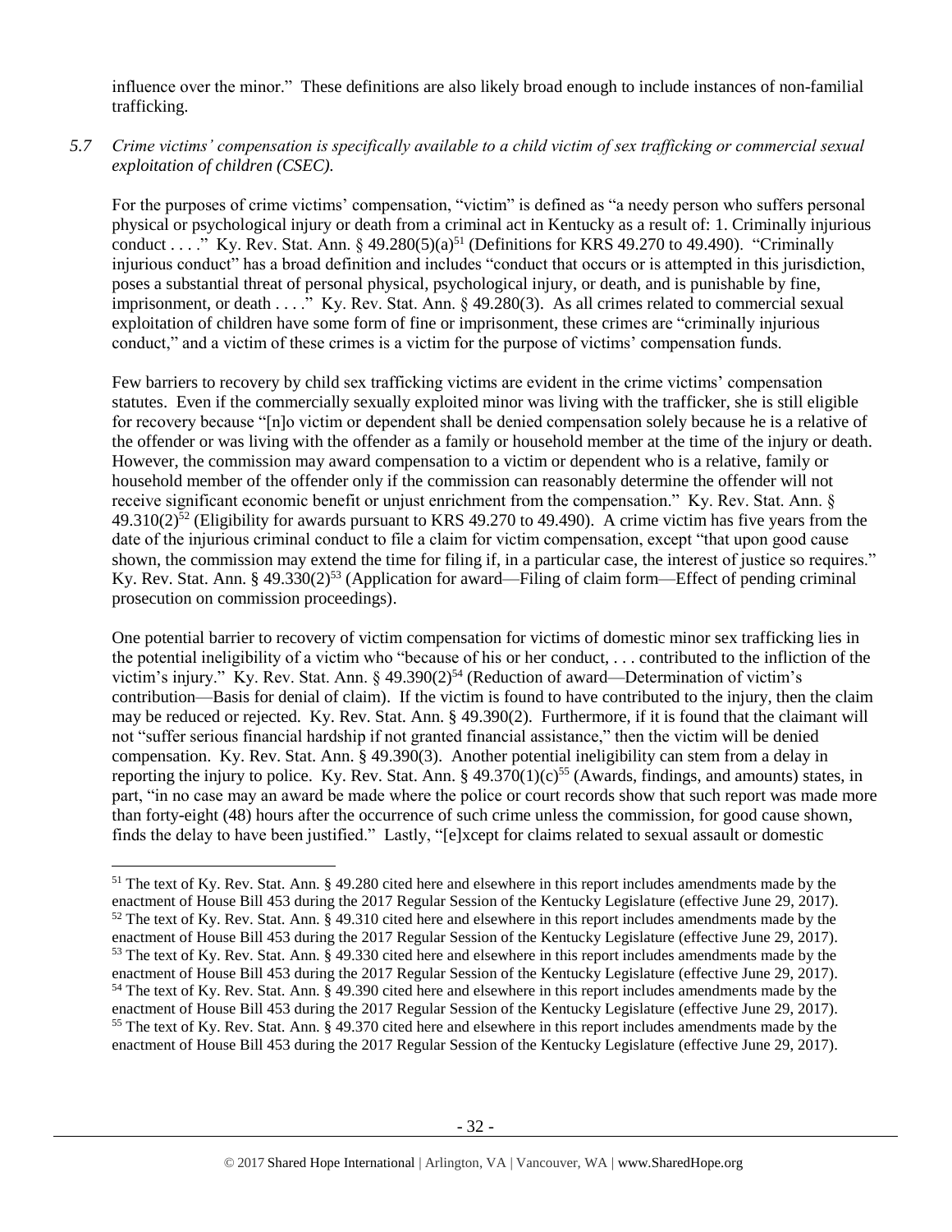influence over the minor." These definitions are also likely broad enough to include instances of non-familial trafficking.

*5.7 Crime victims' compensation is specifically available to a child victim of sex trafficking or commercial sexual exploitation of children (CSEC).*

For the purposes of crime victims' compensation, "victim" is defined as "a needy person who suffers personal physical or psychological injury or death from a criminal act in Kentucky as a result of: 1. Criminally injurious conduct . . . ." Ky. Rev. Stat. Ann. § 49.280(5)(a)[51] (Definitions for KRS 49.270 to 49.490). "Criminally injurious conduct" has a broad definition and includes "conduct that occurs or is attempted in this jurisdiction, poses a substantial threat of personal physical, psychological injury, or death, and is punishable by fine, imprisonment, or death . . . ." Ky. Rev. Stat. Ann. § 49.280(3). As all crimes related to commercial sexual exploitation of children have some form of fine or imprisonment, these crimes are "criminally injurious conduct," and a victim of these crimes is a victim for the purpose of victims' compensation funds.

Few barriers to recovery by child sex trafficking victims are evident in the crime victims' compensation statutes. Even if the commercially sexually exploited minor was living with the trafficker, she is still eligible for recovery because "[n]o victim or dependent shall be denied compensation solely because he is a relative of the offender or was living with the offender as a family or household member at the time of the injury or death. However, the commission may award compensation to a victim or dependent who is a relative, family or household member of the offender only if the commission can reasonably determine the offender will not receive significant economic benefit or unjust enrichment from the compensation." Ky. Rev. Stat. Ann. § 49.310(2)[52] (Eligibility for awards pursuant to KRS 49.270 to 49.490). A crime victim has five years from the date of the injurious criminal conduct to file a claim for victim compensation, except "that upon good cause shown, the commission may extend the time for filing if, in a particular case, the interest of justice so requires." Ky. Rev. Stat. Ann. § 49.330(2)[53] (Application for award—Filing of claim form—Effect of pending criminal prosecution on commission proceedings).

One potential barrier to recovery of victim compensation for victims of domestic minor sex trafficking lies in the potential ineligibility of a victim who "because of his or her conduct, . . . contributed to the infliction of the victim's injury." Ky. Rev. Stat. Ann. § 49.390(2)[54] (Reduction of award—Determination of victim's contribution—Basis for denial of claim). If the victim is found to have contributed to the injury, then the claim may be reduced or rejected. Ky. Rev. Stat. Ann. § 49.390(2). Furthermore, if it is found that the claimant will not "suffer serious financial hardship if not granted financial assistance," then the victim will be denied compensation. Ky. Rev. Stat. Ann. § 49.390(3). Another potential ineligibility can stem from a delay in reporting the injury to police. Ky. Rev. Stat. Ann. § 49.370(1)(c)[55] (Awards, findings, and amounts) states, in part, "in no case may an award be made where the police or court records show that such report was made more than forty-eight (48) hours after the occurrence of such crime unless the commission, for good cause shown, finds the delay to have been justified." Lastly, "[e]xcept for claims related to sexual assault or domestic

---

[51] The text of Ky. Rev. Stat. Ann. § 49.280 cited here and elsewhere in this report includes amendments made by the enactment of House Bill 453 during the 2017 Regular Session of the Kentucky Legislature (effective June 29, 2017).
[52] The text of Ky. Rev. Stat. Ann. § 49.310 cited here and elsewhere in this report includes amendments made by the enactment of House Bill 453 during the 2017 Regular Session of the Kentucky Legislature (effective June 29, 2017).
[53] The text of Ky. Rev. Stat. Ann. § 49.330 cited here and elsewhere in this report includes amendments made by the enactment of House Bill 453 during the 2017 Regular Session of the Kentucky Legislature (effective June 29, 2017).
[54] The text of Ky. Rev. Stat. Ann. § 49.390 cited here and elsewhere in this report includes amendments made by the enactment of House Bill 453 during the 2017 Regular Session of the Kentucky Legislature (effective June 29, 2017).
[55] The text of Ky. Rev. Stat. Ann. § 49.370 cited here and elsewhere in this report includes amendments made by the enactment of House Bill 453 during the 2017 Regular Session of the Kentucky Legislature (effective June 29, 2017).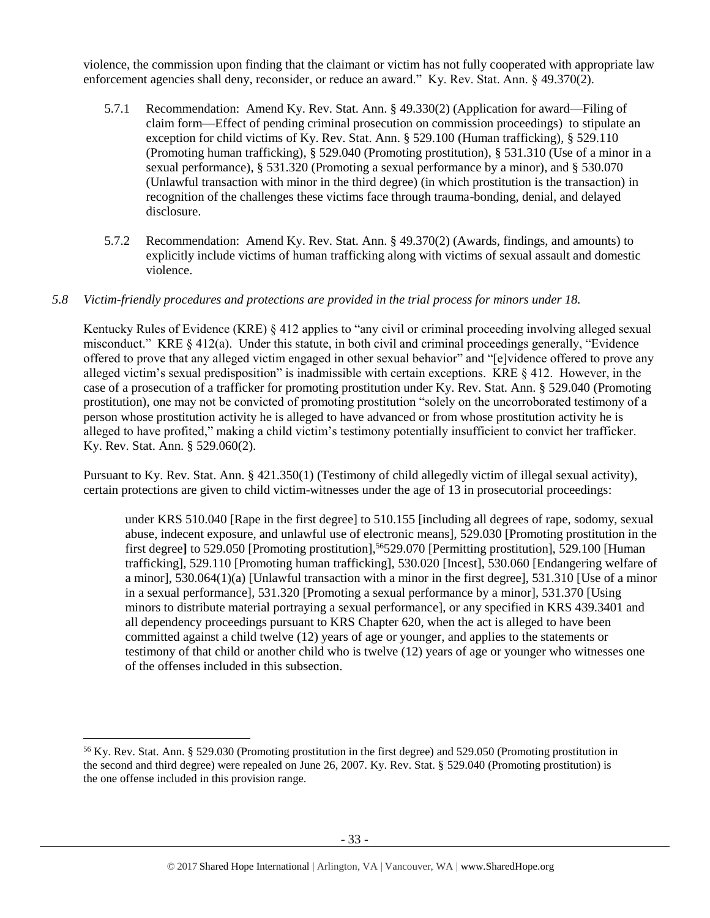violence, the commission upon finding that the claimant or victim has not fully cooperated with appropriate law enforcement agencies shall deny, reconsider, or reduce an award." Ky. Rev. Stat. Ann. § 49.370(2).

5.7.1 Recommendation: Amend Ky. Rev. Stat. Ann. § 49.330(2) (Application for award—Filing of claim form—Effect of pending criminal prosecution on commission proceedings) to stipulate an exception for child victims of Ky. Rev. Stat. Ann. § 529.100 (Human trafficking), § 529.110 (Promoting human trafficking), § 529.040 (Promoting prostitution), § 531.310 (Use of a minor in a sexual performance), § 531.320 (Promoting a sexual performance by a minor), and § 530.070 (Unlawful transaction with minor in the third degree) (in which prostitution is the transaction) in recognition of the challenges these victims face through trauma-bonding, denial, and delayed disclosure.

5.7.2 Recommendation: Amend Ky. Rev. Stat. Ann. § 49.370(2) (Awards, findings, and amounts) to explicitly include victims of human trafficking along with victims of sexual assault and domestic violence.

*5.8 Victim-friendly procedures and protections are provided in the trial process for minors under 18.*

Kentucky Rules of Evidence (KRE) § 412 applies to "any civil or criminal proceeding involving alleged sexual misconduct." KRE § 412(a). Under this statute, in both civil and criminal proceedings generally, "Evidence offered to prove that any alleged victim engaged in other sexual behavior" and "[e]vidence offered to prove any alleged victim's sexual predisposition" is inadmissible with certain exceptions. KRE § 412. However, in the case of a prosecution of a trafficker for promoting prostitution under Ky. Rev. Stat. Ann. § 529.040 (Promoting prostitution), one may not be convicted of promoting prostitution "solely on the uncorroborated testimony of a person whose prostitution activity he is alleged to have advanced or from whose prostitution activity he is alleged to have profited," making a child victim's testimony potentially insufficient to convict her trafficker. Ky. Rev. Stat. Ann. § 529.060(2).

Pursuant to Ky. Rev. Stat. Ann. § 421.350(1) (Testimony of child allegedly victim of illegal sexual activity), certain protections are given to child victim-witnesses under the age of 13 in prosecutorial proceedings:

> under KRS 510.040 [Rape in the first degree] to 510.155 [including all degrees of rape, sodomy, sexual abuse, indecent exposure, and unlawful use of electronic means], 529.030 [Promoting prostitution in the first degree] to 529.050 [Promoting prostitution],[56] 529.070 [Permitting prostitution], 529.100 [Human trafficking], 529.110 [Promoting human trafficking], 530.020 [Incest], 530.060 [Endangering welfare of a minor], 530.064(1)(a) [Unlawful transaction with a minor in the first degree], 531.310 [Use of a minor in a sexual performance], 531.320 [Promoting a sexual performance by a minor], 531.370 [Using minors to distribute material portraying a sexual performance], or any specified in KRS 439.3401 and all dependency proceedings pursuant to KRS Chapter 620, when the act is alleged to have been committed against a child twelve (12) years of age or younger, and applies to the statements or testimony of that child or another child who is twelve (12) years of age or younger who witnesses one of the offenses included in this subsection.

[56] Ky. Rev. Stat. Ann. § 529.030 (Promoting prostitution in the first degree) and 529.050 (Promoting prostitution in the second and third degree) were repealed on June 26, 2007. Ky. Rev. Stat. § 529.040 (Promoting prostitution) is the one offense included in this provision range.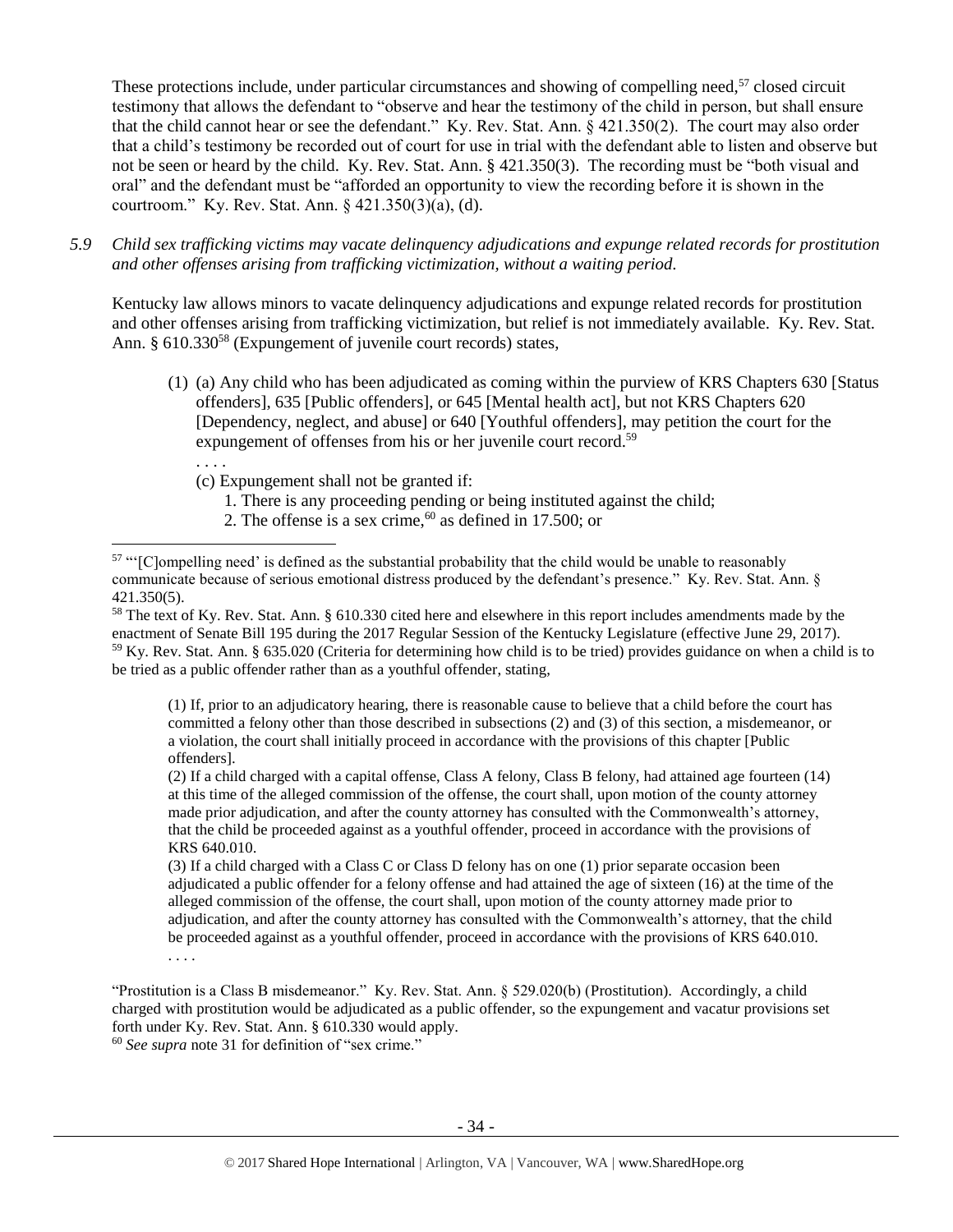These protections include, under particular circumstances and showing of compelling need,[57] closed circuit testimony that allows the defendant to "observe and hear the testimony of the child in person, but shall ensure that the child cannot hear or see the defendant." Ky. Rev. Stat. Ann. § 421.350(2). The court may also order that a child's testimony be recorded out of court for use in trial with the defendant able to listen and observe but not be seen or heard by the child. Ky. Rev. Stat. Ann. § 421.350(3). The recording must be "both visual and oral" and the defendant must be "afforded an opportunity to view the recording before it is shown in the courtroom." Ky. Rev. Stat. Ann. § 421.350(3)(a), (d).

*5.9 Child sex trafficking victims may vacate delinquency adjudications and expunge related records for prostitution and other offenses arising from trafficking victimization, without a waiting period.*

Kentucky law allows minors to vacate delinquency adjudications and expunge related records for prostitution and other offenses arising from trafficking victimization, but relief is not immediately available. Ky. Rev. Stat. Ann. § 610.330[58] (Expungement of juvenile court records) states,

> (1) (a) Any child who has been adjudicated as coming within the purview of KRS Chapters 630 [Status offenders], 635 [Public offenders], or 645 [Mental health act], but not KRS Chapters 620 [Dependency, neglect, and abuse] or 640 [Youthful offenders], may petition the court for the expungement of offenses from his or her juvenile court record.[59]
>
> . . . .
>
> (c) Expungement shall not be granted if:
>
> 1. There is any proceeding pending or being instituted against the child;
> 2. The offense is a sex crime,[60] as defined in 17.500; or

---

[57] "'[C]ompelling need' is defined as the substantial probability that the child would be unable to reasonably communicate because of serious emotional distress produced by the defendant's presence." Ky. Rev. Stat. Ann. § 421.350(5).

[58] The text of Ky. Rev. Stat. Ann. § 610.330 cited here and elsewhere in this report includes amendments made by the enactment of Senate Bill 195 during the 2017 Regular Session of the Kentucky Legislature (effective June 29, 2017).

[59] Ky. Rev. Stat. Ann. § 635.020 (Criteria for determining how child is to be tried) provides guidance on when a child is to be tried as a public offender rather than as a youthful offender, stating,

> (1) If, prior to an adjudicatory hearing, there is reasonable cause to believe that a child before the court has committed a felony other than those described in subsections (2) and (3) of this section, a misdemeanor, or a violation, the court shall initially proceed in accordance with the provisions of this chapter [Public offenders].
>
> (2) If a child charged with a capital offense, Class A felony, Class B felony, had attained age fourteen (14) at this time of the alleged commission of the offense, the court shall, upon motion of the county attorney made prior adjudication, and after the county attorney has consulted with the Commonwealth's attorney, that the child be proceeded against as a youthful offender, proceed in accordance with the provisions of KRS 640.010.
>
> (3) If a child charged with a Class C or Class D felony has on one (1) prior separate occasion been adjudicated a public offender for a felony offense and had attained the age of sixteen (16) at the time of the alleged commission of the offense, the court shall, upon motion of the county attorney made prior to adjudication, and after the county attorney has consulted with the Commonwealth's attorney, that the child be proceeded against as a youthful offender, proceed in accordance with the provisions of KRS 640.010.
>
> . . . .

"Prostitution is a Class B misdemeanor." Ky. Rev. Stat. Ann. § 529.020(b) (Prostitution). Accordingly, a child charged with prostitution would be adjudicated as a public offender, so the expungement and vacatur provisions set forth under Ky. Rev. Stat. Ann. § 610.330 would apply.

[60] *See supra* note 31 for definition of "sex crime."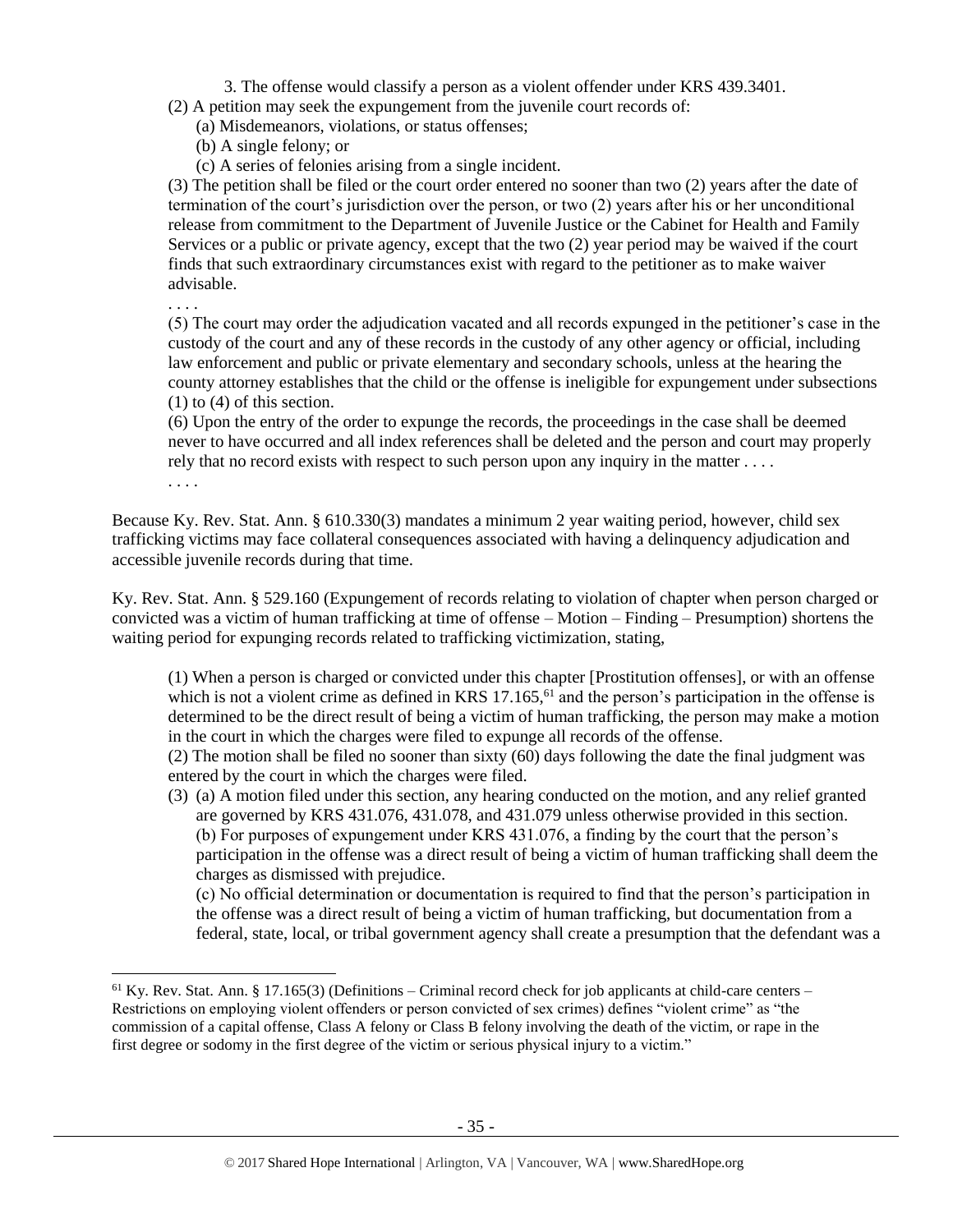3. The offense would classify a person as a violent offender under KRS 439.3401.

(2) A petition may seek the expungement from the juvenile court records of:

(a) Misdemeanors, violations, or status offenses;

(b) A single felony; or

(c) A series of felonies arising from a single incident.

(3) The petition shall be filed or the court order entered no sooner than two (2) years after the date of termination of the court's jurisdiction over the person, or two (2) years after his or her unconditional release from commitment to the Department of Juvenile Justice or the Cabinet for Health and Family Services or a public or private agency, except that the two (2) year period may be waived if the court finds that such extraordinary circumstances exist with regard to the petitioner as to make waiver advisable.

. . . .

(5) The court may order the adjudication vacated and all records expunged in the petitioner's case in the custody of the court and any of these records in the custody of any other agency or official, including law enforcement and public or private elementary and secondary schools, unless at the hearing the county attorney establishes that the child or the offense is ineligible for expungement under subsections (1) to (4) of this section.

(6) Upon the entry of the order to expunge the records, the proceedings in the case shall be deemed never to have occurred and all index references shall be deleted and the person and court may properly rely that no record exists with respect to such person upon any inquiry in the matter . . . .

. . . .

Because Ky. Rev. Stat. Ann. § 610.330(3) mandates a minimum 2 year waiting period, however, child sex trafficking victims may face collateral consequences associated with having a delinquency adjudication and accessible juvenile records during that time.

Ky. Rev. Stat. Ann. § 529.160 (Expungement of records relating to violation of chapter when person charged or convicted was a victim of human trafficking at time of offense – Motion – Finding – Presumption) shortens the waiting period for expunging records related to trafficking victimization, stating,

(1) When a person is charged or convicted under this chapter [Prostitution offenses], or with an offense which is not a violent crime as defined in KRS 17.165,[61] and the person's participation in the offense is determined to be the direct result of being a victim of human trafficking, the person may make a motion in the court in which the charges were filed to expunge all records of the offense.

(2) The motion shall be filed no sooner than sixty (60) days following the date the final judgment was entered by the court in which the charges were filed.

(3) (a) A motion filed under this section, any hearing conducted on the motion, and any relief granted are governed by KRS 431.076, 431.078, and 431.079 unless otherwise provided in this section.

(b) For purposes of expungement under KRS 431.076, a finding by the court that the person's participation in the offense was a direct result of being a victim of human trafficking shall deem the charges as dismissed with prejudice.

(c) No official determination or documentation is required to find that the person's participation in the offense was a direct result of being a victim of human trafficking, but documentation from a federal, state, local, or tribal government agency shall create a presumption that the defendant was a

---

[61] Ky. Rev. Stat. Ann. § 17.165(3) (Definitions – Criminal record check for job applicants at child-care centers – Restrictions on employing violent offenders or person convicted of sex crimes) defines "violent crime" as "the commission of a capital offense, Class A felony or Class B felony involving the death of the victim, or rape in the first degree or sodomy in the first degree of the victim or serious physical injury to a victim."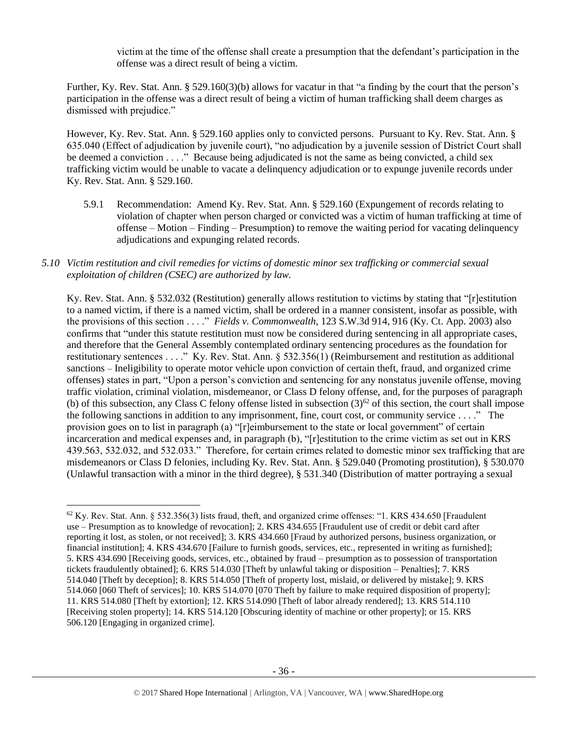victim at the time of the offense shall create a presumption that the defendant's participation in the offense was a direct result of being a victim.

Further, Ky. Rev. Stat. Ann. § 529.160(3)(b) allows for vacatur in that "a finding by the court that the person's participation in the offense was a direct result of being a victim of human trafficking shall deem charges as dismissed with prejudice."

However, Ky. Rev. Stat. Ann. § 529.160 applies only to convicted persons. Pursuant to Ky. Rev. Stat. Ann. § 635.040 (Effect of adjudication by juvenile court), "no adjudication by a juvenile session of District Court shall be deemed a conviction . . . ." Because being adjudicated is not the same as being convicted, a child sex trafficking victim would be unable to vacate a delinquency adjudication or to expunge juvenile records under Ky. Rev. Stat. Ann. § 529.160.

5.9.1 Recommendation: Amend Ky. Rev. Stat. Ann. § 529.160 (Expungement of records relating to violation of chapter when person charged or convicted was a victim of human trafficking at time of offense – Motion – Finding – Presumption) to remove the waiting period for vacating delinquency adjudications and expunging related records.

*5.10 Victim restitution and civil remedies for victims of domestic minor sex trafficking or commercial sexual exploitation of children (CSEC) are authorized by law.*

Ky. Rev. Stat. Ann. § 532.032 (Restitution) generally allows restitution to victims by stating that "[r]estitution to a named victim, if there is a named victim, shall be ordered in a manner consistent, insofar as possible, with the provisions of this section . . . ." *Fields v. Commonwealth*, 123 S.W.3d 914, 916 (Ky. Ct. App. 2003) also confirms that "under this statute restitution must now be considered during sentencing in all appropriate cases, and therefore that the General Assembly contemplated ordinary sentencing procedures as the foundation for restitutionary sentences . . . ." Ky. Rev. Stat. Ann. § 532.356(1) (Reimbursement and restitution as additional sanctions – Ineligibility to operate motor vehicle upon conviction of certain theft, fraud, and organized crime offenses) states in part, "Upon a person's conviction and sentencing for any nonstatus juvenile offense, moving traffic violation, criminal violation, misdemeanor, or Class D felony offense, and, for the purposes of paragraph (b) of this subsection, any Class C felony offense listed in subsection (3)[62] of this section, the court shall impose the following sanctions in addition to any imprisonment, fine, court cost, or community service . . . ." The provision goes on to list in paragraph (a) "[r]eimbursement to the state or local government" of certain incarceration and medical expenses and, in paragraph (b), "[r]estitution to the crime victim as set out in KRS 439.563, 532.032, and 532.033." Therefore, for certain crimes related to domestic minor sex trafficking that are misdemeanors or Class D felonies, including Ky. Rev. Stat. Ann. § 529.040 (Promoting prostitution), § 530.070 (Unlawful transaction with a minor in the third degree), § 531.340 (Distribution of matter portraying a sexual

---

[62] Ky. Rev. Stat. Ann. § 532.356(3) lists fraud, theft, and organized crime offenses: "1. KRS 434.650 [Fraudulent use – Presumption as to knowledge of revocation]; 2. KRS 434.655 [Fraudulent use of credit or debit card after reporting it lost, as stolen, or not received]; 3. KRS 434.660 [Fraud by authorized persons, business organization, or financial institution]; 4. KRS 434.670 [Failure to furnish goods, services, etc., represented in writing as furnished]; 5. KRS 434.690 [Receiving goods, services, etc., obtained by fraud – presumption as to possession of transportation tickets fraudulently obtained]; 6. KRS 514.030 [Theft by unlawful taking or disposition – Penalties]; 7. KRS 514.040 [Theft by deception]; 8. KRS 514.050 [Theft of property lost, mislaid, or delivered by mistake]; 9. KRS 514.060 [060 Theft of services]; 10. KRS 514.070 [070 Theft by failure to make required disposition of property]; 11. KRS 514.080 [Theft by extortion]; 12. KRS 514.090 [Theft of labor already rendered]; 13. KRS 514.110 [Receiving stolen property]; 14. KRS 514.120 [Obscuring identity of machine or other property]; or 15. KRS 506.120 [Engaging in organized crime].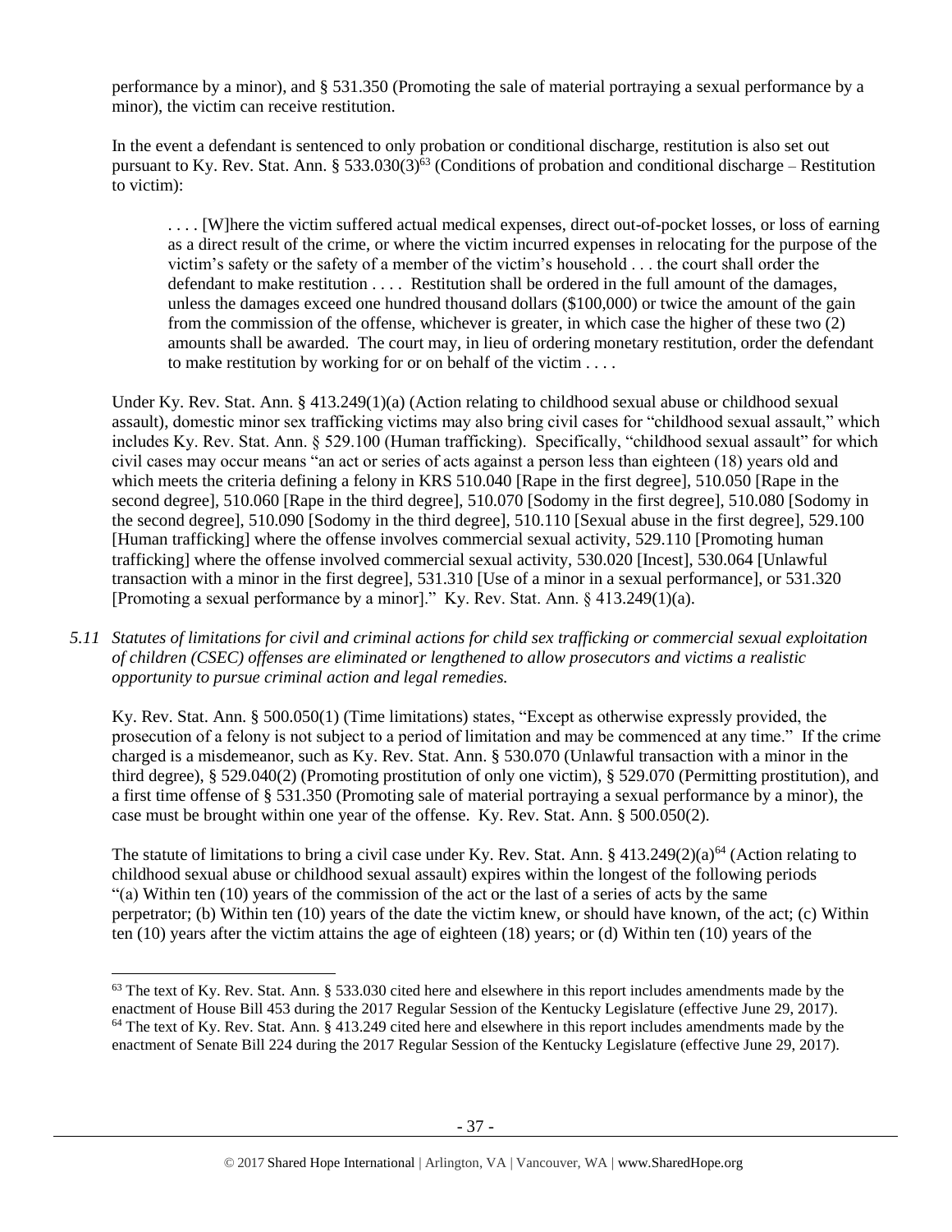performance by a minor), and § 531.350 (Promoting the sale of material portraying a sexual performance by a minor), the victim can receive restitution.

In the event a defendant is sentenced to only probation or conditional discharge, restitution is also set out pursuant to Ky. Rev. Stat. Ann. § 533.030(3)[63] (Conditions of probation and conditional discharge – Restitution to victim):

> . . . . [W]here the victim suffered actual medical expenses, direct out-of-pocket losses, or loss of earning as a direct result of the crime, or where the victim incurred expenses in relocating for the purpose of the victim's safety or the safety of a member of the victim's household . . . the court shall order the defendant to make restitution . . . . Restitution shall be ordered in the full amount of the damages, unless the damages exceed one hundred thousand dollars ($100,000) or twice the amount of the gain from the commission of the offense, whichever is greater, in which case the higher of these two (2) amounts shall be awarded. The court may, in lieu of ordering monetary restitution, order the defendant to make restitution by working for or on behalf of the victim . . . .

Under Ky. Rev. Stat. Ann. § 413.249(1)(a) (Action relating to childhood sexual abuse or childhood sexual assault), domestic minor sex trafficking victims may also bring civil cases for "childhood sexual assault," which includes Ky. Rev. Stat. Ann. § 529.100 (Human trafficking). Specifically, "childhood sexual assault" for which civil cases may occur means "an act or series of acts against a person less than eighteen (18) years old and which meets the criteria defining a felony in KRS 510.040 [Rape in the first degree], 510.050 [Rape in the second degree], 510.060 [Rape in the third degree], 510.070 [Sodomy in the first degree], 510.080 [Sodomy in the second degree], 510.090 [Sodomy in the third degree], 510.110 [Sexual abuse in the first degree], 529.100 [Human trafficking] where the offense involves commercial sexual activity, 529.110 [Promoting human trafficking] where the offense involved commercial sexual activity, 530.020 [Incest], 530.064 [Unlawful transaction with a minor in the first degree], 531.310 [Use of a minor in a sexual performance], or 531.320 [Promoting a sexual performance by a minor]." Ky. Rev. Stat. Ann. § 413.249(1)(a).

*5.11 Statutes of limitations for civil and criminal actions for child sex trafficking or commercial sexual exploitation of children (CSEC) offenses are eliminated or lengthened to allow prosecutors and victims a realistic opportunity to pursue criminal action and legal remedies.*

Ky. Rev. Stat. Ann. § 500.050(1) (Time limitations) states, "Except as otherwise expressly provided, the prosecution of a felony is not subject to a period of limitation and may be commenced at any time." If the crime charged is a misdemeanor, such as Ky. Rev. Stat. Ann. § 530.070 (Unlawful transaction with a minor in the third degree), § 529.040(2) (Promoting prostitution of only one victim), § 529.070 (Permitting prostitution), and a first time offense of § 531.350 (Promoting sale of material portraying a sexual performance by a minor), the case must be brought within one year of the offense. Ky. Rev. Stat. Ann. § 500.050(2).

The statute of limitations to bring a civil case under Ky. Rev. Stat. Ann. § 413.249(2)(a)[64] (Action relating to childhood sexual abuse or childhood sexual assault) expires within the longest of the following periods "(a) Within ten (10) years of the commission of the act or the last of a series of acts by the same perpetrator; (b) Within ten (10) years of the date the victim knew, or should have known, of the act; (c) Within ten (10) years after the victim attains the age of eighteen (18) years; or (d) Within ten (10) years of the

[63] The text of Ky. Rev. Stat. Ann. § 533.030 cited here and elsewhere in this report includes amendments made by the enactment of House Bill 453 during the 2017 Regular Session of the Kentucky Legislature (effective June 29, 2017).
[64] The text of Ky. Rev. Stat. Ann. § 413.249 cited here and elsewhere in this report includes amendments made by the enactment of Senate Bill 224 during the 2017 Regular Session of the Kentucky Legislature (effective June 29, 2017).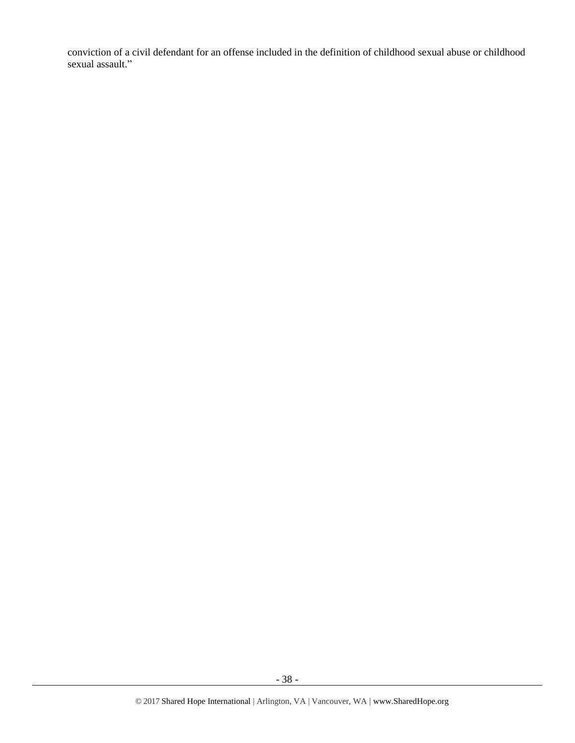conviction of a civil defendant for an offense included in the definition of childhood sexual abuse or childhood sexual assault."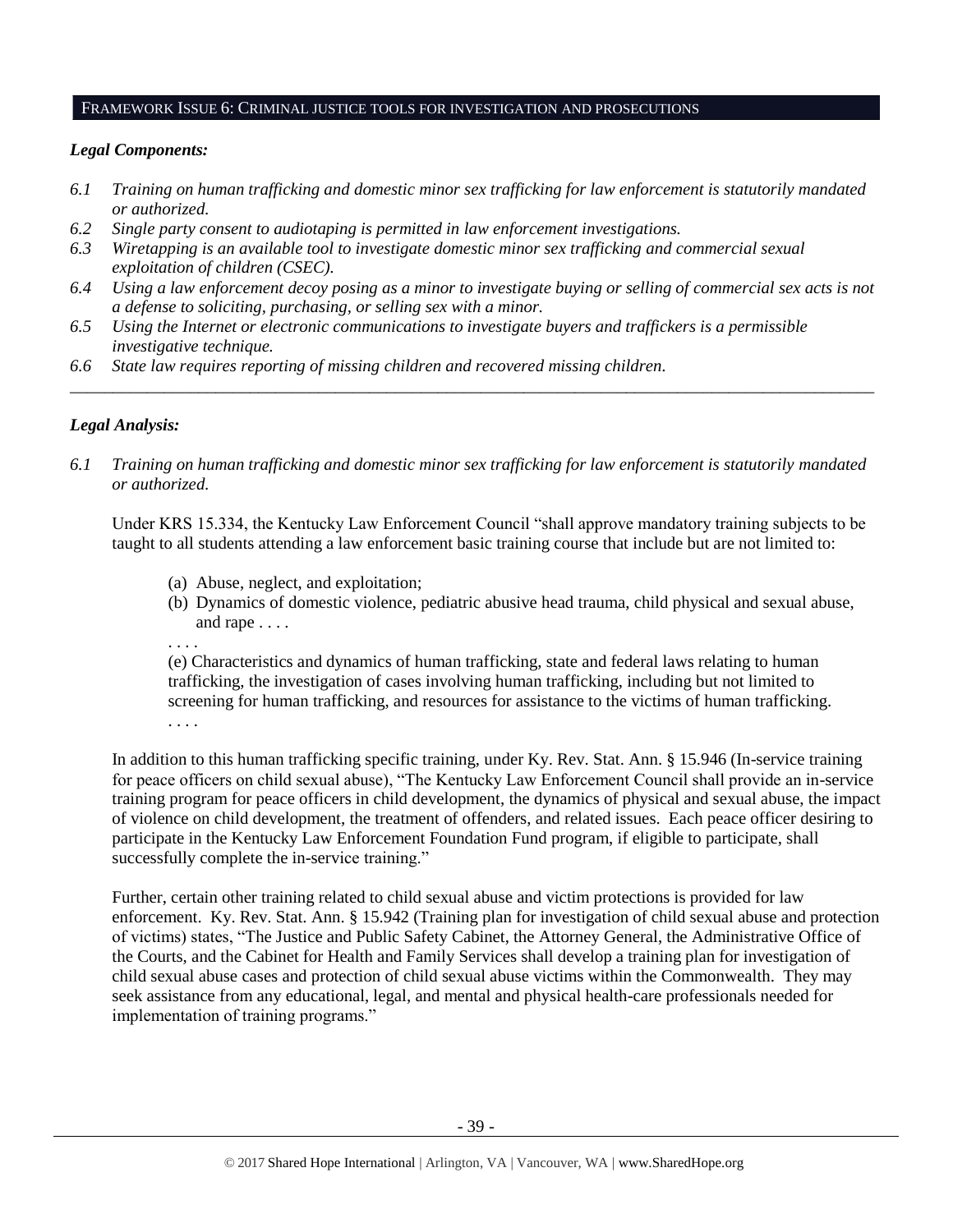## FRAMEWORK ISSUE 6: CRIMINAL JUSTICE TOOLS FOR INVESTIGATION AND PROSECUTIONS

### *Legal Components:*

- *6.1 Training on human trafficking and domestic minor sex trafficking for law enforcement is statutorily mandated or authorized.*
- *6.2 Single party consent to audiotaping is permitted in law enforcement investigations.*
- *6.3 Wiretapping is an available tool to investigate domestic minor sex trafficking and commercial sexual exploitation of children (CSEC).*
- *6.4 Using a law enforcement decoy posing as a minor to investigate buying or selling of commercial sex acts is not a defense to soliciting, purchasing, or selling sex with a minor.*
- *6.5 Using the Internet or electronic communications to investigate buyers and traffickers is a permissible investigative technique.*
- *6.6 State law requires reporting of missing children and recovered missing children.*

---

### *Legal Analysis:*

*6.1 Training on human trafficking and domestic minor sex trafficking for law enforcement is statutorily mandated or authorized.*

Under KRS 15.334, the Kentucky Law Enforcement Council "shall approve mandatory training subjects to be taught to all students attending a law enforcement basic training course that include but are not limited to:

(a) Abuse, neglect, and exploitation;
(b) Dynamics of domestic violence, pediatric abusive head trauma, child physical and sexual abuse, and rape . . . .
. . . .
(e) Characteristics and dynamics of human trafficking, state and federal laws relating to human trafficking, the investigation of cases involving human trafficking, including but not limited to screening for human trafficking, and resources for assistance to the victims of human trafficking.
. . . .

In addition to this human trafficking specific training, under Ky. Rev. Stat. Ann. § 15.946 (In-service training for peace officers on child sexual abuse), "The Kentucky Law Enforcement Council shall provide an in-service training program for peace officers in child development, the dynamics of physical and sexual abuse, the impact of violence on child development, the treatment of offenders, and related issues. Each peace officer desiring to participate in the Kentucky Law Enforcement Foundation Fund program, if eligible to participate, shall successfully complete the in-service training."

Further, certain other training related to child sexual abuse and victim protections is provided for law enforcement. Ky. Rev. Stat. Ann. § 15.942 (Training plan for investigation of child sexual abuse and protection of victims) states, "The Justice and Public Safety Cabinet, the Attorney General, the Administrative Office of the Courts, and the Cabinet for Health and Family Services shall develop a training plan for investigation of child sexual abuse cases and protection of child sexual abuse victims within the Commonwealth. They may seek assistance from any educational, legal, and mental and physical health-care professionals needed for implementation of training programs."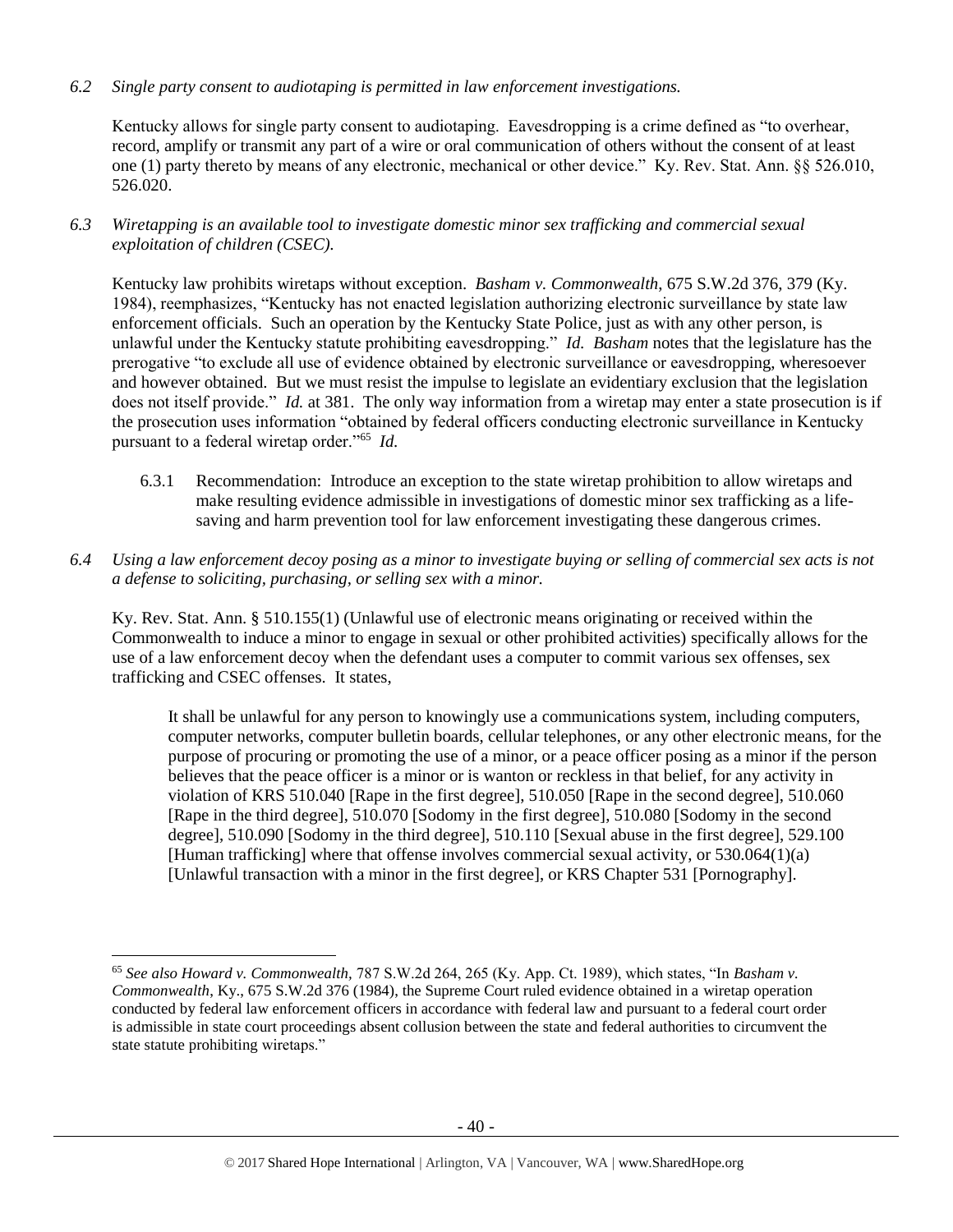*6.2 Single party consent to audiotaping is permitted in law enforcement investigations.*

Kentucky allows for single party consent to audiotaping. Eavesdropping is a crime defined as "to overhear, record, amplify or transmit any part of a wire or oral communication of others without the consent of at least one (1) party thereto by means of any electronic, mechanical or other device." Ky. Rev. Stat. Ann. §§ 526.010, 526.020.

*6.3 Wiretapping is an available tool to investigate domestic minor sex trafficking and commercial sexual exploitation of children (CSEC).*

Kentucky law prohibits wiretaps without exception. *Basham v. Commonwealth*, 675 S.W.2d 376, 379 (Ky. 1984), reemphasizes, "Kentucky has not enacted legislation authorizing electronic surveillance by state law enforcement officials. Such an operation by the Kentucky State Police, just as with any other person, is unlawful under the Kentucky statute prohibiting eavesdropping." *Id. Basham* notes that the legislature has the prerogative "to exclude all use of evidence obtained by electronic surveillance or eavesdropping, wheresoever and however obtained. But we must resist the impulse to legislate an evidentiary exclusion that the legislation does not itself provide." *Id.* at 381. The only way information from a wiretap may enter a state prosecution is if the prosecution uses information "obtained by federal officers conducting electronic surveillance in Kentucky pursuant to a federal wiretap order."[65] *Id.*

6.3.1 Recommendation: Introduce an exception to the state wiretap prohibition to allow wiretaps and make resulting evidence admissible in investigations of domestic minor sex trafficking as a life-saving and harm prevention tool for law enforcement investigating these dangerous crimes.

*6.4 Using a law enforcement decoy posing as a minor to investigate buying or selling of commercial sex acts is not a defense to soliciting, purchasing, or selling sex with a minor.*

Ky. Rev. Stat. Ann. § 510.155(1) (Unlawful use of electronic means originating or received within the Commonwealth to induce a minor to engage in sexual or other prohibited activities) specifically allows for the use of a law enforcement decoy when the defendant uses a computer to commit various sex offenses, sex trafficking and CSEC offenses. It states,

> It shall be unlawful for any person to knowingly use a communications system, including computers, computer networks, computer bulletin boards, cellular telephones, or any other electronic means, for the purpose of procuring or promoting the use of a minor, or a peace officer posing as a minor if the person believes that the peace officer is a minor or is wanton or reckless in that belief, for any activity in violation of KRS 510.040 [Rape in the first degree], 510.050 [Rape in the second degree], 510.060 [Rape in the third degree], 510.070 [Sodomy in the first degree], 510.080 [Sodomy in the second degree], 510.090 [Sodomy in the third degree], 510.110 [Sexual abuse in the first degree], 529.100 [Human trafficking] where that offense involves commercial sexual activity, or 530.064(1)(a) [Unlawful transaction with a minor in the first degree], or KRS Chapter 531 [Pornography].

---

[65] *See also Howard v. Commonwealth*, 787 S.W.2d 264, 265 (Ky. App. Ct. 1989), which states, "In *Basham v. Commonwealth*, Ky., 675 S.W.2d 376 (1984), the Supreme Court ruled evidence obtained in a wiretap operation conducted by federal law enforcement officers in accordance with federal law and pursuant to a federal court order is admissible in state court proceedings absent collusion between the state and federal authorities to circumvent the state statute prohibiting wiretaps."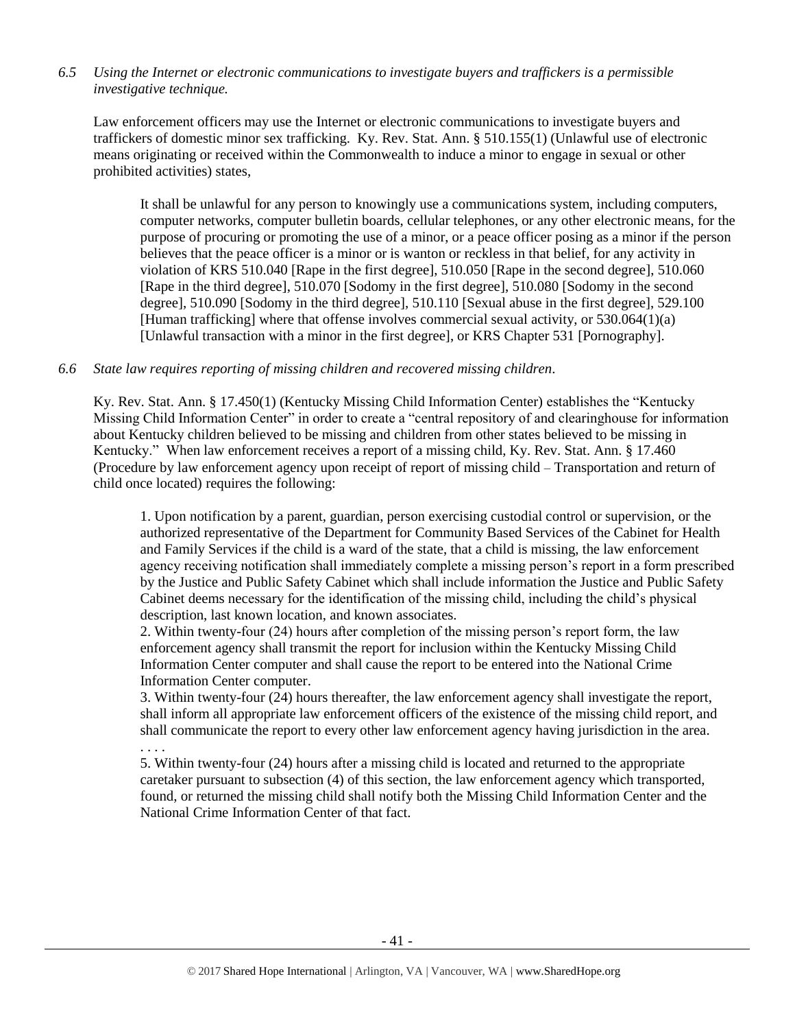*6.5 Using the Internet or electronic communications to investigate buyers and traffickers is a permissible investigative technique.*

Law enforcement officers may use the Internet or electronic communications to investigate buyers and traffickers of domestic minor sex trafficking. Ky. Rev. Stat. Ann. § 510.155(1) (Unlawful use of electronic means originating or received within the Commonwealth to induce a minor to engage in sexual or other prohibited activities) states,

> It shall be unlawful for any person to knowingly use a communications system, including computers, computer networks, computer bulletin boards, cellular telephones, or any other electronic means, for the purpose of procuring or promoting the use of a minor, or a peace officer posing as a minor if the person believes that the peace officer is a minor or is wanton or reckless in that belief, for any activity in violation of KRS 510.040 [Rape in the first degree], 510.050 [Rape in the second degree], 510.060 [Rape in the third degree], 510.070 [Sodomy in the first degree], 510.080 [Sodomy in the second degree], 510.090 [Sodomy in the third degree], 510.110 [Sexual abuse in the first degree], 529.100 [Human trafficking] where that offense involves commercial sexual activity, or 530.064(1)(a) [Unlawful transaction with a minor in the first degree], or KRS Chapter 531 [Pornography].

*6.6 State law requires reporting of missing children and recovered missing children.*

Ky. Rev. Stat. Ann. § 17.450(1) (Kentucky Missing Child Information Center) establishes the "Kentucky Missing Child Information Center" in order to create a "central repository of and clearinghouse for information about Kentucky children believed to be missing and children from other states believed to be missing in Kentucky." When law enforcement receives a report of a missing child, Ky. Rev. Stat. Ann. § 17.460 (Procedure by law enforcement agency upon receipt of report of missing child – Transportation and return of child once located) requires the following:

> 1. Upon notification by a parent, guardian, person exercising custodial control or supervision, or the authorized representative of the Department for Community Based Services of the Cabinet for Health and Family Services if the child is a ward of the state, that a child is missing, the law enforcement agency receiving notification shall immediately complete a missing person's report in a form prescribed by the Justice and Public Safety Cabinet which shall include information the Justice and Public Safety Cabinet deems necessary for the identification of the missing child, including the child's physical description, last known location, and known associates.
> 2. Within twenty-four (24) hours after completion of the missing person's report form, the law enforcement agency shall transmit the report for inclusion within the Kentucky Missing Child Information Center computer and shall cause the report to be entered into the National Crime Information Center computer.
> 3. Within twenty-four (24) hours thereafter, the law enforcement agency shall investigate the report, shall inform all appropriate law enforcement officers of the existence of the missing child report, and shall communicate the report to every other law enforcement agency having jurisdiction in the area.
> . . . .
> 5. Within twenty-four (24) hours after a missing child is located and returned to the appropriate caretaker pursuant to subsection (4) of this section, the law enforcement agency which transported, found, or returned the missing child shall notify both the Missing Child Information Center and the National Crime Information Center of that fact.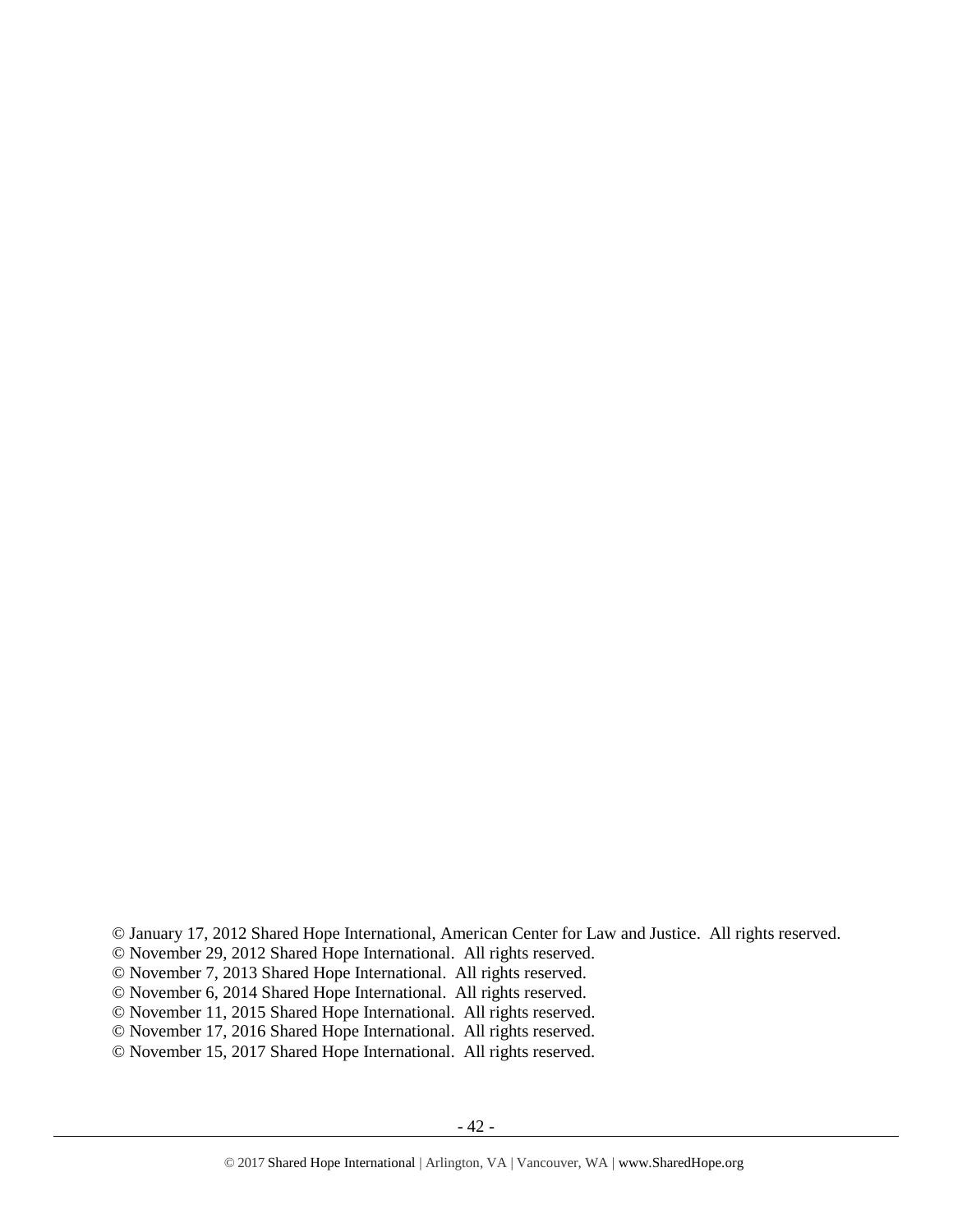© January 17, 2012 Shared Hope International, American Center for Law and Justice. All rights reserved.
© November 29, 2012 Shared Hope International. All rights reserved.
© November 7, 2013 Shared Hope International. All rights reserved.
© November 6, 2014 Shared Hope International. All rights reserved.
© November 11, 2015 Shared Hope International. All rights reserved.
© November 17, 2016 Shared Hope International. All rights reserved.
© November 15, 2017 Shared Hope International. All rights reserved.